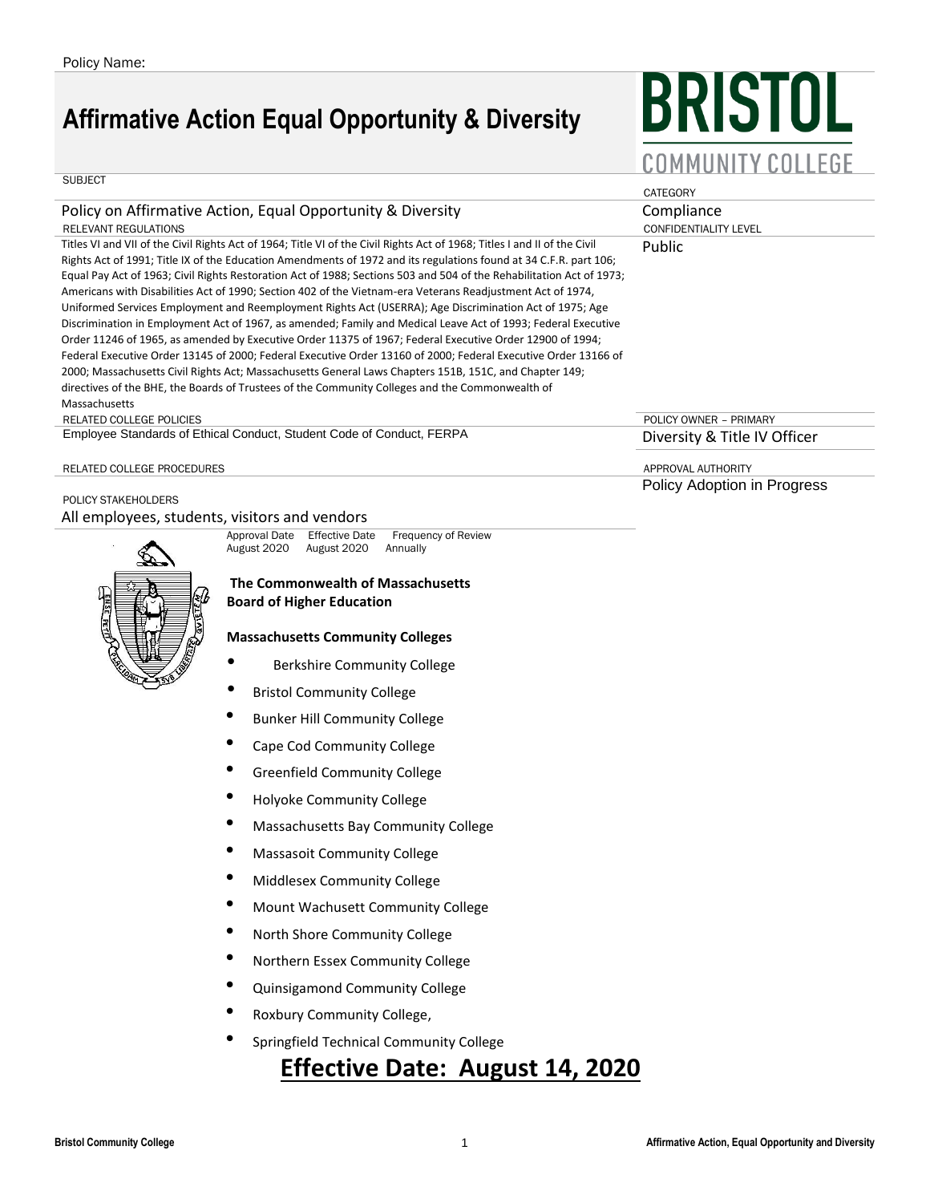Policy Name:

# Affirmative Action Equal Opportunity & Diversity

**BRISTOL**
COMMUNITY COLLEGE

SUBJECT

Policy on Affirmative Action, Equal Opportunity & Diversity

CATEGORY

Compliance

RELEVANT REGULATIONS

Titles VI and VII of the Civil Rights Act of 1964; Title VI of the Civil Rights Act of 1968; Titles I and II of the Civil Rights Act of 1991; Title IX of the Education Amendments of 1972 and its regulations found at 34 C.F.R. part 106; Equal Pay Act of 1963; Civil Rights Restoration Act of 1988; Sections 503 and 504 of the Rehabilitation Act of 1973; Americans with Disabilities Act of 1990; Section 402 of the Vietnam-era Veterans Readjustment Act of 1974, Uniformed Services Employment and Reemployment Rights Act (USERRA); Age Discrimination Act of 1975; Age Discrimination in Employment Act of 1967, as amended; Family and Medical Leave Act of 1993; Federal Executive Order 11246 of 1965, as amended by Executive Order 11375 of 1967; Federal Executive Order 12900 of 1994; Federal Executive Order 13145 of 2000; Federal Executive Order 13160 of 2000; Federal Executive Order 13166 of 2000; Massachusetts Civil Rights Act; Massachusetts General Laws Chapters 151B, 151C, and Chapter 149; directives of the BHE, the Boards of Trustees of the Community Colleges and the Commonwealth of Massachusetts

CONFIDENTIALITY LEVEL

Public

RELATED COLLEGE POLICIES

Employee Standards of Ethical Conduct, Student Code of Conduct, FERPA

POLICY OWNER – PRIMARY

Diversity & Title IV Officer

RELATED COLLEGE PROCEDURES

APPROVAL AUTHORITY

Policy Adoption in Progress

POLICY STAKEHOLDERS

All employees, students, visitors and vendors

| Approval Date | Effective Date | Frequency of Review |
|---|---|---|
| August 2020 | August 2020 | Annually |

**The Commonwealth of Massachusetts**
**Board of Higher Education**

**Massachusetts Community Colleges**

- Berkshire Community College
- Bristol Community College
- Bunker Hill Community College
- Cape Cod Community College
- Greenfield Community College
- Holyoke Community College
- Massachusetts Bay Community College
- Massasoit Community College
- Middlesex Community College
- Mount Wachusett Community College
- North Shore Community College
- Northern Essex Community College
- Quinsigamond Community College
- Roxbury Community College,
- Springfield Technical Community College

**Effective Date: August 14, 2020**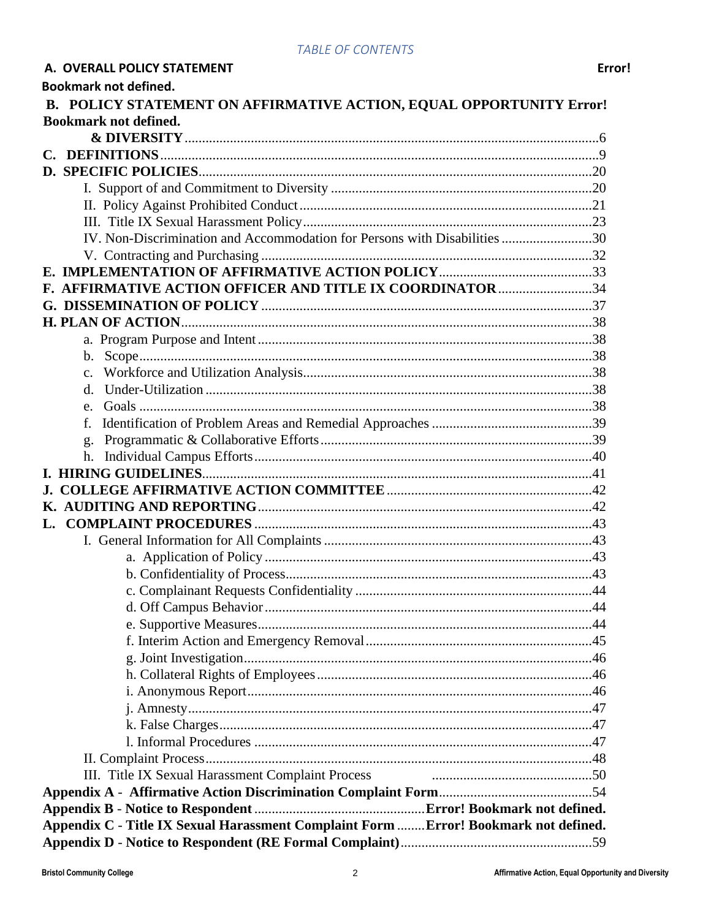*TABLE OF CONTENTS*

**A. OVERALL POLICY STATEMENT** **Error! Bookmark not defined.**

**B. POLICY STATEMENT ON AFFIRMATIVE ACTION, EQUAL OPPORTUNITY Error! Bookmark not defined.**
**& DIVERSITY** .....6

**C. DEFINITIONS** .....9

**D. SPECIFIC POLICIES** .....20

- I. Support of and Commitment to Diversity .....20
- II. Policy Against Prohibited Conduct .....21
- III. Title IX Sexual Harassment Policy .....23
- IV. Non-Discrimination and Accommodation for Persons with Disabilities .....30
- V. Contracting and Purchasing .....32

**E. IMPLEMENTATION OF AFFIRMATIVE ACTION POLICY** .....33

**F. AFFIRMATIVE ACTION OFFICER AND TITLE IX COORDINATOR** .....34

**G. DISSEMINATION OF POLICY** .....37

**H. PLAN OF ACTION** .....38

- a. Program Purpose and Intent .....38
- b. Scope .....38
- c. Workforce and Utilization Analysis .....38
- d. Under-Utilization .....38
- e. Goals .....38
- f. Identification of Problem Areas and Remedial Approaches .....39
- g. Programmatic & Collaborative Efforts .....39
- h. Individual Campus Efforts .....40

**I. HIRING GUIDELINES** .....41

**J. COLLEGE AFFIRMATIVE ACTION COMMITTEE** .....42

**K. AUDITING AND REPORTING** .....42

**L. COMPLAINT PROCEDURES** .....43

- I. General Information for All Complaints .....43
  - a. Application of Policy .....43
  - b. Confidentiality of Process .....43
  - c. Complainant Requests Confidentiality .....44
  - d. Off Campus Behavior .....44
  - e. Supportive Measures .....44
  - f. Interim Action and Emergency Removal .....45
  - g. Joint Investigation .....46
  - h. Collateral Rights of Employees .....46
  - i. Anonymous Report .....46
  - j. Amnesty .....47
  - k. False Charges .....47
  - l. Informal Procedures .....47
- II. Complaint Process .....48
- III. Title IX Sexual Harassment Complaint Process .....50

**Appendix A - Affirmative Action Discrimination Complaint Form** .....54

**Appendix B - Notice to Respondent** .....**Error! Bookmark not defined.**

**Appendix C - Title IX Sexual Harassment Complaint Form** .....**Error! Bookmark not defined.**

**Appendix D - Notice to Respondent (RE Formal Complaint)** .....59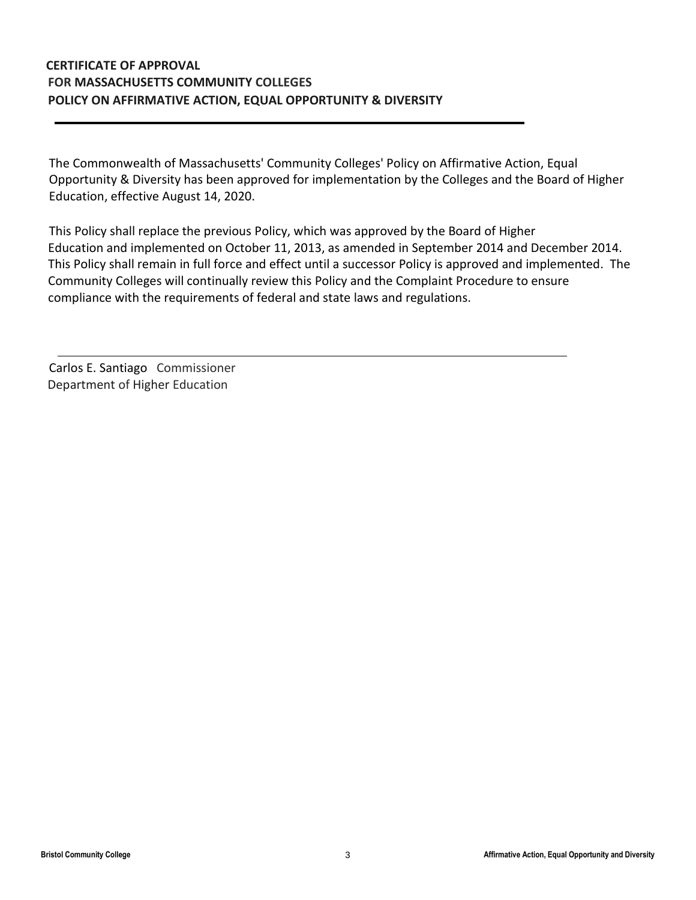**CERTIFICATE OF APPROVAL**
**FOR MASSACHUSETTS COMMUNITY COLLEGES**
**POLICY ON AFFIRMATIVE ACTION, EQUAL OPPORTUNITY & DIVERSITY**

---

The Commonwealth of Massachusetts' Community Colleges' Policy on Affirmative Action, Equal Opportunity & Diversity has been approved for implementation by the Colleges and the Board of Higher Education, effective August 14, 2020.

This Policy shall replace the previous Policy, which was approved by the Board of Higher Education and implemented on October 11, 2013, as amended in September 2014 and December 2014. This Policy shall remain in full force and effect until a successor Policy is approved and implemented. The Community Colleges will continually review this Policy and the Complaint Procedure to ensure compliance with the requirements of federal and state laws and regulations.

---

Carlos E. Santiago Commissioner
Department of Higher Education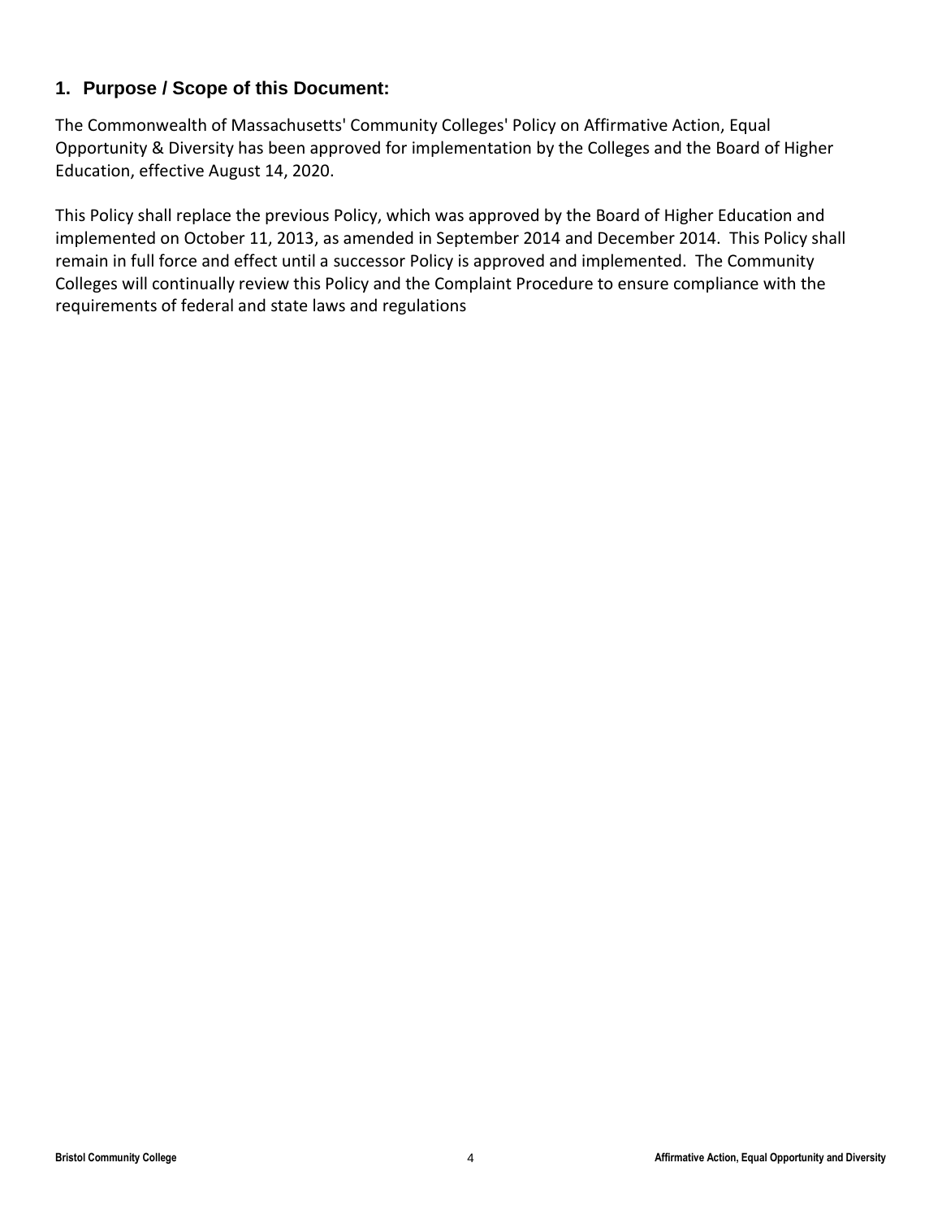## 1. Purpose / Scope of this Document:

The Commonwealth of Massachusetts' Community Colleges' Policy on Affirmative Action, Equal Opportunity & Diversity has been approved for implementation by the Colleges and the Board of Higher Education, effective August 14, 2020.

This Policy shall replace the previous Policy, which was approved by the Board of Higher Education and implemented on October 11, 2013, as amended in September 2014 and December 2014. This Policy shall remain in full force and effect until a successor Policy is approved and implemented. The Community Colleges will continually review this Policy and the Complaint Procedure to ensure compliance with the requirements of federal and state laws and regulations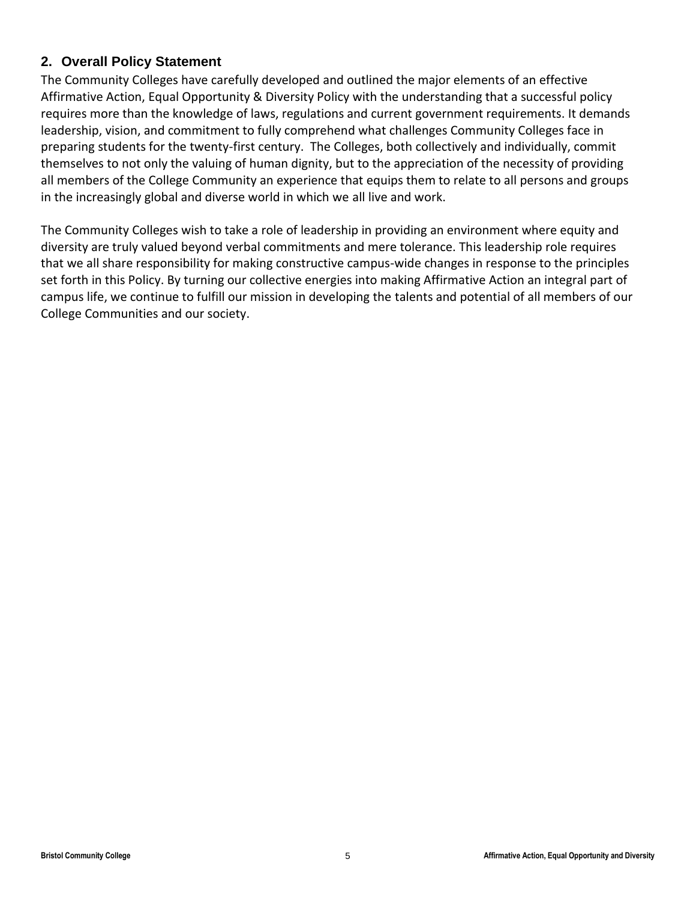## 2. Overall Policy Statement

The Community Colleges have carefully developed and outlined the major elements of an effective Affirmative Action, Equal Opportunity & Diversity Policy with the understanding that a successful policy requires more than the knowledge of laws, regulations and current government requirements. It demands leadership, vision, and commitment to fully comprehend what challenges Community Colleges face in preparing students for the twenty-first century. The Colleges, both collectively and individually, commit themselves to not only the valuing of human dignity, but to the appreciation of the necessity of providing all members of the College Community an experience that equips them to relate to all persons and groups in the increasingly global and diverse world in which we all live and work.

The Community Colleges wish to take a role of leadership in providing an environment where equity and diversity are truly valued beyond verbal commitments and mere tolerance. This leadership role requires that we all share responsibility for making constructive campus-wide changes in response to the principles set forth in this Policy. By turning our collective energies into making Affirmative Action an integral part of campus life, we continue to fulfill our mission in developing the talents and potential of all members of our College Communities and our society.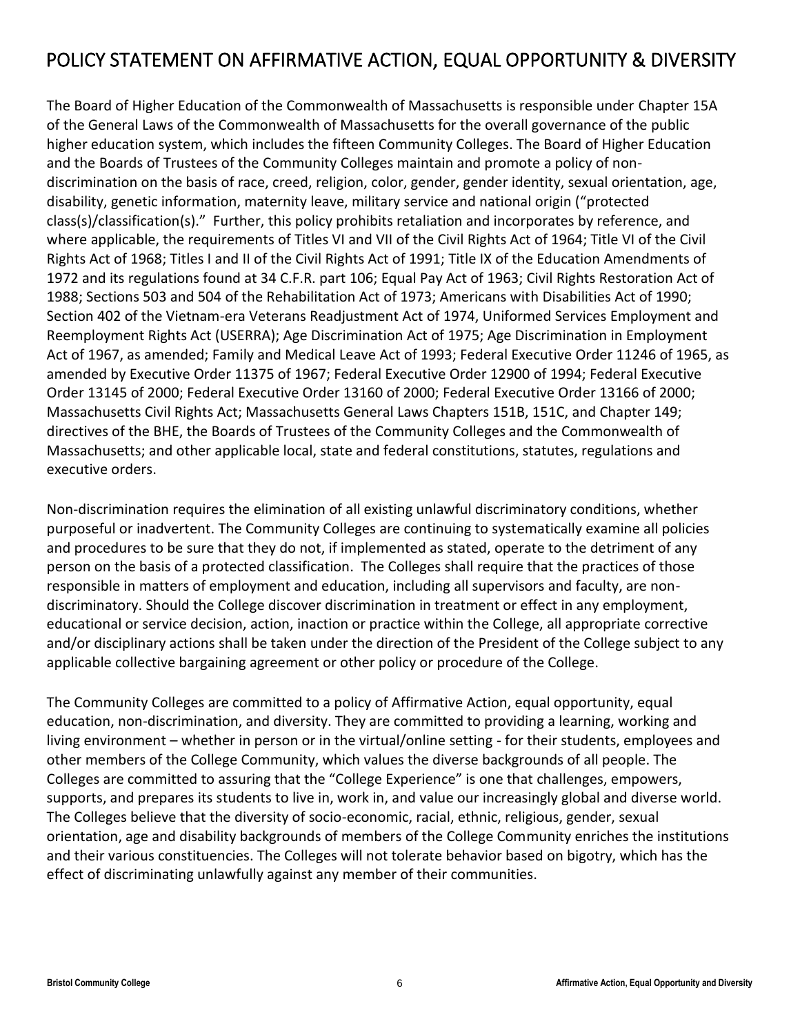## POLICY STATEMENT ON AFFIRMATIVE ACTION, EQUAL OPPORTUNITY & DIVERSITY

The Board of Higher Education of the Commonwealth of Massachusetts is responsible under Chapter 15A of the General Laws of the Commonwealth of Massachusetts for the overall governance of the public higher education system, which includes the fifteen Community Colleges. The Board of Higher Education and the Boards of Trustees of the Community Colleges maintain and promote a policy of non-discrimination on the basis of race, creed, religion, color, gender, gender identity, sexual orientation, age, disability, genetic information, maternity leave, military service and national origin ("protected class(s)/classification(s)." Further, this policy prohibits retaliation and incorporates by reference, and where applicable, the requirements of Titles VI and VII of the Civil Rights Act of 1964; Title VI of the Civil Rights Act of 1968; Titles I and II of the Civil Rights Act of 1991; Title IX of the Education Amendments of 1972 and its regulations found at 34 C.F.R. part 106; Equal Pay Act of 1963; Civil Rights Restoration Act of 1988; Sections 503 and 504 of the Rehabilitation Act of 1973; Americans with Disabilities Act of 1990; Section 402 of the Vietnam-era Veterans Readjustment Act of 1974, Uniformed Services Employment and Reemployment Rights Act (USERRA); Age Discrimination Act of 1975; Age Discrimination in Employment Act of 1967, as amended; Family and Medical Leave Act of 1993; Federal Executive Order 11246 of 1965, as amended by Executive Order 11375 of 1967; Federal Executive Order 12900 of 1994; Federal Executive Order 13145 of 2000; Federal Executive Order 13160 of 2000; Federal Executive Order 13166 of 2000; Massachusetts Civil Rights Act; Massachusetts General Laws Chapters 151B, 151C, and Chapter 149; directives of the BHE, the Boards of Trustees of the Community Colleges and the Commonwealth of Massachusetts; and other applicable local, state and federal constitutions, statutes, regulations and executive orders.

Non-discrimination requires the elimination of all existing unlawful discriminatory conditions, whether purposeful or inadvertent. The Community Colleges are continuing to systematically examine all policies and procedures to be sure that they do not, if implemented as stated, operate to the detriment of any person on the basis of a protected classification. The Colleges shall require that the practices of those responsible in matters of employment and education, including all supervisors and faculty, are non-discriminatory. Should the College discover discrimination in treatment or effect in any employment, educational or service decision, action, inaction or practice within the College, all appropriate corrective and/or disciplinary actions shall be taken under the direction of the President of the College subject to any applicable collective bargaining agreement or other policy or procedure of the College.

The Community Colleges are committed to a policy of Affirmative Action, equal opportunity, equal education, non-discrimination, and diversity. They are committed to providing a learning, working and living environment – whether in person or in the virtual/online setting - for their students, employees and other members of the College Community, which values the diverse backgrounds of all people. The Colleges are committed to assuring that the "College Experience" is one that challenges, empowers, supports, and prepares its students to live in, work in, and value our increasingly global and diverse world. The Colleges believe that the diversity of socio-economic, racial, ethnic, religious, gender, sexual orientation, age and disability backgrounds of members of the College Community enriches the institutions and their various constituencies. The Colleges will not tolerate behavior based on bigotry, which has the effect of discriminating unlawfully against any member of their communities.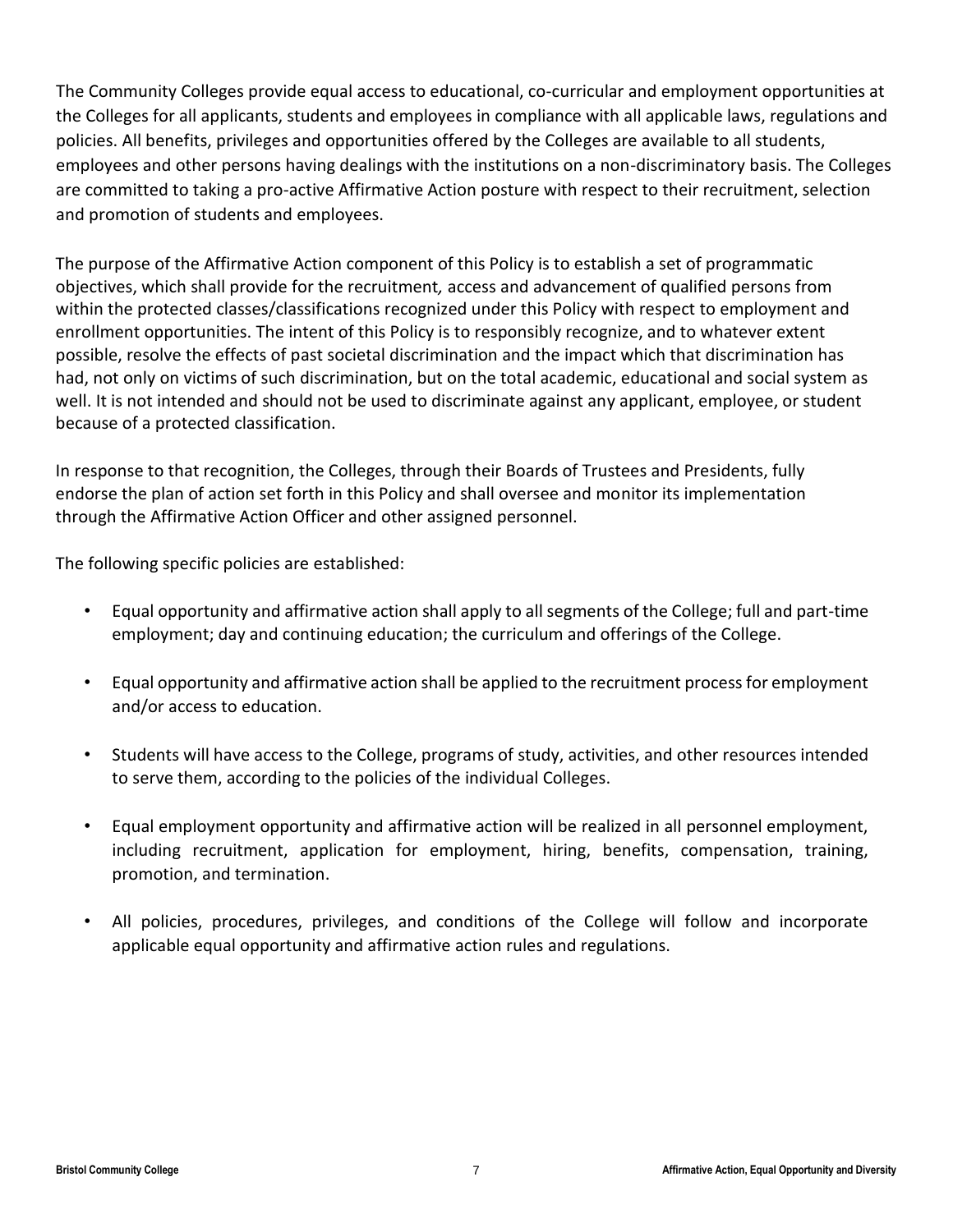The Community Colleges provide equal access to educational, co-curricular and employment opportunities at the Colleges for all applicants, students and employees in compliance with all applicable laws, regulations and policies. All benefits, privileges and opportunities offered by the Colleges are available to all students, employees and other persons having dealings with the institutions on a non-discriminatory basis. The Colleges are committed to taking a pro-active Affirmative Action posture with respect to their recruitment, selection and promotion of students and employees.

The purpose of the Affirmative Action component of this Policy is to establish a set of programmatic objectives, which shall provide for the recruitment, access and advancement of qualified persons from within the protected classes/classifications recognized under this Policy with respect to employment and enrollment opportunities. The intent of this Policy is to responsibly recognize, and to whatever extent possible, resolve the effects of past societal discrimination and the impact which that discrimination has had, not only on victims of such discrimination, but on the total academic, educational and social system as well. It is not intended and should not be used to discriminate against any applicant, employee, or student because of a protected classification.

In response to that recognition, the Colleges, through their Boards of Trustees and Presidents, fully endorse the plan of action set forth in this Policy and shall oversee and monitor its implementation through the Affirmative Action Officer and other assigned personnel.

The following specific policies are established:

- Equal opportunity and affirmative action shall apply to all segments of the College; full and part-time employment; day and continuing education; the curriculum and offerings of the College.
- Equal opportunity and affirmative action shall be applied to the recruitment process for employment and/or access to education.
- Students will have access to the College, programs of study, activities, and other resources intended to serve them, according to the policies of the individual Colleges.
- Equal employment opportunity and affirmative action will be realized in all personnel employment, including recruitment, application for employment, hiring, benefits, compensation, training, promotion, and termination.
- All policies, procedures, privileges, and conditions of the College will follow and incorporate applicable equal opportunity and affirmative action rules and regulations.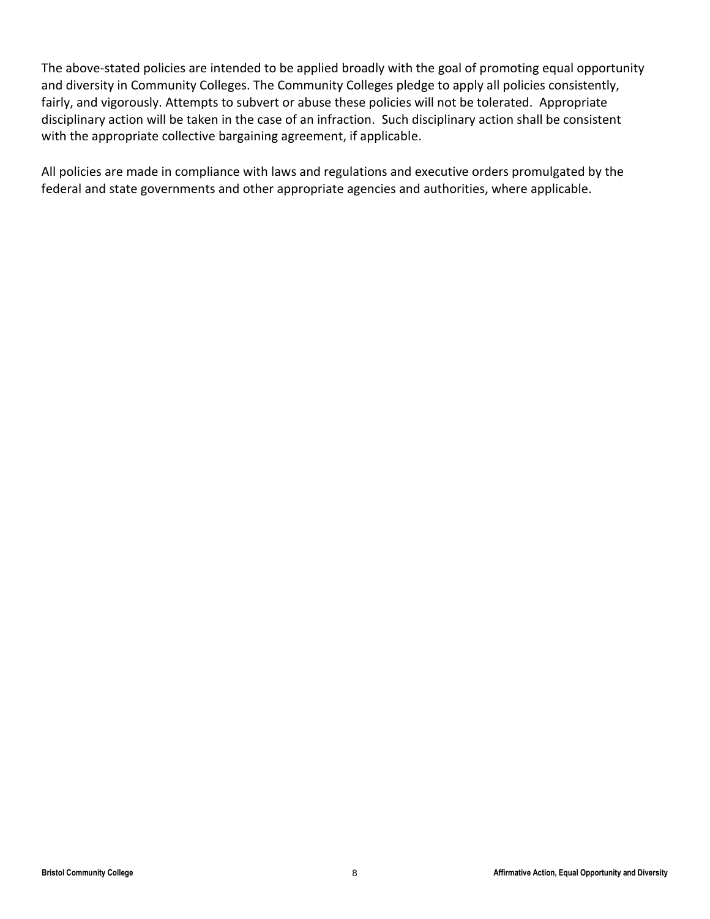The above-stated policies are intended to be applied broadly with the goal of promoting equal opportunity and diversity in Community Colleges. The Community Colleges pledge to apply all policies consistently, fairly, and vigorously. Attempts to subvert or abuse these policies will not be tolerated. Appropriate disciplinary action will be taken in the case of an infraction. Such disciplinary action shall be consistent with the appropriate collective bargaining agreement, if applicable.

All policies are made in compliance with laws and regulations and executive orders promulgated by the federal and state governments and other appropriate agencies and authorities, where applicable.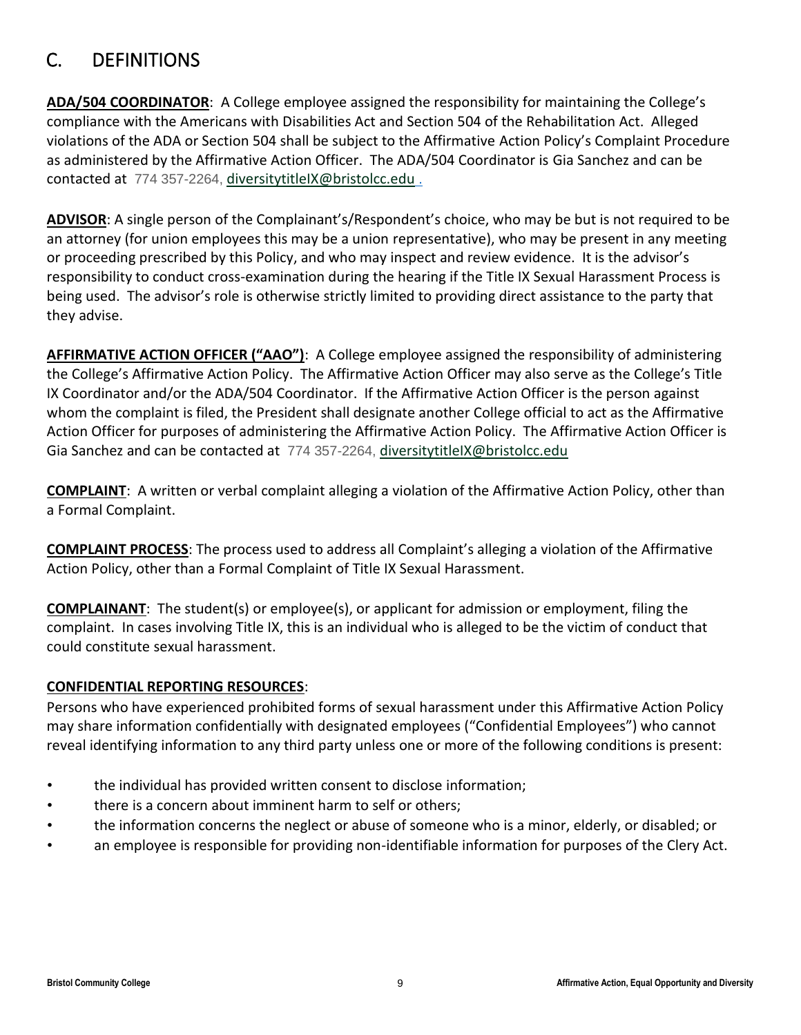## C. DEFINITIONS

**ADA/504 COORDINATOR**: A College employee assigned the responsibility for maintaining the College's compliance with the Americans with Disabilities Act and Section 504 of the Rehabilitation Act. Alleged violations of the ADA or Section 504 shall be subject to the Affirmative Action Policy's Complaint Procedure as administered by the Affirmative Action Officer. The ADA/504 Coordinator is Gia Sanchez and can be contacted at 774 357-2264, diversitytitleIX@bristolcc.edu .

**ADVISOR**: A single person of the Complainant's/Respondent's choice, who may be but is not required to be an attorney (for union employees this may be a union representative), who may be present in any meeting or proceeding prescribed by this Policy, and who may inspect and review evidence. It is the advisor's responsibility to conduct cross-examination during the hearing if the Title IX Sexual Harassment Process is being used. The advisor's role is otherwise strictly limited to providing direct assistance to the party that they advise.

**AFFIRMATIVE ACTION OFFICER ("AAO")**: A College employee assigned the responsibility of administering the College's Affirmative Action Policy. The Affirmative Action Officer may also serve as the College's Title IX Coordinator and/or the ADA/504 Coordinator. If the Affirmative Action Officer is the person against whom the complaint is filed, the President shall designate another College official to act as the Affirmative Action Officer for purposes of administering the Affirmative Action Policy. The Affirmative Action Officer is Gia Sanchez and can be contacted at 774 357-2264, diversitytitleIX@bristolcc.edu

**COMPLAINT**: A written or verbal complaint alleging a violation of the Affirmative Action Policy, other than a Formal Complaint.

**COMPLAINT PROCESS**: The process used to address all Complaint's alleging a violation of the Affirmative Action Policy, other than a Formal Complaint of Title IX Sexual Harassment.

**COMPLAINANT**: The student(s) or employee(s), or applicant for admission or employment, filing the complaint. In cases involving Title IX, this is an individual who is alleged to be the victim of conduct that could constitute sexual harassment.

**CONFIDENTIAL REPORTING RESOURCES**:

Persons who have experienced prohibited forms of sexual harassment under this Affirmative Action Policy may share information confidentially with designated employees ("Confidential Employees") who cannot reveal identifying information to any third party unless one or more of the following conditions is present:

- the individual has provided written consent to disclose information;
- there is a concern about imminent harm to self or others;
- the information concerns the neglect or abuse of someone who is a minor, elderly, or disabled; or
- an employee is responsible for providing non-identifiable information for purposes of the Clery Act.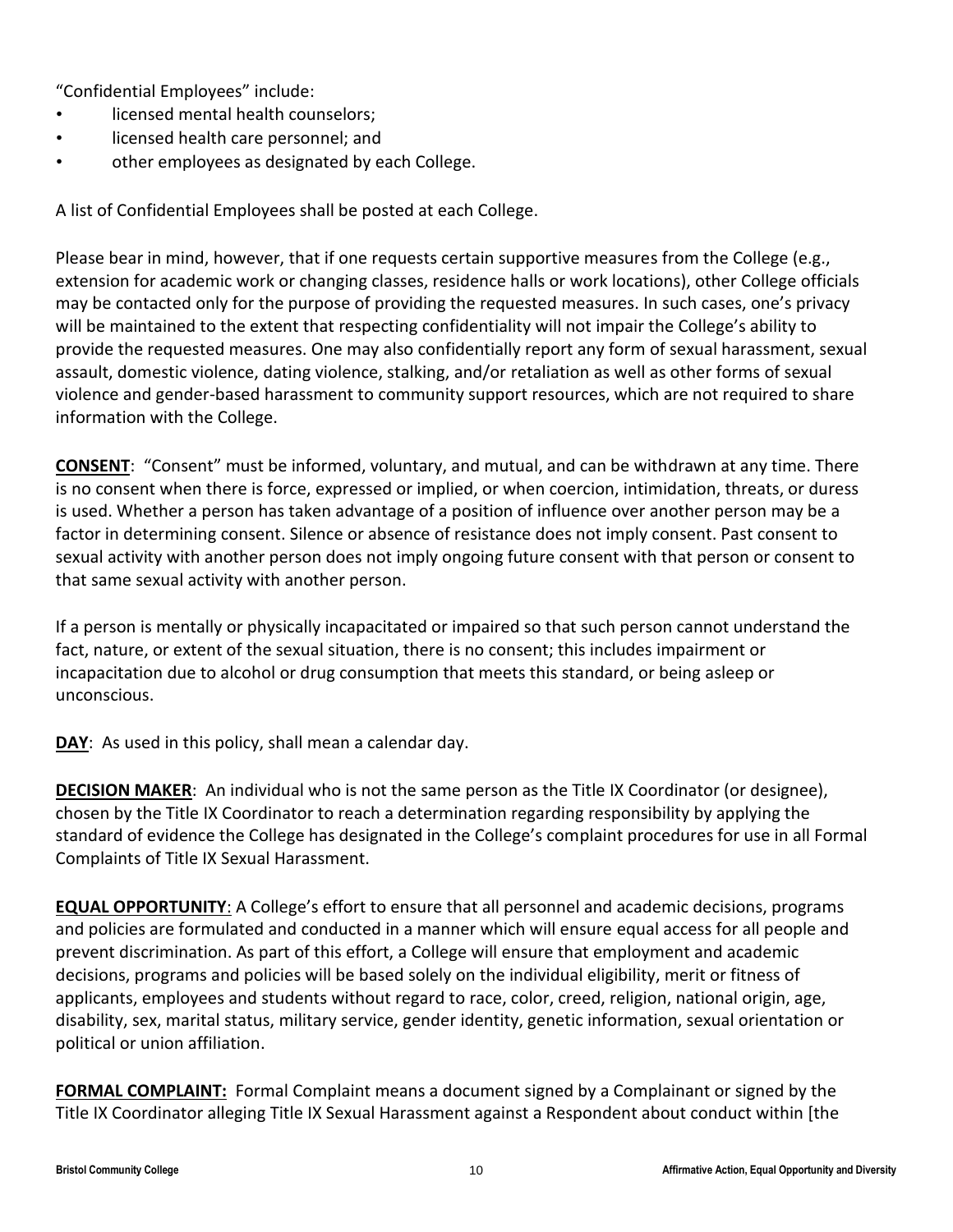"Confidential Employees" include:

- licensed mental health counselors;
- licensed health care personnel; and
- other employees as designated by each College.

A list of Confidential Employees shall be posted at each College.

Please bear in mind, however, that if one requests certain supportive measures from the College (e.g., extension for academic work or changing classes, residence halls or work locations), other College officials may be contacted only for the purpose of providing the requested measures. In such cases, one's privacy will be maintained to the extent that respecting confidentiality will not impair the College's ability to provide the requested measures. One may also confidentially report any form of sexual harassment, sexual assault, domestic violence, dating violence, stalking, and/or retaliation as well as other forms of sexual violence and gender-based harassment to community support resources, which are not required to share information with the College.

**CONSENT**: "Consent" must be informed, voluntary, and mutual, and can be withdrawn at any time. There is no consent when there is force, expressed or implied, or when coercion, intimidation, threats, or duress is used. Whether a person has taken advantage of a position of influence over another person may be a factor in determining consent. Silence or absence of resistance does not imply consent. Past consent to sexual activity with another person does not imply ongoing future consent with that person or consent to that same sexual activity with another person.

If a person is mentally or physically incapacitated or impaired so that such person cannot understand the fact, nature, or extent of the sexual situation, there is no consent; this includes impairment or incapacitation due to alcohol or drug consumption that meets this standard, or being asleep or unconscious.

**DAY**: As used in this policy, shall mean a calendar day.

**DECISION MAKER**: An individual who is not the same person as the Title IX Coordinator (or designee), chosen by the Title IX Coordinator to reach a determination regarding responsibility by applying the standard of evidence the College has designated in the College's complaint procedures for use in all Formal Complaints of Title IX Sexual Harassment.

**EQUAL OPPORTUNITY**: A College's effort to ensure that all personnel and academic decisions, programs and policies are formulated and conducted in a manner which will ensure equal access for all people and prevent discrimination. As part of this effort, a College will ensure that employment and academic decisions, programs and policies will be based solely on the individual eligibility, merit or fitness of applicants, employees and students without regard to race, color, creed, religion, national origin, age, disability, sex, marital status, military service, gender identity, genetic information, sexual orientation or political or union affiliation.

**FORMAL COMPLAINT:** Formal Complaint means a document signed by a Complainant or signed by the Title IX Coordinator alleging Title IX Sexual Harassment against a Respondent about conduct within [the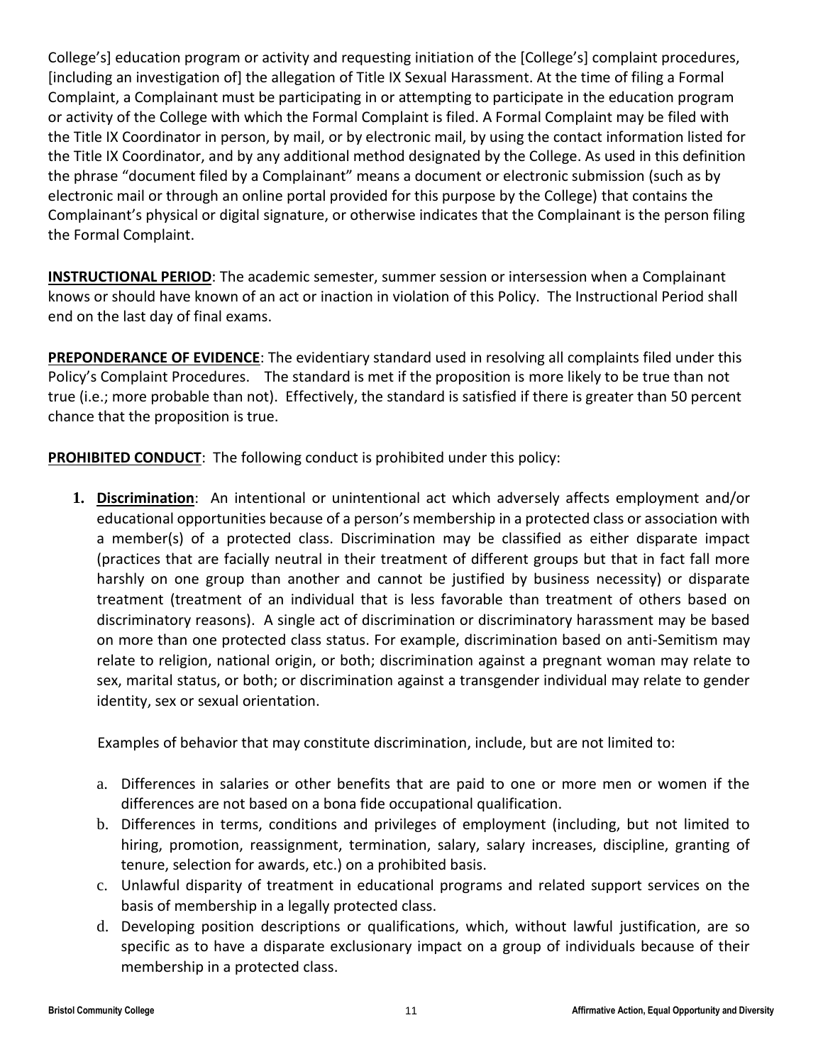College's] education program or activity and requesting initiation of the [College's] complaint procedures, [including an investigation of] the allegation of Title IX Sexual Harassment. At the time of filing a Formal Complaint, a Complainant must be participating in or attempting to participate in the education program or activity of the College with which the Formal Complaint is filed. A Formal Complaint may be filed with the Title IX Coordinator in person, by mail, or by electronic mail, by using the contact information listed for the Title IX Coordinator, and by any additional method designated by the College. As used in this definition the phrase "document filed by a Complainant" means a document or electronic submission (such as by electronic mail or through an online portal provided for this purpose by the College) that contains the Complainant's physical or digital signature, or otherwise indicates that the Complainant is the person filing the Formal Complaint.

**INSTRUCTIONAL PERIOD**: The academic semester, summer session or intersession when a Complainant knows or should have known of an act or inaction in violation of this Policy. The Instructional Period shall end on the last day of final exams.

**PREPONDERANCE OF EVIDENCE**: The evidentiary standard used in resolving all complaints filed under this Policy's Complaint Procedures. The standard is met if the proposition is more likely to be true than not true (i.e.; more probable than not). Effectively, the standard is satisfied if there is greater than 50 percent chance that the proposition is true.

**PROHIBITED CONDUCT**: The following conduct is prohibited under this policy:

1. **Discrimination**: An intentional or unintentional act which adversely affects employment and/or educational opportunities because of a person's membership in a protected class or association with a member(s) of a protected class. Discrimination may be classified as either disparate impact (practices that are facially neutral in their treatment of different groups but that in fact fall more harshly on one group than another and cannot be justified by business necessity) or disparate treatment (treatment of an individual that is less favorable than treatment of others based on discriminatory reasons). A single act of discrimination or discriminatory harassment may be based on more than one protected class status. For example, discrimination based on anti-Semitism may relate to religion, national origin, or both; discrimination against a pregnant woman may relate to sex, marital status, or both; or discrimination against a transgender individual may relate to gender identity, sex or sexual orientation.

   Examples of behavior that may constitute discrimination, include, but are not limited to:

   a. Differences in salaries or other benefits that are paid to one or more men or women if the differences are not based on a bona fide occupational qualification.
   b. Differences in terms, conditions and privileges of employment (including, but not limited to hiring, promotion, reassignment, termination, salary, salary increases, discipline, granting of tenure, selection for awards, etc.) on a prohibited basis.
   c. Unlawful disparity of treatment in educational programs and related support services on the basis of membership in a legally protected class.
   d. Developing position descriptions or qualifications, which, without lawful justification, are so specific as to have a disparate exclusionary impact on a group of individuals because of their membership in a protected class.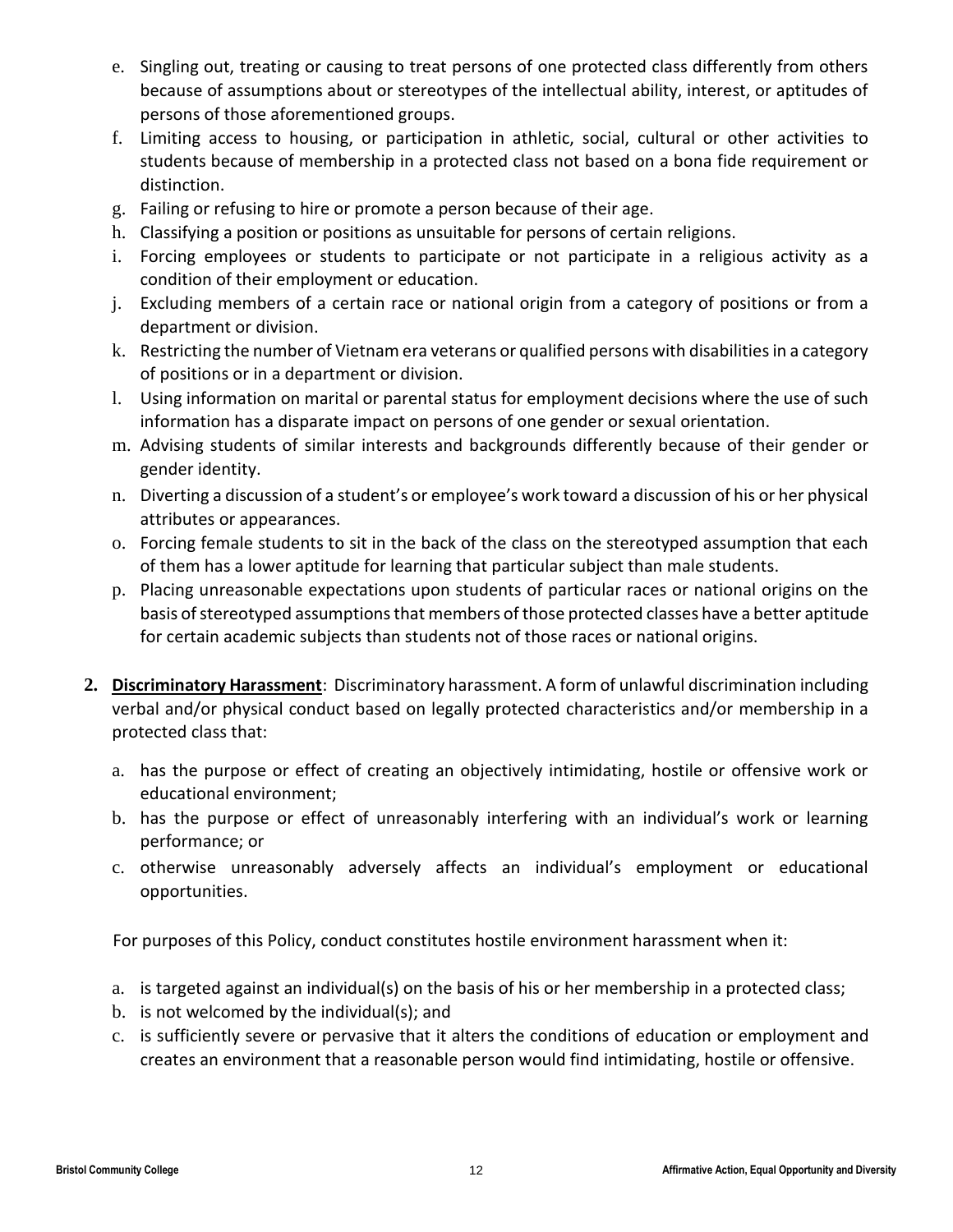e. Singling out, treating or causing to treat persons of one protected class differently from others because of assumptions about or stereotypes of the intellectual ability, interest, or aptitudes of persons of those aforementioned groups.
f. Limiting access to housing, or participation in athletic, social, cultural or other activities to students because of membership in a protected class not based on a bona fide requirement or distinction.
g. Failing or refusing to hire or promote a person because of their age.
h. Classifying a position or positions as unsuitable for persons of certain religions.
i. Forcing employees or students to participate or not participate in a religious activity as a condition of their employment or education.
j. Excluding members of a certain race or national origin from a category of positions or from a department or division.
k. Restricting the number of Vietnam era veterans or qualified persons with disabilities in a category of positions or in a department or division.
l. Using information on marital or parental status for employment decisions where the use of such information has a disparate impact on persons of one gender or sexual orientation.
m. Advising students of similar interests and backgrounds differently because of their gender or gender identity.
n. Diverting a discussion of a student's or employee's work toward a discussion of his or her physical attributes or appearances.
o. Forcing female students to sit in the back of the class on the stereotyped assumption that each of them has a lower aptitude for learning that particular subject than male students.
p. Placing unreasonable expectations upon students of particular races or national origins on the basis of stereotyped assumptions that members of those protected classes have a better aptitude for certain academic subjects than students not of those races or national origins.

2. **Discriminatory Harassment**: Discriminatory harassment. A form of unlawful discrimination including verbal and/or physical conduct based on legally protected characteristics and/or membership in a protected class that:

   a. has the purpose or effect of creating an objectively intimidating, hostile or offensive work or educational environment;
   b. has the purpose or effect of unreasonably interfering with an individual's work or learning performance; or
   c. otherwise unreasonably adversely affects an individual's employment or educational opportunities.

   For purposes of this Policy, conduct constitutes hostile environment harassment when it:

   a. is targeted against an individual(s) on the basis of his or her membership in a protected class;
   b. is not welcomed by the individual(s); and
   c. is sufficiently severe or pervasive that it alters the conditions of education or employment and creates an environment that a reasonable person would find intimidating, hostile or offensive.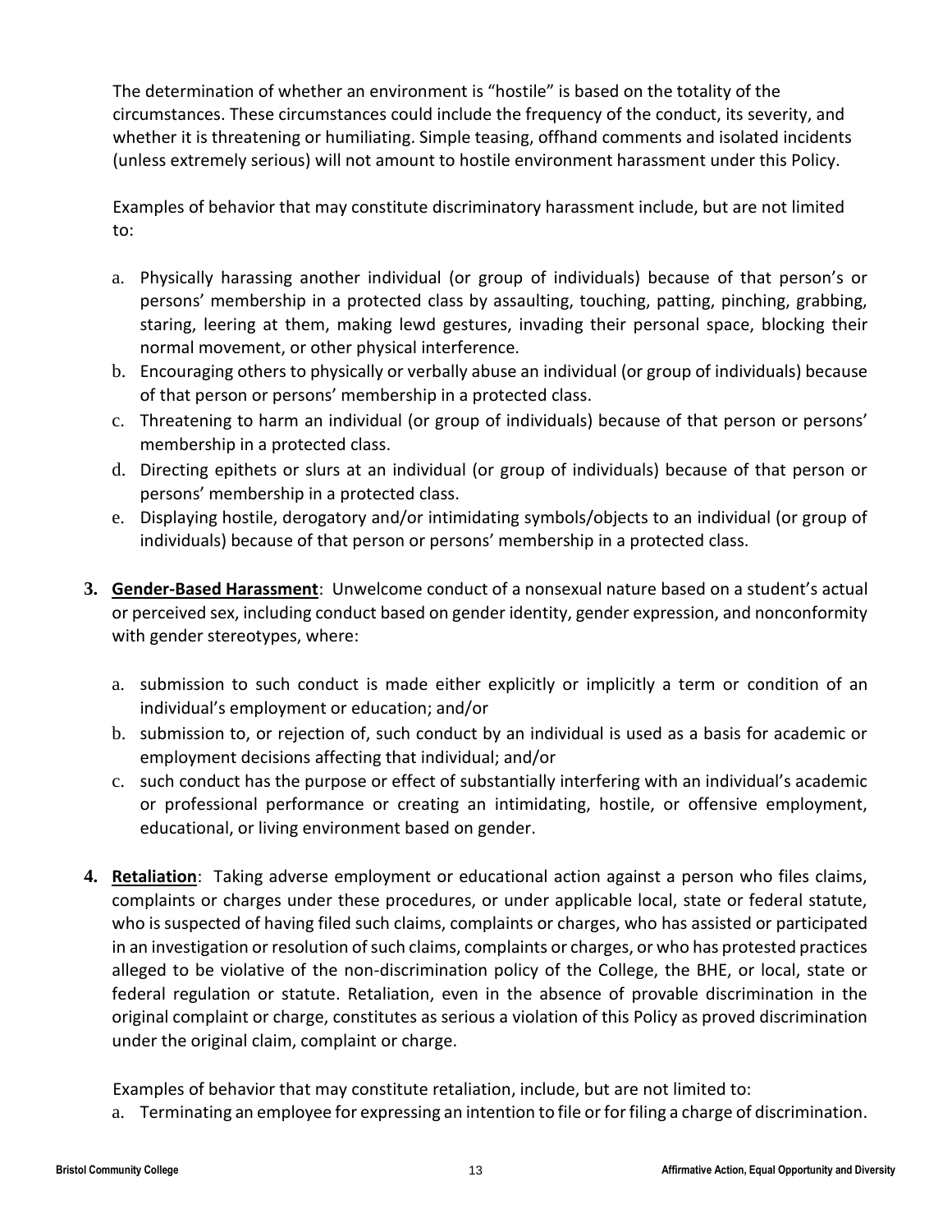The determination of whether an environment is "hostile" is based on the totality of the circumstances. These circumstances could include the frequency of the conduct, its severity, and whether it is threatening or humiliating. Simple teasing, offhand comments and isolated incidents (unless extremely serious) will not amount to hostile environment harassment under this Policy.

Examples of behavior that may constitute discriminatory harassment include, but are not limited to:

a. Physically harassing another individual (or group of individuals) because of that person's or persons' membership in a protected class by assaulting, touching, patting, pinching, grabbing, staring, leering at them, making lewd gestures, invading their personal space, blocking their normal movement, or other physical interference.
b. Encouraging others to physically or verbally abuse an individual (or group of individuals) because of that person or persons' membership in a protected class.
c. Threatening to harm an individual (or group of individuals) because of that person or persons' membership in a protected class.
d. Directing epithets or slurs at an individual (or group of individuals) because of that person or persons' membership in a protected class.
e. Displaying hostile, derogatory and/or intimidating symbols/objects to an individual (or group of individuals) because of that person or persons' membership in a protected class.

**3. Gender-Based Harassment**: Unwelcome conduct of a nonsexual nature based on a student's actual or perceived sex, including conduct based on gender identity, gender expression, and nonconformity with gender stereotypes, where:

a. submission to such conduct is made either explicitly or implicitly a term or condition of an individual's employment or education; and/or
b. submission to, or rejection of, such conduct by an individual is used as a basis for academic or employment decisions affecting that individual; and/or
c. such conduct has the purpose or effect of substantially interfering with an individual's academic or professional performance or creating an intimidating, hostile, or offensive employment, educational, or living environment based on gender.

**4. Retaliation**: Taking adverse employment or educational action against a person who files claims, complaints or charges under these procedures, or under applicable local, state or federal statute, who is suspected of having filed such claims, complaints or charges, who has assisted or participated in an investigation or resolution of such claims, complaints or charges, or who has protested practices alleged to be violative of the non-discrimination policy of the College, the BHE, or local, state or federal regulation or statute. Retaliation, even in the absence of provable discrimination in the original complaint or charge, constitutes as serious a violation of this Policy as proved discrimination under the original claim, complaint or charge.

Examples of behavior that may constitute retaliation, include, but are not limited to:

a. Terminating an employee for expressing an intention to file or for filing a charge of discrimination.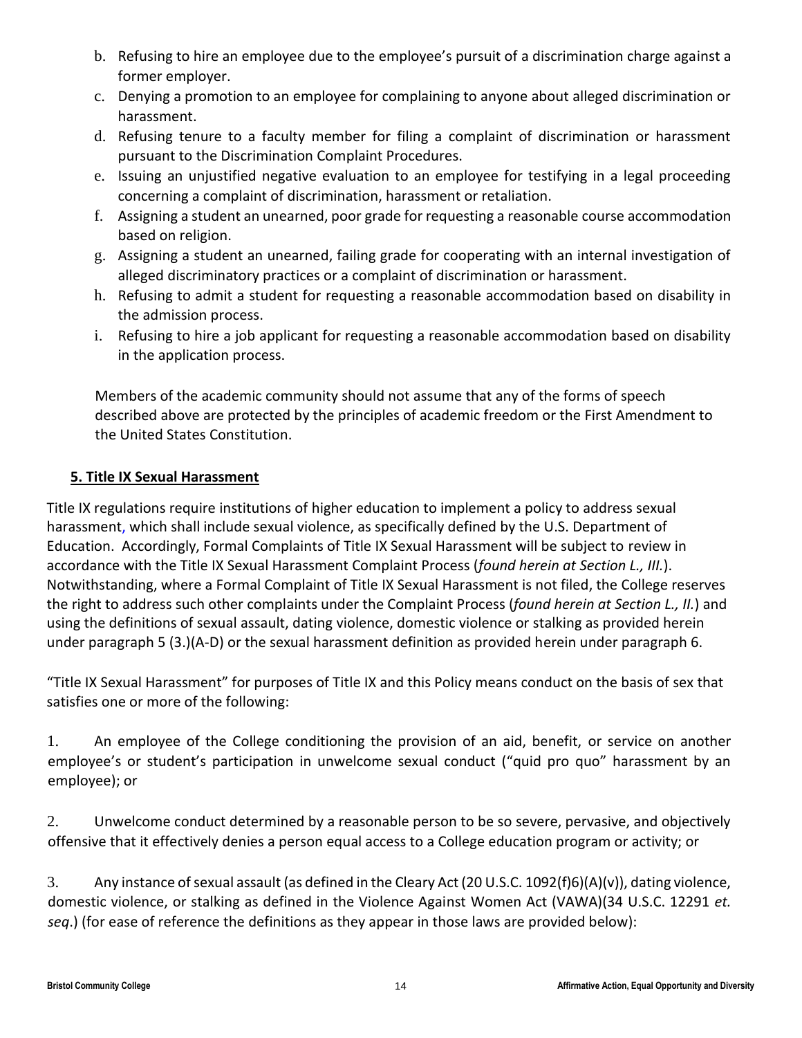b. Refusing to hire an employee due to the employee's pursuit of a discrimination charge against a former employer.
c. Denying a promotion to an employee for complaining to anyone about alleged discrimination or harassment.
d. Refusing tenure to a faculty member for filing a complaint of discrimination or harassment pursuant to the Discrimination Complaint Procedures.
e. Issuing an unjustified negative evaluation to an employee for testifying in a legal proceeding concerning a complaint of discrimination, harassment or retaliation.
f. Assigning a student an unearned, poor grade for requesting a reasonable course accommodation based on religion.
g. Assigning a student an unearned, failing grade for cooperating with an internal investigation of alleged discriminatory practices or a complaint of discrimination or harassment.
h. Refusing to admit a student for requesting a reasonable accommodation based on disability in the admission process.
i. Refusing to hire a job applicant for requesting a reasonable accommodation based on disability in the application process.

Members of the academic community should not assume that any of the forms of speech described above are protected by the principles of academic freedom or the First Amendment to the United States Constitution.

### 5. Title IX Sexual Harassment

Title IX regulations require institutions of higher education to implement a policy to address sexual harassment, which shall include sexual violence, as specifically defined by the U.S. Department of Education. Accordingly, Formal Complaints of Title IX Sexual Harassment will be subject to review in accordance with the Title IX Sexual Harassment Complaint Process (*found herein at Section L., III.*). Notwithstanding, where a Formal Complaint of Title IX Sexual Harassment is not filed, the College reserves the right to address such other complaints under the Complaint Process (*found herein at Section L., II.*) and using the definitions of sexual assault, dating violence, domestic violence or stalking as provided herein under paragraph 5 (3.)(A-D) or the sexual harassment definition as provided herein under paragraph 6.

"Title IX Sexual Harassment" for purposes of Title IX and this Policy means conduct on the basis of sex that satisfies one or more of the following:

1. An employee of the College conditioning the provision of an aid, benefit, or service on another employee's or student's participation in unwelcome sexual conduct ("quid pro quo" harassment by an employee); or

2. Unwelcome conduct determined by a reasonable person to be so severe, pervasive, and objectively offensive that it effectively denies a person equal access to a College education program or activity; or

3. Any instance of sexual assault (as defined in the Cleary Act (20 U.S.C. 1092(f)6)(A)(v)), dating violence, domestic violence, or stalking as defined in the Violence Against Women Act (VAWA)(34 U.S.C. 12291 *et. seq*.) (for ease of reference the definitions as they appear in those laws are provided below):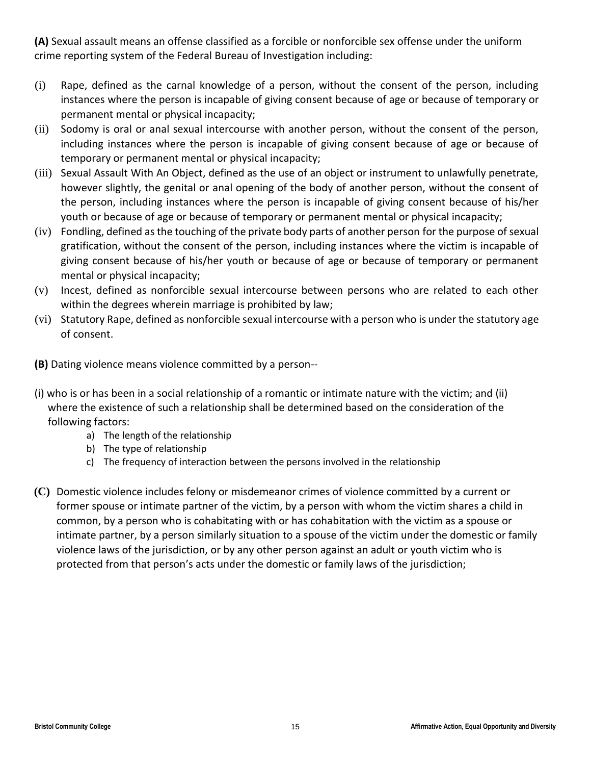**(A)** Sexual assault means an offense classified as a forcible or nonforcible sex offense under the uniform crime reporting system of the Federal Bureau of Investigation including:

(i) Rape, defined as the carnal knowledge of a person, without the consent of the person, including instances where the person is incapable of giving consent because of age or because of temporary or permanent mental or physical incapacity;

(ii) Sodomy is oral or anal sexual intercourse with another person, without the consent of the person, including instances where the person is incapable of giving consent because of age or because of temporary or permanent mental or physical incapacity;

(iii) Sexual Assault With An Object, defined as the use of an object or instrument to unlawfully penetrate, however slightly, the genital or anal opening of the body of another person, without the consent of the person, including instances where the person is incapable of giving consent because of his/her youth or because of age or because of temporary or permanent mental or physical incapacity;

(iv) Fondling, defined as the touching of the private body parts of another person for the purpose of sexual gratification, without the consent of the person, including instances where the victim is incapable of giving consent because of his/her youth or because of age or because of temporary or permanent mental or physical incapacity;

(v) Incest, defined as nonforcible sexual intercourse between persons who are related to each other within the degrees wherein marriage is prohibited by law;

(vi) Statutory Rape, defined as nonforcible sexual intercourse with a person who is under the statutory age of consent.

**(B)** Dating violence means violence committed by a person--

(i) who is or has been in a social relationship of a romantic or intimate nature with the victim; and (ii) where the existence of such a relationship shall be determined based on the consideration of the following factors:

a) The length of the relationship
b) The type of relationship
c) The frequency of interaction between the persons involved in the relationship

**(C)** Domestic violence includes felony or misdemeanor crimes of violence committed by a current or former spouse or intimate partner of the victim, by a person with whom the victim shares a child in common, by a person who is cohabitating with or has cohabitation with the victim as a spouse or intimate partner, by a person similarly situation to a spouse of the victim under the domestic or family violence laws of the jurisdiction, or by any other person against an adult or youth victim who is protected from that person's acts under the domestic or family laws of the jurisdiction;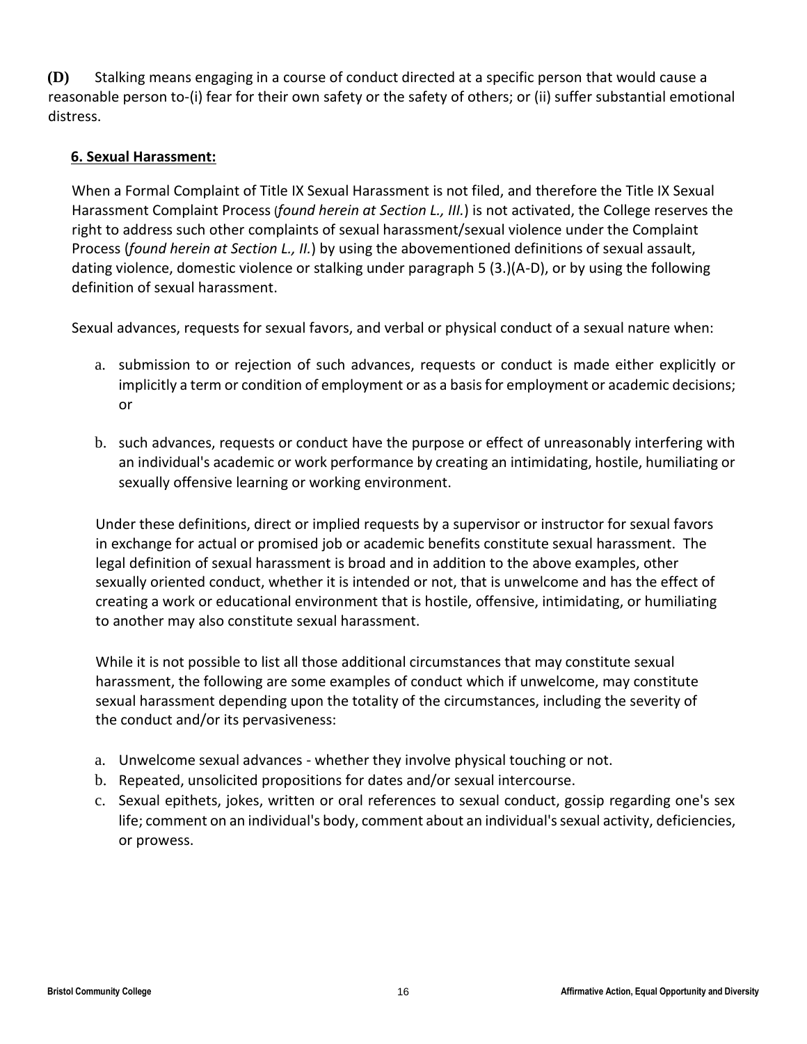**(D)** Stalking means engaging in a course of conduct directed at a specific person that would cause a reasonable person to-(i) fear for their own safety or the safety of others; or (ii) suffer substantial emotional distress.

**6. Sexual Harassment:**

When a Formal Complaint of Title IX Sexual Harassment is not filed, and therefore the Title IX Sexual Harassment Complaint Process (*found herein at Section L., III.*) is not activated, the College reserves the right to address such other complaints of sexual harassment/sexual violence under the Complaint Process (*found herein at Section L., II.*) by using the abovementioned definitions of sexual assault, dating violence, domestic violence or stalking under paragraph 5 (3.)(A-D), or by using the following definition of sexual harassment.

Sexual advances, requests for sexual favors, and verbal or physical conduct of a sexual nature when:

a. submission to or rejection of such advances, requests or conduct is made either explicitly or implicitly a term or condition of employment or as a basis for employment or academic decisions; or

b. such advances, requests or conduct have the purpose or effect of unreasonably interfering with an individual's academic or work performance by creating an intimidating, hostile, humiliating or sexually offensive learning or working environment.

Under these definitions, direct or implied requests by a supervisor or instructor for sexual favors in exchange for actual or promised job or academic benefits constitute sexual harassment. The legal definition of sexual harassment is broad and in addition to the above examples, other sexually oriented conduct, whether it is intended or not, that is unwelcome and has the effect of creating a work or educational environment that is hostile, offensive, intimidating, or humiliating to another may also constitute sexual harassment.

While it is not possible to list all those additional circumstances that may constitute sexual harassment, the following are some examples of conduct which if unwelcome, may constitute sexual harassment depending upon the totality of the circumstances, including the severity of the conduct and/or its pervasiveness:

a. Unwelcome sexual advances - whether they involve physical touching or not.
b. Repeated, unsolicited propositions for dates and/or sexual intercourse.
c. Sexual epithets, jokes, written or oral references to sexual conduct, gossip regarding one's sex life; comment on an individual's body, comment about an individual's sexual activity, deficiencies, or prowess.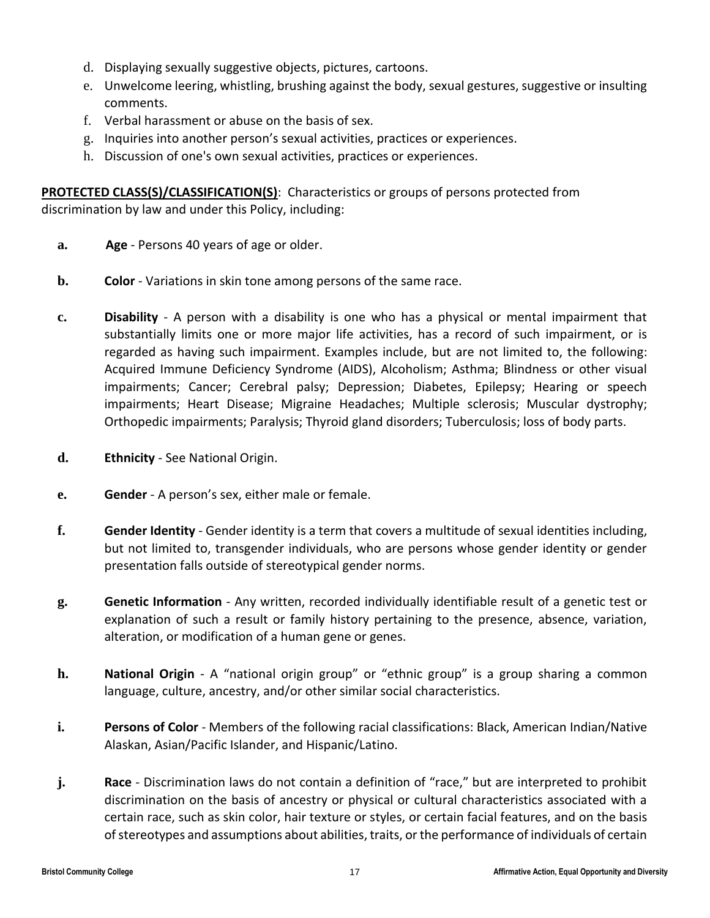d. Displaying sexually suggestive objects, pictures, cartoons.
e. Unwelcome leering, whistling, brushing against the body, sexual gestures, suggestive or insulting comments.
f. Verbal harassment or abuse on the basis of sex.
g. Inquiries into another person's sexual activities, practices or experiences.
h. Discussion of one's own sexual activities, practices or experiences.

**PROTECTED CLASS(S)/CLASSIFICATION(S)**: Characteristics or groups of persons protected from discrimination by law and under this Policy, including:

**a.** **Age** - Persons 40 years of age or older.

**b.** **Color** - Variations in skin tone among persons of the same race.

**c.** **Disability** - A person with a disability is one who has a physical or mental impairment that substantially limits one or more major life activities, has a record of such impairment, or is regarded as having such impairment. Examples include, but are not limited to, the following: Acquired Immune Deficiency Syndrome (AIDS), Alcoholism; Asthma; Blindness or other visual impairments; Cancer; Cerebral palsy; Depression; Diabetes, Epilepsy; Hearing or speech impairments; Heart Disease; Migraine Headaches; Multiple sclerosis; Muscular dystrophy; Orthopedic impairments; Paralysis; Thyroid gland disorders; Tuberculosis; loss of body parts.

**d.** **Ethnicity** - See National Origin.

**e.** **Gender** - A person's sex, either male or female.

**f.** **Gender Identity** - Gender identity is a term that covers a multitude of sexual identities including, but not limited to, transgender individuals, who are persons whose gender identity or gender presentation falls outside of stereotypical gender norms.

**g.** **Genetic Information** - Any written, recorded individually identifiable result of a genetic test or explanation of such a result or family history pertaining to the presence, absence, variation, alteration, or modification of a human gene or genes.

**h.** **National Origin** - A "national origin group" or "ethnic group" is a group sharing a common language, culture, ancestry, and/or other similar social characteristics.

**i.** **Persons of Color** - Members of the following racial classifications: Black, American Indian/Native Alaskan, Asian/Pacific Islander, and Hispanic/Latino.

**j.** **Race** - Discrimination laws do not contain a definition of "race," but are interpreted to prohibit discrimination on the basis of ancestry or physical or cultural characteristics associated with a certain race, such as skin color, hair texture or styles, or certain facial features, and on the basis of stereotypes and assumptions about abilities, traits, or the performance of individuals of certain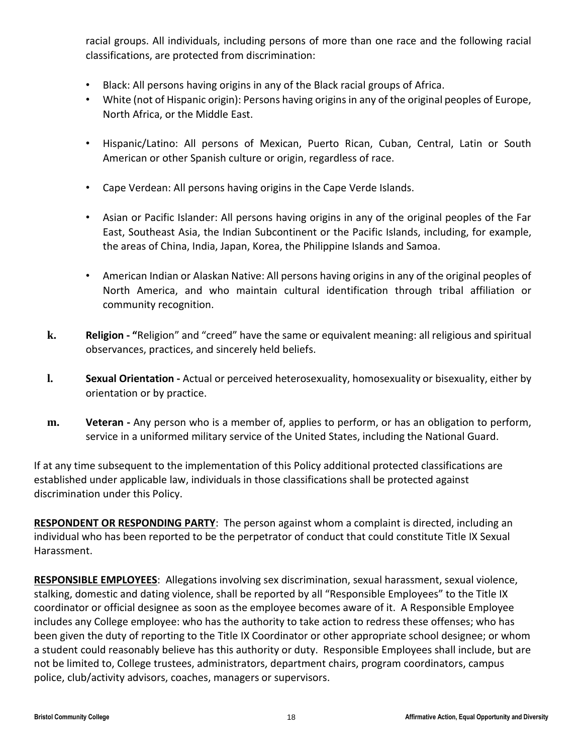racial groups. All individuals, including persons of more than one race and the following racial classifications, are protected from discrimination:

- Black: All persons having origins in any of the Black racial groups of Africa.
- White (not of Hispanic origin): Persons having origins in any of the original peoples of Europe, North Africa, or the Middle East.
- Hispanic/Latino: All persons of Mexican, Puerto Rican, Cuban, Central, Latin or South American or other Spanish culture or origin, regardless of race.
- Cape Verdean: All persons having origins in the Cape Verde Islands.
- Asian or Pacific Islander: All persons having origins in any of the original peoples of the Far East, Southeast Asia, the Indian Subcontinent or the Pacific Islands, including, for example, the areas of China, India, Japan, Korea, the Philippine Islands and Samoa.
- American Indian or Alaskan Native: All persons having origins in any of the original peoples of North America, and who maintain cultural identification through tribal affiliation or community recognition.

**k.** **Religion - "**Religion" and "creed" have the same or equivalent meaning: all religious and spiritual observances, practices, and sincerely held beliefs.

**l.** **Sexual Orientation -** Actual or perceived heterosexuality, homosexuality or bisexuality, either by orientation or by practice.

**m.** **Veteran -** Any person who is a member of, applies to perform, or has an obligation to perform, service in a uniformed military service of the United States, including the National Guard.

If at any time subsequent to the implementation of this Policy additional protected classifications are established under applicable law, individuals in those classifications shall be protected against discrimination under this Policy.

**RESPONDENT OR RESPONDING PARTY**: The person against whom a complaint is directed, including an individual who has been reported to be the perpetrator of conduct that could constitute Title IX Sexual Harassment.

**RESPONSIBLE EMPLOYEES**: Allegations involving sex discrimination, sexual harassment, sexual violence, stalking, domestic and dating violence, shall be reported by all "Responsible Employees" to the Title IX coordinator or official designee as soon as the employee becomes aware of it. A Responsible Employee includes any College employee: who has the authority to take action to redress these offenses; who has been given the duty of reporting to the Title IX Coordinator or other appropriate school designee; or whom a student could reasonably believe has this authority or duty. Responsible Employees shall include, but are not be limited to, College trustees, administrators, department chairs, program coordinators, campus police, club/activity advisors, coaches, managers or supervisors.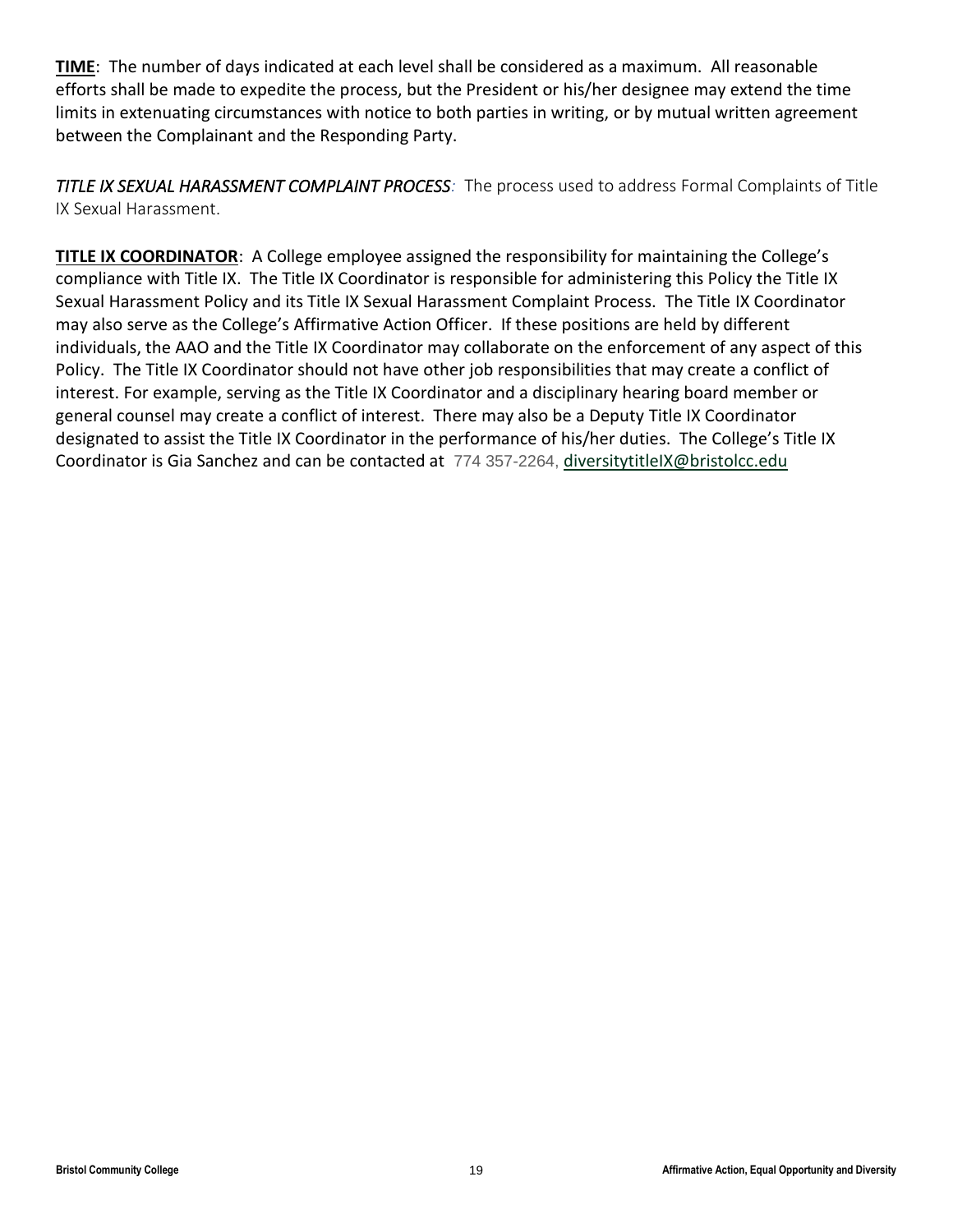**<u>TIME</u>**: The number of days indicated at each level shall be considered as a maximum. All reasonable efforts shall be made to expedite the process, but the President or his/her designee may extend the time limits in extenuating circumstances with notice to both parties in writing, or by mutual written agreement between the Complainant and the Responding Party.

***TITLE IX SEXUAL HARASSMENT COMPLAINT PROCESS**:* The process used to address Formal Complaints of Title IX Sexual Harassment.

**<u>TITLE IX COORDINATOR</u>**: A College employee assigned the responsibility for maintaining the College's compliance with Title IX. The Title IX Coordinator is responsible for administering this Policy the Title IX Sexual Harassment Policy and its Title IX Sexual Harassment Complaint Process. The Title IX Coordinator may also serve as the College's Affirmative Action Officer. If these positions are held by different individuals, the AAO and the Title IX Coordinator may collaborate on the enforcement of any aspect of this Policy. The Title IX Coordinator should not have other job responsibilities that may create a conflict of interest. For example, serving as the Title IX Coordinator and a disciplinary hearing board member or general counsel may create a conflict of interest. There may also be a Deputy Title IX Coordinator designated to assist the Title IX Coordinator in the performance of his/her duties. The College's Title IX Coordinator is Gia Sanchez and can be contacted at 774 357-2264, diversitytitleIX@bristolcc.edu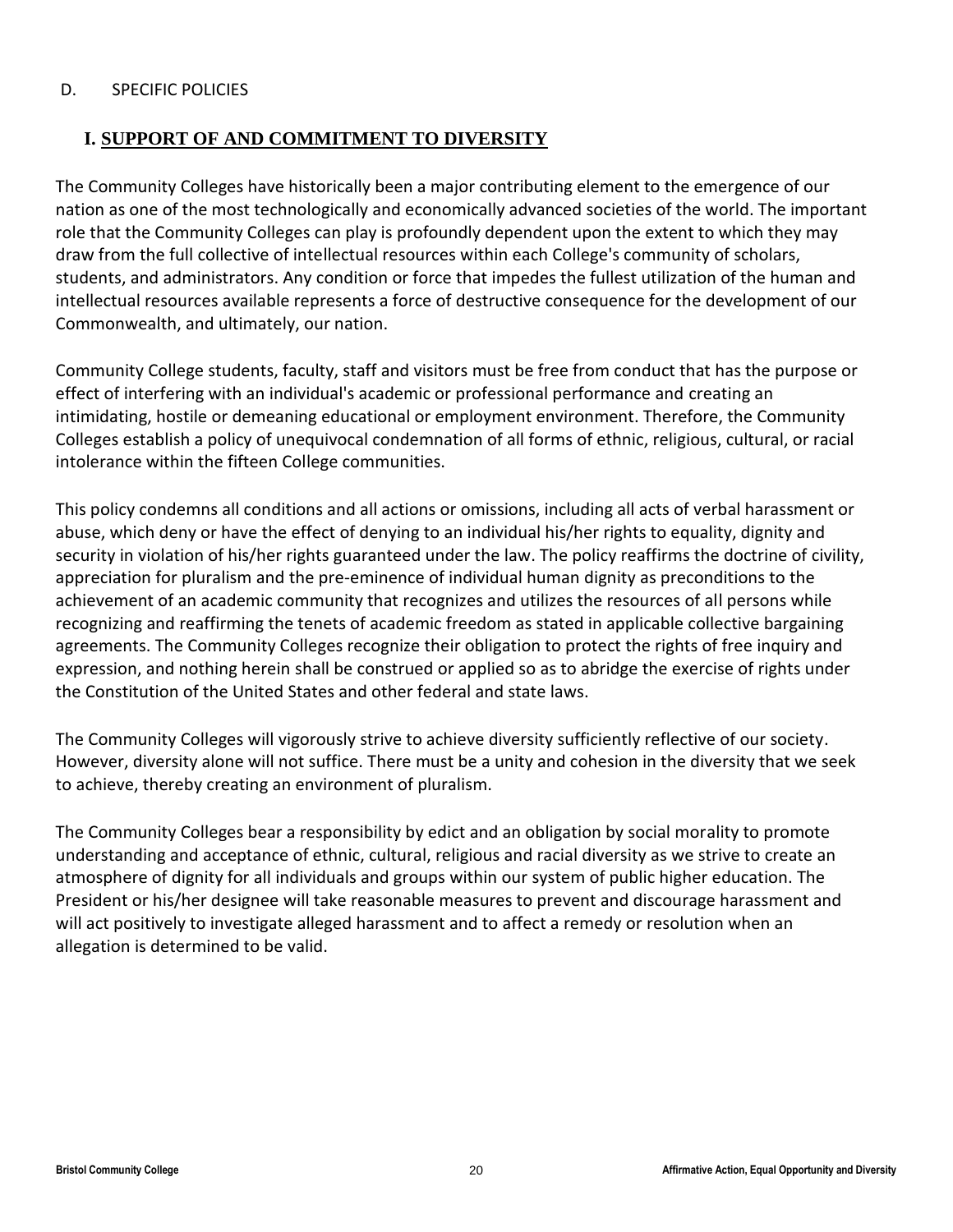D. SPECIFIC POLICIES

## I. SUPPORT OF AND COMMITMENT TO DIVERSITY

The Community Colleges have historically been a major contributing element to the emergence of our nation as one of the most technologically and economically advanced societies of the world. The important role that the Community Colleges can play is profoundly dependent upon the extent to which they may draw from the full collective of intellectual resources within each College's community of scholars, students, and administrators. Any condition or force that impedes the fullest utilization of the human and intellectual resources available represents a force of destructive consequence for the development of our Commonwealth, and ultimately, our nation.

Community College students, faculty, staff and visitors must be free from conduct that has the purpose or effect of interfering with an individual's academic or professional performance and creating an intimidating, hostile or demeaning educational or employment environment. Therefore, the Community Colleges establish a policy of unequivocal condemnation of all forms of ethnic, religious, cultural, or racial intolerance within the fifteen College communities.

This policy condemns all conditions and all actions or omissions, including all acts of verbal harassment or abuse, which deny or have the effect of denying to an individual his/her rights to equality, dignity and security in violation of his/her rights guaranteed under the law. The policy reaffirms the doctrine of civility, appreciation for pluralism and the pre-eminence of individual human dignity as preconditions to the achievement of an academic community that recognizes and utilizes the resources of all persons while recognizing and reaffirming the tenets of academic freedom as stated in applicable collective bargaining agreements. The Community Colleges recognize their obligation to protect the rights of free inquiry and expression, and nothing herein shall be construed or applied so as to abridge the exercise of rights under the Constitution of the United States and other federal and state laws.

The Community Colleges will vigorously strive to achieve diversity sufficiently reflective of our society. However, diversity alone will not suffice. There must be a unity and cohesion in the diversity that we seek to achieve, thereby creating an environment of pluralism.

The Community Colleges bear a responsibility by edict and an obligation by social morality to promote understanding and acceptance of ethnic, cultural, religious and racial diversity as we strive to create an atmosphere of dignity for all individuals and groups within our system of public higher education. The President or his/her designee will take reasonable measures to prevent and discourage harassment and will act positively to investigate alleged harassment and to affect a remedy or resolution when an allegation is determined to be valid.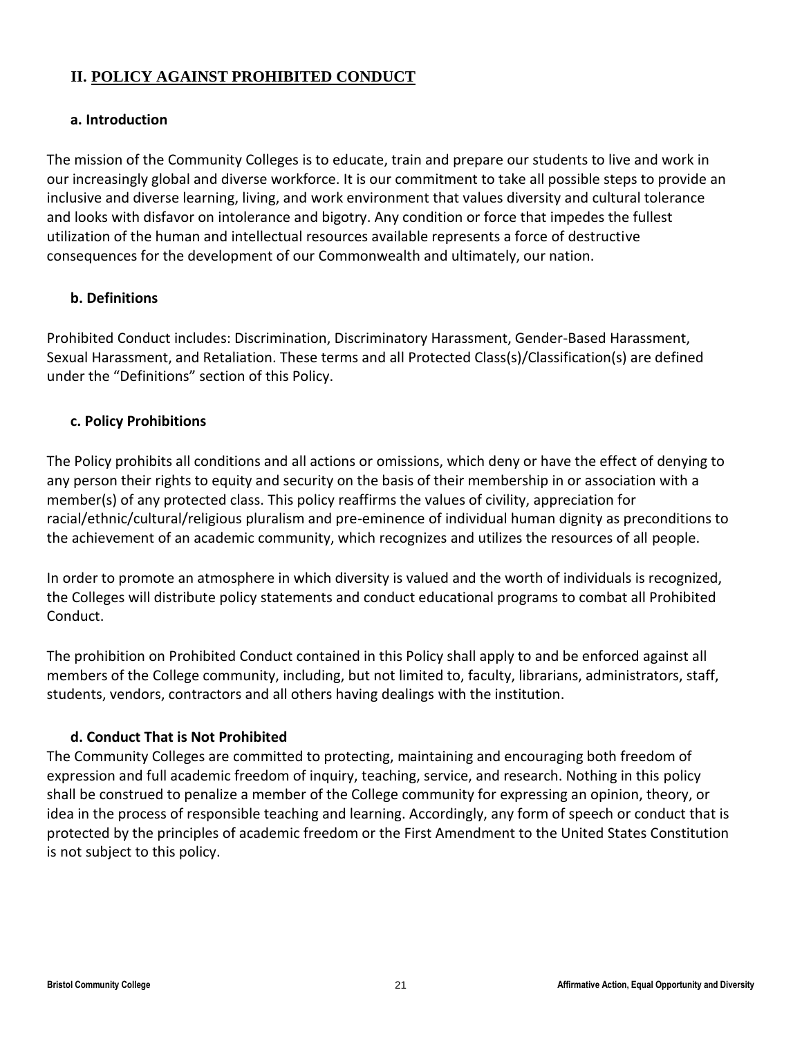## II. POLICY AGAINST PROHIBITED CONDUCT

### a. Introduction

The mission of the Community Colleges is to educate, train and prepare our students to live and work in our increasingly global and diverse workforce. It is our commitment to take all possible steps to provide an inclusive and diverse learning, living, and work environment that values diversity and cultural tolerance and looks with disfavor on intolerance and bigotry. Any condition or force that impedes the fullest utilization of the human and intellectual resources available represents a force of destructive consequences for the development of our Commonwealth and ultimately, our nation.

### b. Definitions

Prohibited Conduct includes: Discrimination, Discriminatory Harassment, Gender-Based Harassment, Sexual Harassment, and Retaliation. These terms and all Protected Class(s)/Classification(s) are defined under the "Definitions" section of this Policy.

### c. Policy Prohibitions

The Policy prohibits all conditions and all actions or omissions, which deny or have the effect of denying to any person their rights to equity and security on the basis of their membership in or association with a member(s) of any protected class. This policy reaffirms the values of civility, appreciation for racial/ethnic/cultural/religious pluralism and pre-eminence of individual human dignity as preconditions to the achievement of an academic community, which recognizes and utilizes the resources of all people.

In order to promote an atmosphere in which diversity is valued and the worth of individuals is recognized, the Colleges will distribute policy statements and conduct educational programs to combat all Prohibited Conduct.

The prohibition on Prohibited Conduct contained in this Policy shall apply to and be enforced against all members of the College community, including, but not limited to, faculty, librarians, administrators, staff, students, vendors, contractors and all others having dealings with the institution.

### d. Conduct That is Not Prohibited

The Community Colleges are committed to protecting, maintaining and encouraging both freedom of expression and full academic freedom of inquiry, teaching, service, and research. Nothing in this policy shall be construed to penalize a member of the College community for expressing an opinion, theory, or idea in the process of responsible teaching and learning. Accordingly, any form of speech or conduct that is protected by the principles of academic freedom or the First Amendment to the United States Constitution is not subject to this policy.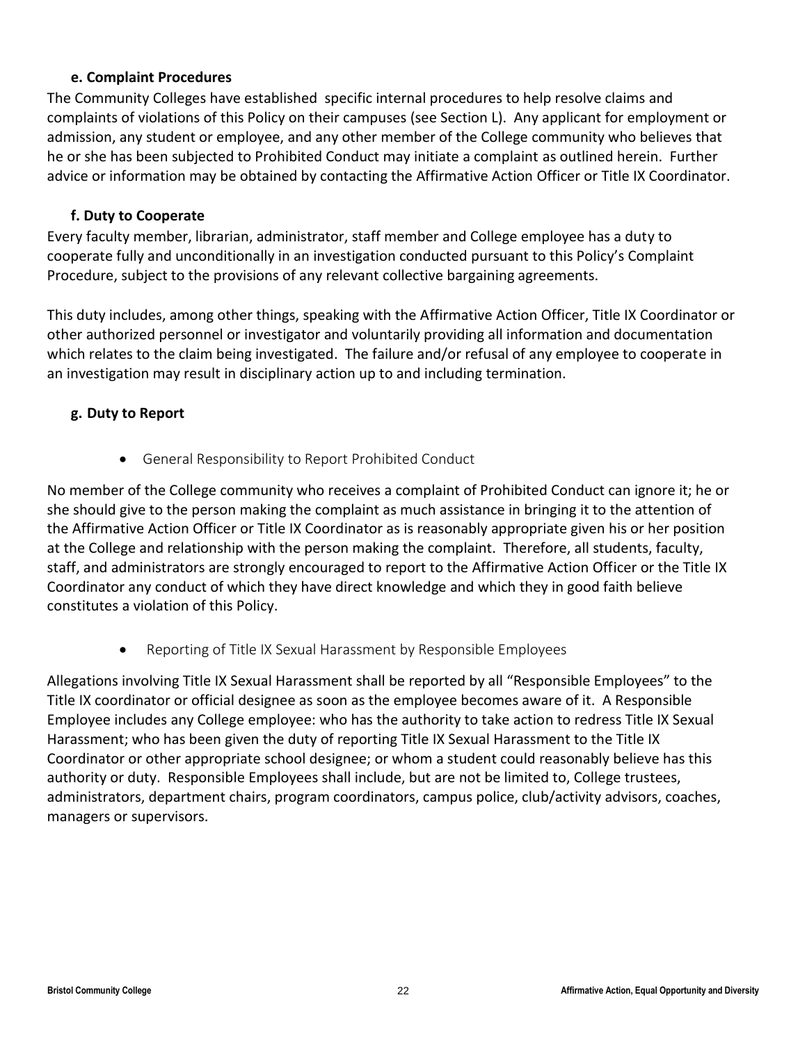### e. Complaint Procedures

The Community Colleges have established specific internal procedures to help resolve claims and complaints of violations of this Policy on their campuses (see Section L). Any applicant for employment or admission, any student or employee, and any other member of the College community who believes that he or she has been subjected to Prohibited Conduct may initiate a complaint as outlined herein. Further advice or information may be obtained by contacting the Affirmative Action Officer or Title IX Coordinator.

### f. Duty to Cooperate

Every faculty member, librarian, administrator, staff member and College employee has a duty to cooperate fully and unconditionally in an investigation conducted pursuant to this Policy's Complaint Procedure, subject to the provisions of any relevant collective bargaining agreements.

This duty includes, among other things, speaking with the Affirmative Action Officer, Title IX Coordinator or other authorized personnel or investigator and voluntarily providing all information and documentation which relates to the claim being investigated. The failure and/or refusal of any employee to cooperate in an investigation may result in disciplinary action up to and including termination.

### g. Duty to Report

- General Responsibility to Report Prohibited Conduct

No member of the College community who receives a complaint of Prohibited Conduct can ignore it; he or she should give to the person making the complaint as much assistance in bringing it to the attention of the Affirmative Action Officer or Title IX Coordinator as is reasonably appropriate given his or her position at the College and relationship with the person making the complaint. Therefore, all students, faculty, staff, and administrators are strongly encouraged to report to the Affirmative Action Officer or the Title IX Coordinator any conduct of which they have direct knowledge and which they in good faith believe constitutes a violation of this Policy.

- Reporting of Title IX Sexual Harassment by Responsible Employees

Allegations involving Title IX Sexual Harassment shall be reported by all "Responsible Employees" to the Title IX coordinator or official designee as soon as the employee becomes aware of it. A Responsible Employee includes any College employee: who has the authority to take action to redress Title IX Sexual Harassment; who has been given the duty of reporting Title IX Sexual Harassment to the Title IX Coordinator or other appropriate school designee; or whom a student could reasonably believe has this authority or duty. Responsible Employees shall include, but are not be limited to, College trustees, administrators, department chairs, program coordinators, campus police, club/activity advisors, coaches, managers or supervisors.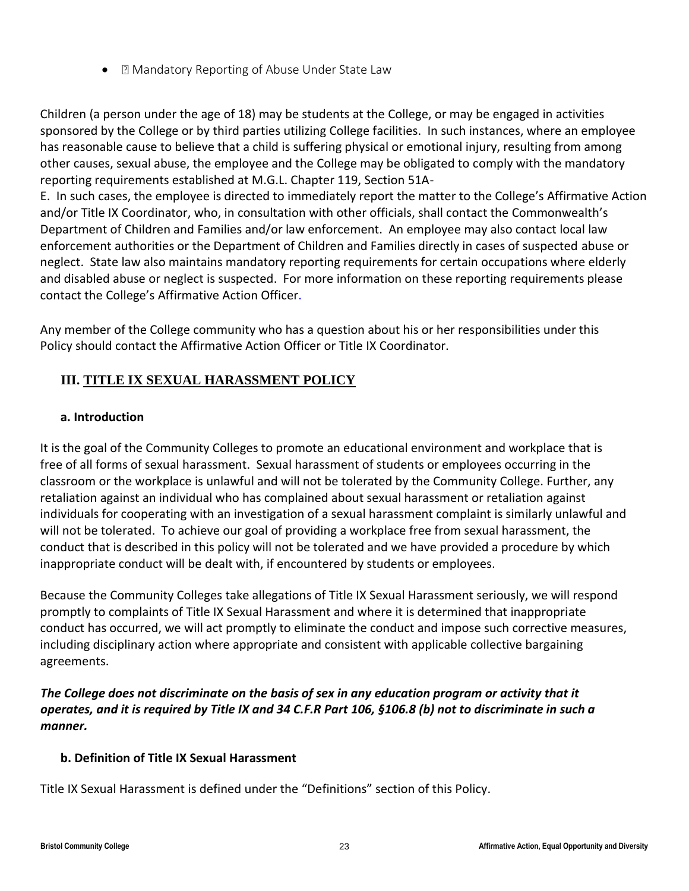- Mandatory Reporting of Abuse Under State Law

Children (a person under the age of 18) may be students at the College, or may be engaged in activities sponsored by the College or by third parties utilizing College facilities. In such instances, where an employee has reasonable cause to believe that a child is suffering physical or emotional injury, resulting from among other causes, sexual abuse, the employee and the College may be obligated to comply with the mandatory reporting requirements established at M.G.L. Chapter 119, Section 51A-E. In such cases, the employee is directed to immediately report the matter to the College's Affirmative Action and/or Title IX Coordinator, who, in consultation with other officials, shall contact the Commonwealth's Department of Children and Families and/or law enforcement. An employee may also contact local law enforcement authorities or the Department of Children and Families directly in cases of suspected abuse or neglect. State law also maintains mandatory reporting requirements for certain occupations where elderly and disabled abuse or neglect is suspected. For more information on these reporting requirements please contact the College's Affirmative Action Officer.

Any member of the College community who has a question about his or her responsibilities under this Policy should contact the Affirmative Action Officer or Title IX Coordinator.

## III. TITLE IX SEXUAL HARASSMENT POLICY

### a. Introduction

It is the goal of the Community Colleges to promote an educational environment and workplace that is free of all forms of sexual harassment. Sexual harassment of students or employees occurring in the classroom or the workplace is unlawful and will not be tolerated by the Community College. Further, any retaliation against an individual who has complained about sexual harassment or retaliation against individuals for cooperating with an investigation of a sexual harassment complaint is similarly unlawful and will not be tolerated. To achieve our goal of providing a workplace free from sexual harassment, the conduct that is described in this policy will not be tolerated and we have provided a procedure by which inappropriate conduct will be dealt with, if encountered by students or employees.

Because the Community Colleges take allegations of Title IX Sexual Harassment seriously, we will respond promptly to complaints of Title IX Sexual Harassment and where it is determined that inappropriate conduct has occurred, we will act promptly to eliminate the conduct and impose such corrective measures, including disciplinary action where appropriate and consistent with applicable collective bargaining agreements.

***The College does not discriminate on the basis of sex in any education program or activity that it operates, and it is required by Title IX and 34 C.F.R Part 106, §106.8 (b) not to discriminate in such a manner.***

### b. Definition of Title IX Sexual Harassment

Title IX Sexual Harassment is defined under the "Definitions" section of this Policy.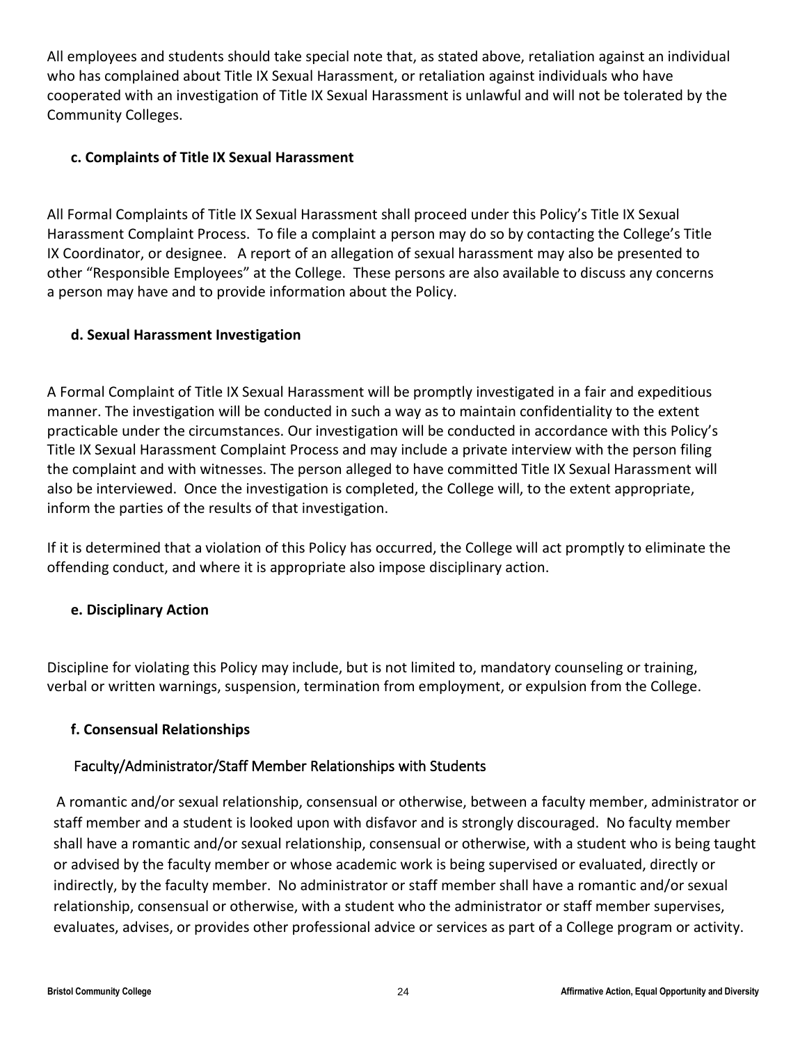All employees and students should take special note that, as stated above, retaliation against an individual who has complained about Title IX Sexual Harassment, or retaliation against individuals who have cooperated with an investigation of Title IX Sexual Harassment is unlawful and will not be tolerated by the Community Colleges.

### c. Complaints of Title IX Sexual Harassment

All Formal Complaints of Title IX Sexual Harassment shall proceed under this Policy's Title IX Sexual Harassment Complaint Process. To file a complaint a person may do so by contacting the College's Title IX Coordinator, or designee. A report of an allegation of sexual harassment may also be presented to other "Responsible Employees" at the College. These persons are also available to discuss any concerns a person may have and to provide information about the Policy.

### d. Sexual Harassment Investigation

A Formal Complaint of Title IX Sexual Harassment will be promptly investigated in a fair and expeditious manner. The investigation will be conducted in such a way as to maintain confidentiality to the extent practicable under the circumstances. Our investigation will be conducted in accordance with this Policy's Title IX Sexual Harassment Complaint Process and may include a private interview with the person filing the complaint and with witnesses. The person alleged to have committed Title IX Sexual Harassment will also be interviewed. Once the investigation is completed, the College will, to the extent appropriate, inform the parties of the results of that investigation.

If it is determined that a violation of this Policy has occurred, the College will act promptly to eliminate the offending conduct, and where it is appropriate also impose disciplinary action.

### e. Disciplinary Action

Discipline for violating this Policy may include, but is not limited to, mandatory counseling or training, verbal or written warnings, suspension, termination from employment, or expulsion from the College.

### f. Consensual Relationships

#### Faculty/Administrator/Staff Member Relationships with Students

A romantic and/or sexual relationship, consensual or otherwise, between a faculty member, administrator or staff member and a student is looked upon with disfavor and is strongly discouraged. No faculty member shall have a romantic and/or sexual relationship, consensual or otherwise, with a student who is being taught or advised by the faculty member or whose academic work is being supervised or evaluated, directly or indirectly, by the faculty member. No administrator or staff member shall have a romantic and/or sexual relationship, consensual or otherwise, with a student who the administrator or staff member supervises, evaluates, advises, or provides other professional advice or services as part of a College program or activity.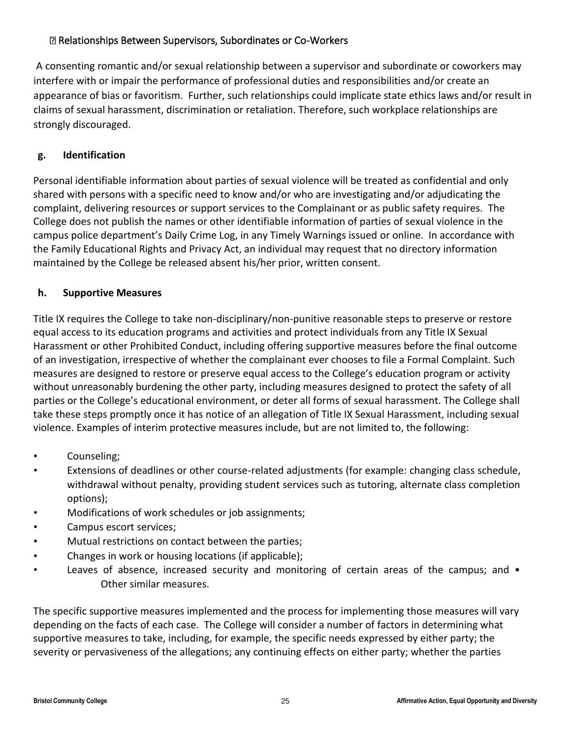Relationships Between Supervisors, Subordinates or Co-Workers

A consenting romantic and/or sexual relationship between a supervisor and subordinate or coworkers may interfere with or impair the performance of professional duties and responsibilities and/or create an appearance of bias or favoritism. Further, such relationships could implicate state ethics laws and/or result in claims of sexual harassment, discrimination or retaliation. Therefore, such workplace relationships are strongly discouraged.

**g. Identification**

Personal identifiable information about parties of sexual violence will be treated as confidential and only shared with persons with a specific need to know and/or who are investigating and/or adjudicating the complaint, delivering resources or support services to the Complainant or as public safety requires. The College does not publish the names or other identifiable information of parties of sexual violence in the campus police department's Daily Crime Log, in any Timely Warnings issued or online. In accordance with the Family Educational Rights and Privacy Act, an individual may request that no directory information maintained by the College be released absent his/her prior, written consent.

**h. Supportive Measures**

Title IX requires the College to take non-disciplinary/non-punitive reasonable steps to preserve or restore equal access to its education programs and activities and protect individuals from any Title IX Sexual Harassment or other Prohibited Conduct, including offering supportive measures before the final outcome of an investigation, irrespective of whether the complainant ever chooses to file a Formal Complaint. Such measures are designed to restore or preserve equal access to the College's education program or activity without unreasonably burdening the other party, including measures designed to protect the safety of all parties or the College's educational environment, or deter all forms of sexual harassment. The College shall take these steps promptly once it has notice of an allegation of Title IX Sexual Harassment, including sexual violence. Examples of interim protective measures include, but are not limited to, the following:

- Counseling;
- Extensions of deadlines or other course-related adjustments (for example: changing class schedule, withdrawal without penalty, providing student services such as tutoring, alternate class completion options);
- Modifications of work schedules or job assignments;
- Campus escort services;
- Mutual restrictions on contact between the parties;
- Changes in work or housing locations (if applicable);
- Leaves of absence, increased security and monitoring of certain areas of the campus; and • Other similar measures.

The specific supportive measures implemented and the process for implementing those measures will vary depending on the facts of each case. The College will consider a number of factors in determining what supportive measures to take, including, for example, the specific needs expressed by either party; the severity or pervasiveness of the allegations; any continuing effects on either party; whether the parties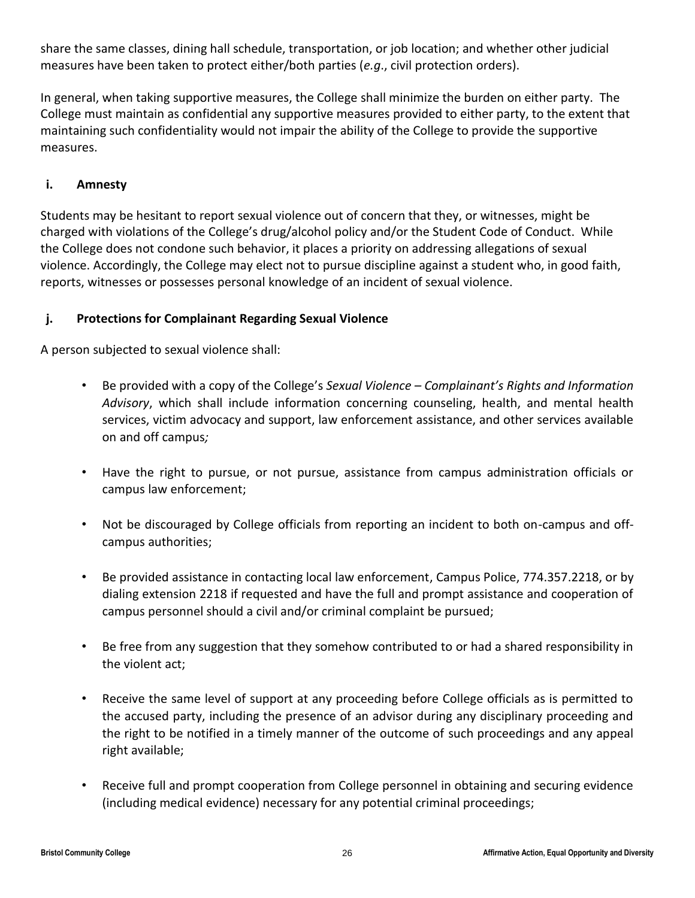share the same classes, dining hall schedule, transportation, or job location; and whether other judicial measures have been taken to protect either/both parties (*e.g*., civil protection orders).

In general, when taking supportive measures, the College shall minimize the burden on either party. The College must maintain as confidential any supportive measures provided to either party, to the extent that maintaining such confidentiality would not impair the ability of the College to provide the supportive measures.

### i. Amnesty

Students may be hesitant to report sexual violence out of concern that they, or witnesses, might be charged with violations of the College's drug/alcohol policy and/or the Student Code of Conduct. While the College does not condone such behavior, it places a priority on addressing allegations of sexual violence. Accordingly, the College may elect not to pursue discipline against a student who, in good faith, reports, witnesses or possesses personal knowledge of an incident of sexual violence.

### j. Protections for Complainant Regarding Sexual Violence

A person subjected to sexual violence shall:

- Be provided with a copy of the College's *Sexual Violence – Complainant's Rights and Information Advisory*, which shall include information concerning counseling, health, and mental health services, victim advocacy and support, law enforcement assistance, and other services available on and off campus*;*
- Have the right to pursue, or not pursue, assistance from campus administration officials or campus law enforcement;
- Not be discouraged by College officials from reporting an incident to both on-campus and off-campus authorities;
- Be provided assistance in contacting local law enforcement, Campus Police, 774.357.2218, or by dialing extension 2218 if requested and have the full and prompt assistance and cooperation of campus personnel should a civil and/or criminal complaint be pursued;
- Be free from any suggestion that they somehow contributed to or had a shared responsibility in the violent act;
- Receive the same level of support at any proceeding before College officials as is permitted to the accused party, including the presence of an advisor during any disciplinary proceeding and the right to be notified in a timely manner of the outcome of such proceedings and any appeal right available;
- Receive full and prompt cooperation from College personnel in obtaining and securing evidence (including medical evidence) necessary for any potential criminal proceedings;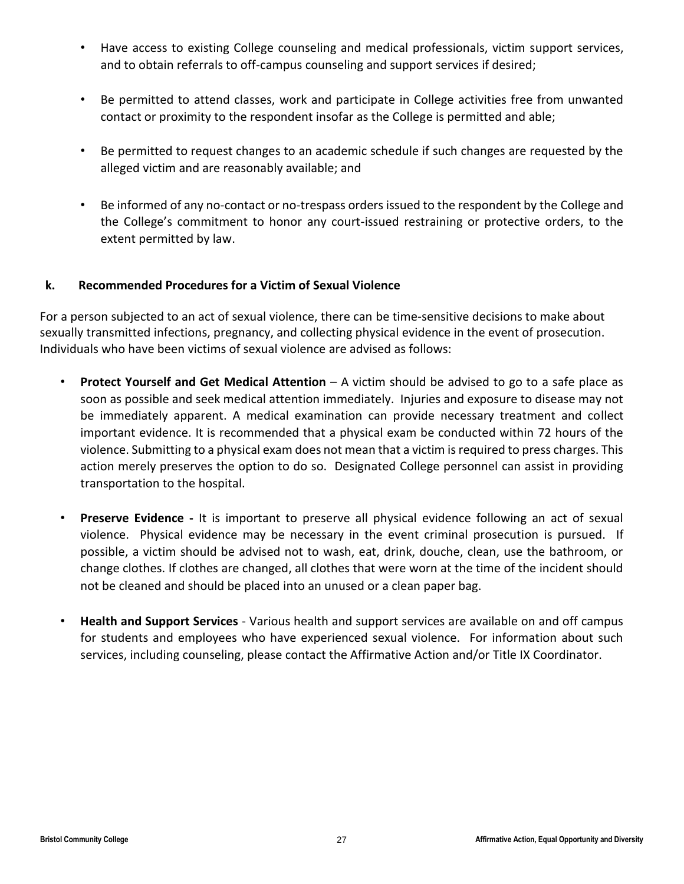- Have access to existing College counseling and medical professionals, victim support services, and to obtain referrals to off-campus counseling and support services if desired;
- Be permitted to attend classes, work and participate in College activities free from unwanted contact or proximity to the respondent insofar as the College is permitted and able;
- Be permitted to request changes to an academic schedule if such changes are requested by the alleged victim and are reasonably available; and
- Be informed of any no-contact or no-trespass orders issued to the respondent by the College and the College's commitment to honor any court-issued restraining or protective orders, to the extent permitted by law.

### k. Recommended Procedures for a Victim of Sexual Violence

For a person subjected to an act of sexual violence, there can be time-sensitive decisions to make about sexually transmitted infections, pregnancy, and collecting physical evidence in the event of prosecution. Individuals who have been victims of sexual violence are advised as follows:

- **Protect Yourself and Get Medical Attention** – A victim should be advised to go to a safe place as soon as possible and seek medical attention immediately. Injuries and exposure to disease may not be immediately apparent. A medical examination can provide necessary treatment and collect important evidence. It is recommended that a physical exam be conducted within 72 hours of the violence. Submitting to a physical exam does not mean that a victim is required to press charges. This action merely preserves the option to do so. Designated College personnel can assist in providing transportation to the hospital.
- **Preserve Evidence -** It is important to preserve all physical evidence following an act of sexual violence. Physical evidence may be necessary in the event criminal prosecution is pursued. If possible, a victim should be advised not to wash, eat, drink, douche, clean, use the bathroom, or change clothes. If clothes are changed, all clothes that were worn at the time of the incident should not be cleaned and should be placed into an unused or a clean paper bag.
- **Health and Support Services** - Various health and support services are available on and off campus for students and employees who have experienced sexual violence. For information about such services, including counseling, please contact the Affirmative Action and/or Title IX Coordinator.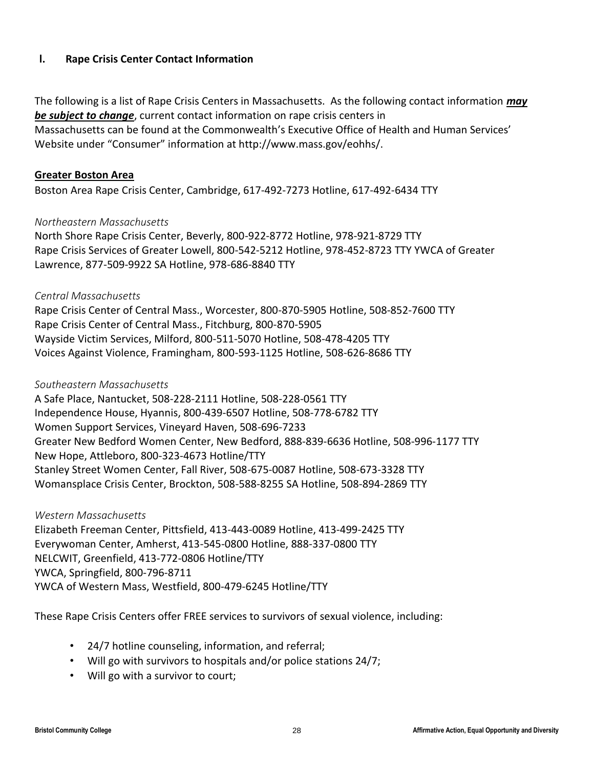## I. Rape Crisis Center Contact Information

The following is a list of Rape Crisis Centers in Massachusetts. As the following contact information ***may be subject to change***, current contact information on rape crisis centers in Massachusetts can be found at the Commonwealth's Executive Office of Health and Human Services' Website under "Consumer" information at http://www.mass.gov/eohhs/.

**Greater Boston Area**

Boston Area Rape Crisis Center, Cambridge, 617-492-7273 Hotline, 617-492-6434 TTY

*Northeastern Massachusetts*

North Shore Rape Crisis Center, Beverly, 800-922-8772 Hotline, 978-921-8729 TTY
Rape Crisis Services of Greater Lowell, 800-542-5212 Hotline, 978-452-8723 TTY YWCA of Greater Lawrence, 877-509-9922 SA Hotline, 978-686-8840 TTY

*Central Massachusetts*

Rape Crisis Center of Central Mass., Worcester, 800-870-5905 Hotline, 508-852-7600 TTY
Rape Crisis Center of Central Mass., Fitchburg, 800-870-5905
Wayside Victim Services, Milford, 800-511-5070 Hotline, 508-478-4205 TTY
Voices Against Violence, Framingham, 800-593-1125 Hotline, 508-626-8686 TTY

*Southeastern Massachusetts*

A Safe Place, Nantucket, 508-228-2111 Hotline, 508-228-0561 TTY
Independence House, Hyannis, 800-439-6507 Hotline, 508-778-6782 TTY
Women Support Services, Vineyard Haven, 508-696-7233
Greater New Bedford Women Center, New Bedford, 888-839-6636 Hotline, 508-996-1177 TTY
New Hope, Attleboro, 800-323-4673 Hotline/TTY
Stanley Street Women Center, Fall River, 508-675-0087 Hotline, 508-673-3328 TTY
Womansplace Crisis Center, Brockton, 508-588-8255 SA Hotline, 508-894-2869 TTY

*Western Massachusetts*

Elizabeth Freeman Center, Pittsfield, 413-443-0089 Hotline, 413-499-2425 TTY
Everywoman Center, Amherst, 413-545-0800 Hotline, 888-337-0800 TTY
NELCWIT, Greenfield, 413-772-0806 Hotline/TTY
YWCA, Springfield, 800-796-8711
YWCA of Western Mass, Westfield, 800-479-6245 Hotline/TTY

These Rape Crisis Centers offer FREE services to survivors of sexual violence, including:

- 24/7 hotline counseling, information, and referral;
- Will go with survivors to hospitals and/or police stations 24/7;
- Will go with a survivor to court;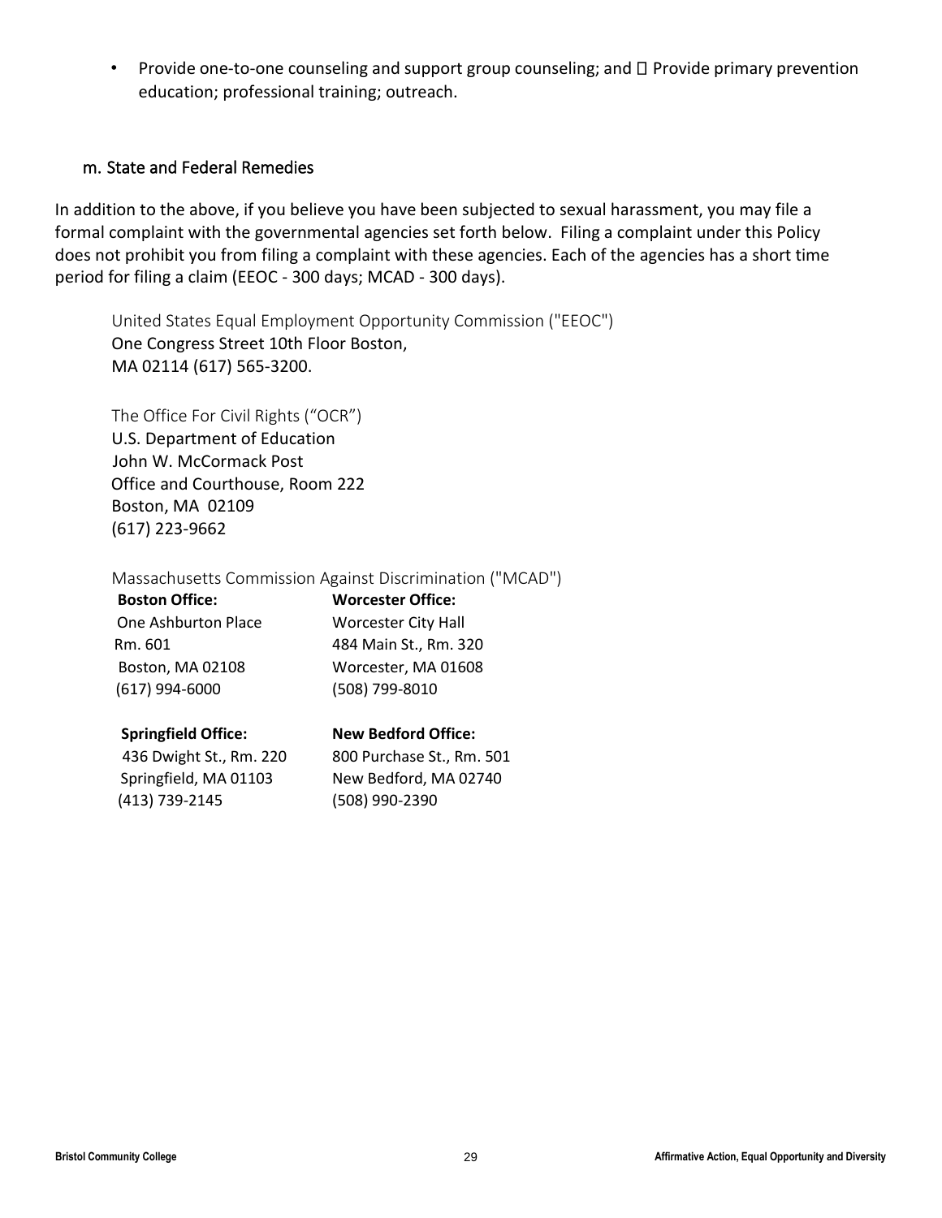- Provide one-to-one counseling and support group counseling; and  Provide primary prevention education; professional training; outreach.

### m. State and Federal Remedies

In addition to the above, if you believe you have been subjected to sexual harassment, you may file a formal complaint with the governmental agencies set forth below. Filing a complaint under this Policy does not prohibit you from filing a complaint with these agencies. Each of the agencies has a short time period for filing a claim (EEOC - 300 days; MCAD - 300 days).

United States Equal Employment Opportunity Commission ("EEOC")
One Congress Street 10th Floor Boston,
MA 02114 (617) 565-3200.

The Office For Civil Rights ("OCR")
U.S. Department of Education
John W. McCormack Post
Office and Courthouse, Room 222
Boston, MA 02109
(617) 223-9662

Massachusetts Commission Against Discrimination ("MCAD")

**Boston Office:**
One Ashburton Place
Rm. 601
Boston, MA 02108
(617) 994-6000

**Worcester Office:**
Worcester City Hall
484 Main St., Rm. 320
Worcester, MA 01608
(508) 799-8010

**Springfield Office:**
436 Dwight St., Rm. 220
Springfield, MA 01103
(413) 739-2145

**New Bedford Office:**
800 Purchase St., Rm. 501
New Bedford, MA 02740
(508) 990-2390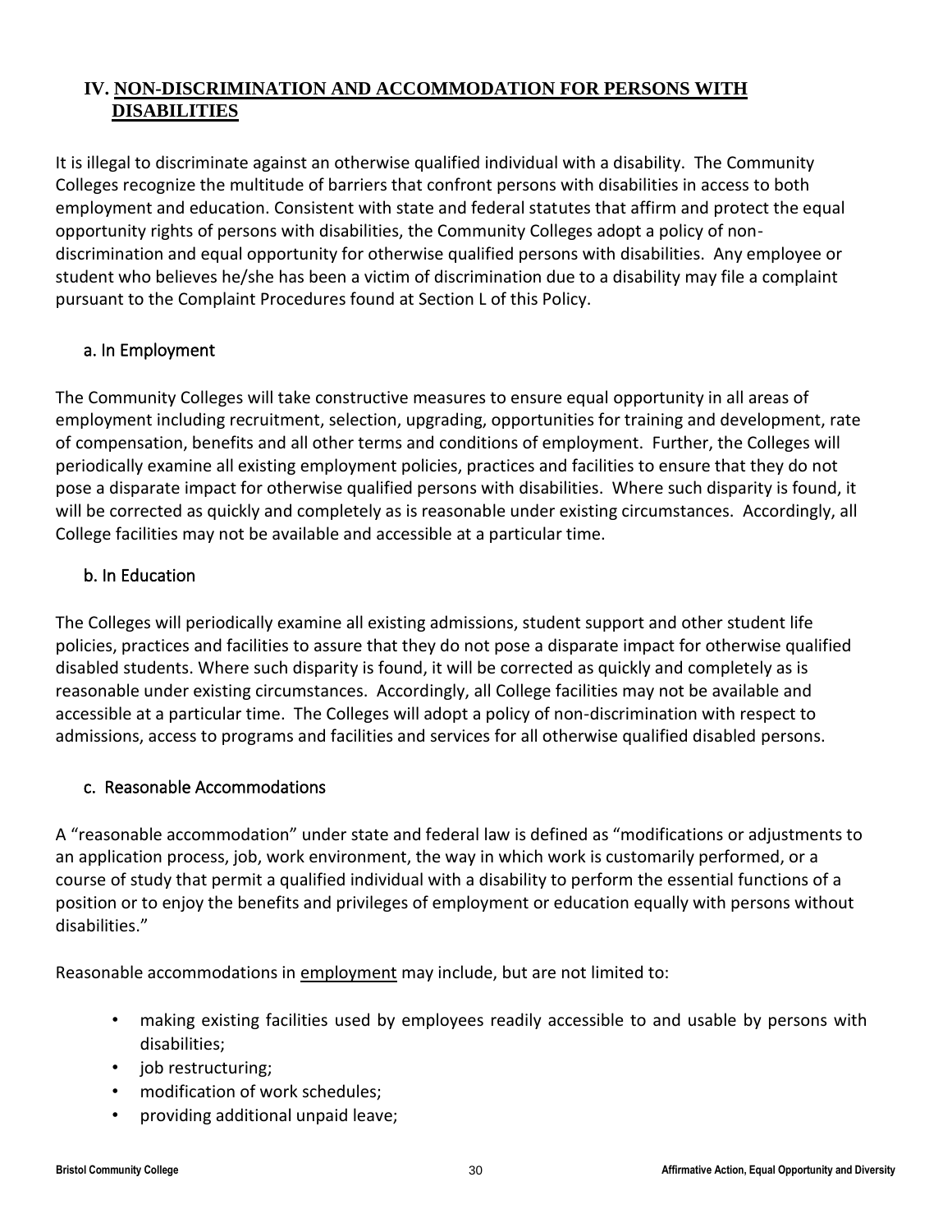## IV. NON-DISCRIMINATION AND ACCOMMODATION FOR PERSONS WITH DISABILITIES

It is illegal to discriminate against an otherwise qualified individual with a disability. The Community Colleges recognize the multitude of barriers that confront persons with disabilities in access to both employment and education. Consistent with state and federal statutes that affirm and protect the equal opportunity rights of persons with disabilities, the Community Colleges adopt a policy of non-discrimination and equal opportunity for otherwise qualified persons with disabilities. Any employee or student who believes he/she has been a victim of discrimination due to a disability may file a complaint pursuant to the Complaint Procedures found at Section L of this Policy.

### a. In Employment

The Community Colleges will take constructive measures to ensure equal opportunity in all areas of employment including recruitment, selection, upgrading, opportunities for training and development, rate of compensation, benefits and all other terms and conditions of employment. Further, the Colleges will periodically examine all existing employment policies, practices and facilities to ensure that they do not pose a disparate impact for otherwise qualified persons with disabilities. Where such disparity is found, it will be corrected as quickly and completely as is reasonable under existing circumstances. Accordingly, all College facilities may not be available and accessible at a particular time.

### b. In Education

The Colleges will periodically examine all existing admissions, student support and other student life policies, practices and facilities to assure that they do not pose a disparate impact for otherwise qualified disabled students. Where such disparity is found, it will be corrected as quickly and completely as is reasonable under existing circumstances. Accordingly, all College facilities may not be available and accessible at a particular time. The Colleges will adopt a policy of non-discrimination with respect to admissions, access to programs and facilities and services for all otherwise qualified disabled persons.

### c. Reasonable Accommodations

A "reasonable accommodation" under state and federal law is defined as "modifications or adjustments to an application process, job, work environment, the way in which work is customarily performed, or a course of study that permit a qualified individual with a disability to perform the essential functions of a position or to enjoy the benefits and privileges of employment or education equally with persons without disabilities."

Reasonable accommodations in <u>employment</u> may include, but are not limited to:

- making existing facilities used by employees readily accessible to and usable by persons with disabilities;
- job restructuring;
- modification of work schedules;
- providing additional unpaid leave;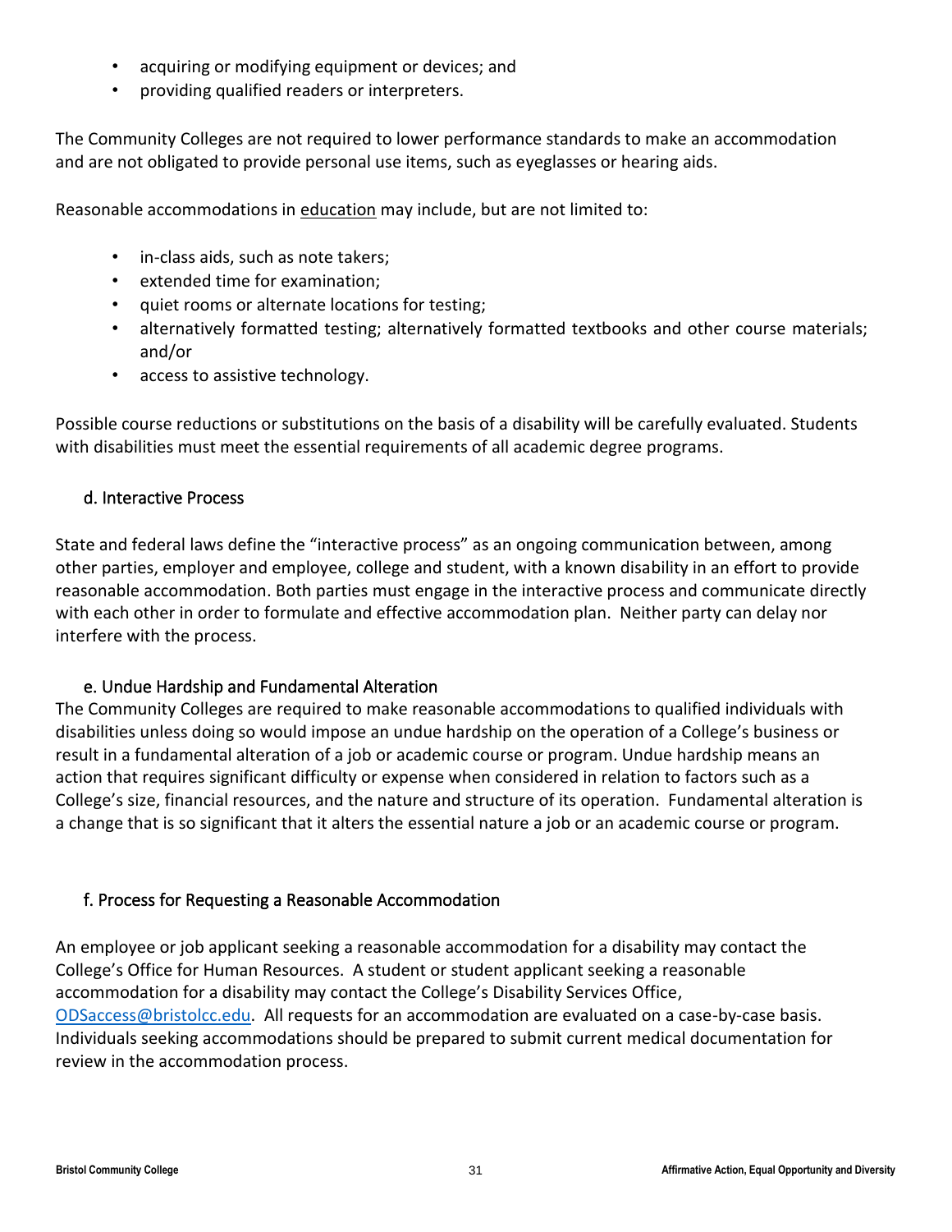- acquiring or modifying equipment or devices; and
- providing qualified readers or interpreters.

The Community Colleges are not required to lower performance standards to make an accommodation and are not obligated to provide personal use items, such as eyeglasses or hearing aids.

Reasonable accommodations in <u>education</u> may include, but are not limited to:

- in-class aids, such as note takers;
- extended time for examination;
- quiet rooms or alternate locations for testing;
- alternatively formatted testing; alternatively formatted textbooks and other course materials; and/or
- access to assistive technology.

Possible course reductions or substitutions on the basis of a disability will be carefully evaluated. Students with disabilities must meet the essential requirements of all academic degree programs.

### d. Interactive Process

State and federal laws define the "interactive process" as an ongoing communication between, among other parties, employer and employee, college and student, with a known disability in an effort to provide reasonable accommodation. Both parties must engage in the interactive process and communicate directly with each other in order to formulate and effective accommodation plan. Neither party can delay nor interfere with the process.

### e. Undue Hardship and Fundamental Alteration

The Community Colleges are required to make reasonable accommodations to qualified individuals with disabilities unless doing so would impose an undue hardship on the operation of a College's business or result in a fundamental alteration of a job or academic course or program. Undue hardship means an action that requires significant difficulty or expense when considered in relation to factors such as a College's size, financial resources, and the nature and structure of its operation. Fundamental alteration is a change that is so significant that it alters the essential nature a job or an academic course or program.

### f. Process for Requesting a Reasonable Accommodation

An employee or job applicant seeking a reasonable accommodation for a disability may contact the College's Office for Human Resources. A student or student applicant seeking a reasonable accommodation for a disability may contact the College's Disability Services Office, [ODSaccess@bristolcc.edu](mailto:ODSaccess@bristolcc.edu). All requests for an accommodation are evaluated on a case-by-case basis. Individuals seeking accommodations should be prepared to submit current medical documentation for review in the accommodation process.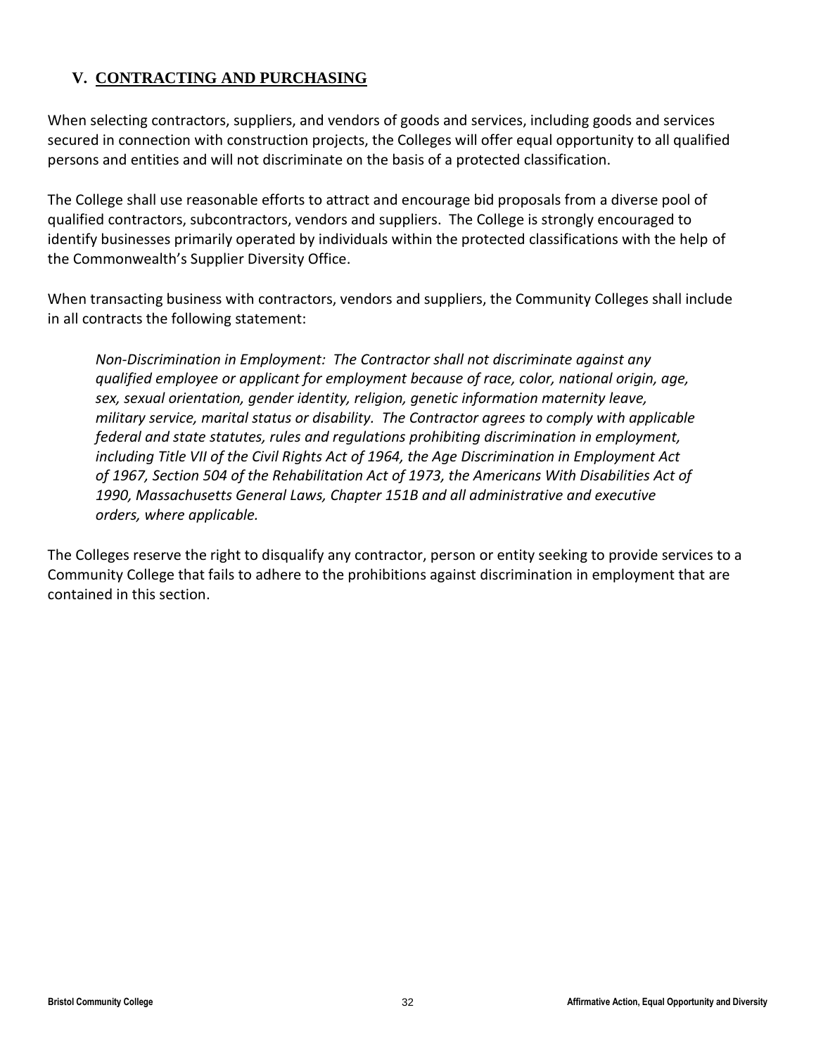## V. CONTRACTING AND PURCHASING

When selecting contractors, suppliers, and vendors of goods and services, including goods and services secured in connection with construction projects, the Colleges will offer equal opportunity to all qualified persons and entities and will not discriminate on the basis of a protected classification.

The College shall use reasonable efforts to attract and encourage bid proposals from a diverse pool of qualified contractors, subcontractors, vendors and suppliers. The College is strongly encouraged to identify businesses primarily operated by individuals within the protected classifications with the help of the Commonwealth's Supplier Diversity Office.

When transacting business with contractors, vendors and suppliers, the Community Colleges shall include in all contracts the following statement:

> *Non-Discrimination in Employment: The Contractor shall not discriminate against any qualified employee or applicant for employment because of race, color, national origin, age, sex, sexual orientation, gender identity, religion, genetic information maternity leave, military service, marital status or disability. The Contractor agrees to comply with applicable federal and state statutes, rules and regulations prohibiting discrimination in employment, including Title VII of the Civil Rights Act of 1964, the Age Discrimination in Employment Act of 1967, Section 504 of the Rehabilitation Act of 1973, the Americans With Disabilities Act of 1990, Massachusetts General Laws, Chapter 151B and all administrative and executive orders, where applicable.*

The Colleges reserve the right to disqualify any contractor, person or entity seeking to provide services to a Community College that fails to adhere to the prohibitions against discrimination in employment that are contained in this section.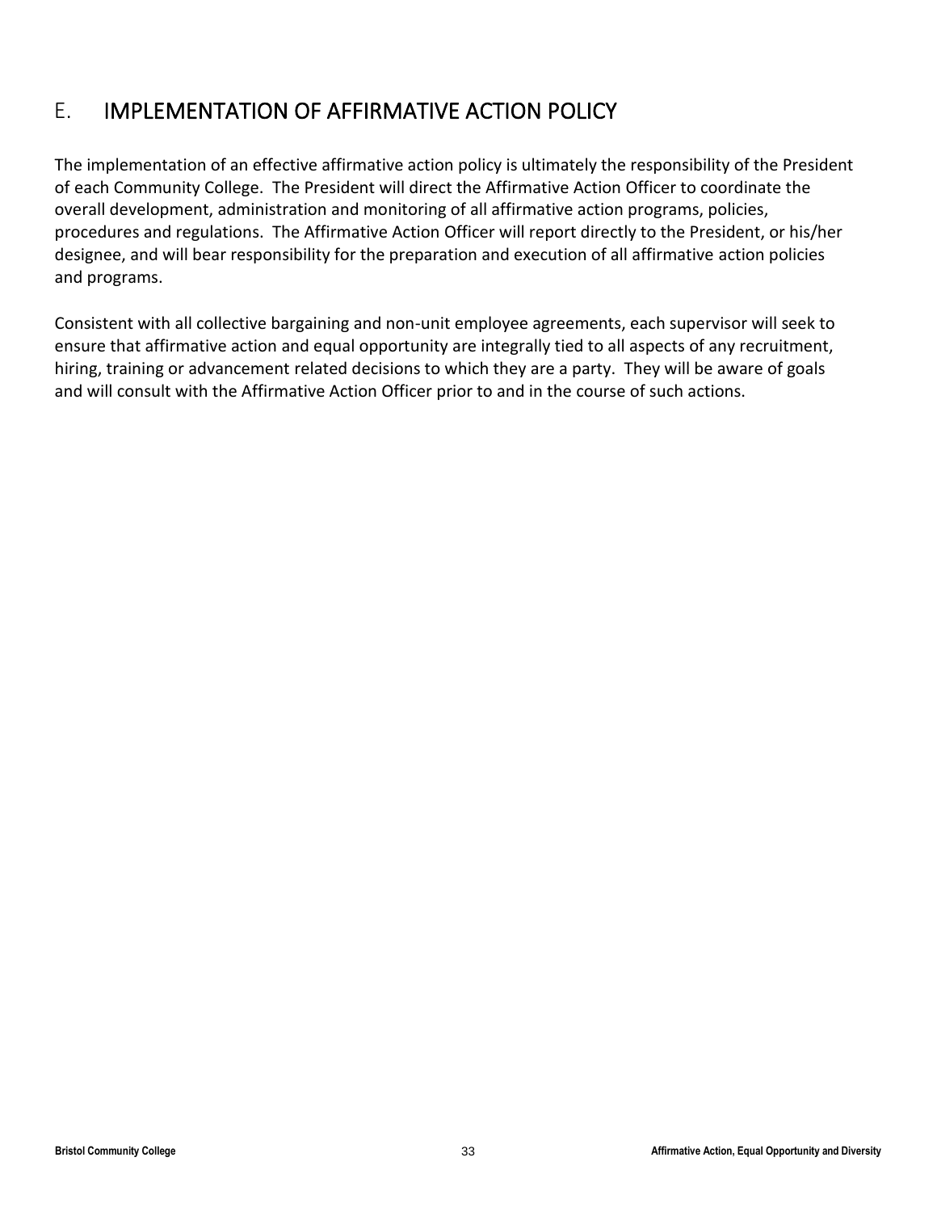## E. IMPLEMENTATION OF AFFIRMATIVE ACTION POLICY

The implementation of an effective affirmative action policy is ultimately the responsibility of the President of each Community College. The President will direct the Affirmative Action Officer to coordinate the overall development, administration and monitoring of all affirmative action programs, policies, procedures and regulations. The Affirmative Action Officer will report directly to the President, or his/her designee, and will bear responsibility for the preparation and execution of all affirmative action policies and programs.

Consistent with all collective bargaining and non-unit employee agreements, each supervisor will seek to ensure that affirmative action and equal opportunity are integrally tied to all aspects of any recruitment, hiring, training or advancement related decisions to which they are a party. They will be aware of goals and will consult with the Affirmative Action Officer prior to and in the course of such actions.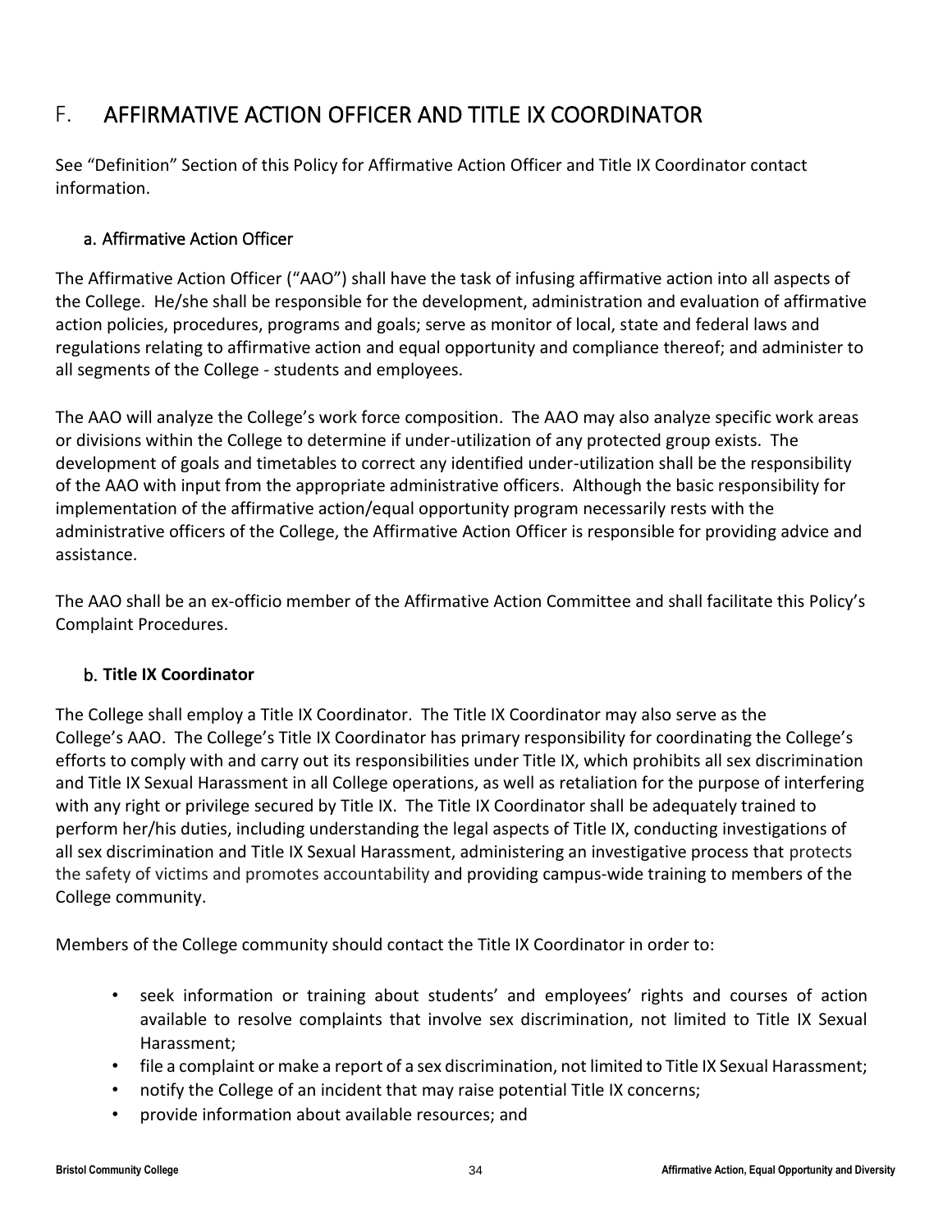## F. AFFIRMATIVE ACTION OFFICER AND TITLE IX COORDINATOR

See "Definition" Section of this Policy for Affirmative Action Officer and Title IX Coordinator contact information.

### a. Affirmative Action Officer

The Affirmative Action Officer ("AAO") shall have the task of infusing affirmative action into all aspects of the College. He/she shall be responsible for the development, administration and evaluation of affirmative action policies, procedures, programs and goals; serve as monitor of local, state and federal laws and regulations relating to affirmative action and equal opportunity and compliance thereof; and administer to all segments of the College - students and employees.

The AAO will analyze the College's work force composition. The AAO may also analyze specific work areas or divisions within the College to determine if under-utilization of any protected group exists. The development of goals and timetables to correct any identified under-utilization shall be the responsibility of the AAO with input from the appropriate administrative officers. Although the basic responsibility for implementation of the affirmative action/equal opportunity program necessarily rests with the administrative officers of the College, the Affirmative Action Officer is responsible for providing advice and assistance.

The AAO shall be an ex-officio member of the Affirmative Action Committee and shall facilitate this Policy's Complaint Procedures.

### b. **Title IX Coordinator**

The College shall employ a Title IX Coordinator. The Title IX Coordinator may also serve as the College's AAO. The College's Title IX Coordinator has primary responsibility for coordinating the College's efforts to comply with and carry out its responsibilities under Title IX, which prohibits all sex discrimination and Title IX Sexual Harassment in all College operations, as well as retaliation for the purpose of interfering with any right or privilege secured by Title IX. The Title IX Coordinator shall be adequately trained to perform her/his duties, including understanding the legal aspects of Title IX, conducting investigations of all sex discrimination and Title IX Sexual Harassment, administering an investigative process that protects the safety of victims and promotes accountability and providing campus-wide training to members of the College community.

Members of the College community should contact the Title IX Coordinator in order to:

- seek information or training about students' and employees' rights and courses of action available to resolve complaints that involve sex discrimination, not limited to Title IX Sexual Harassment;
- file a complaint or make a report of a sex discrimination, not limited to Title IX Sexual Harassment;
- notify the College of an incident that may raise potential Title IX concerns;
- provide information about available resources; and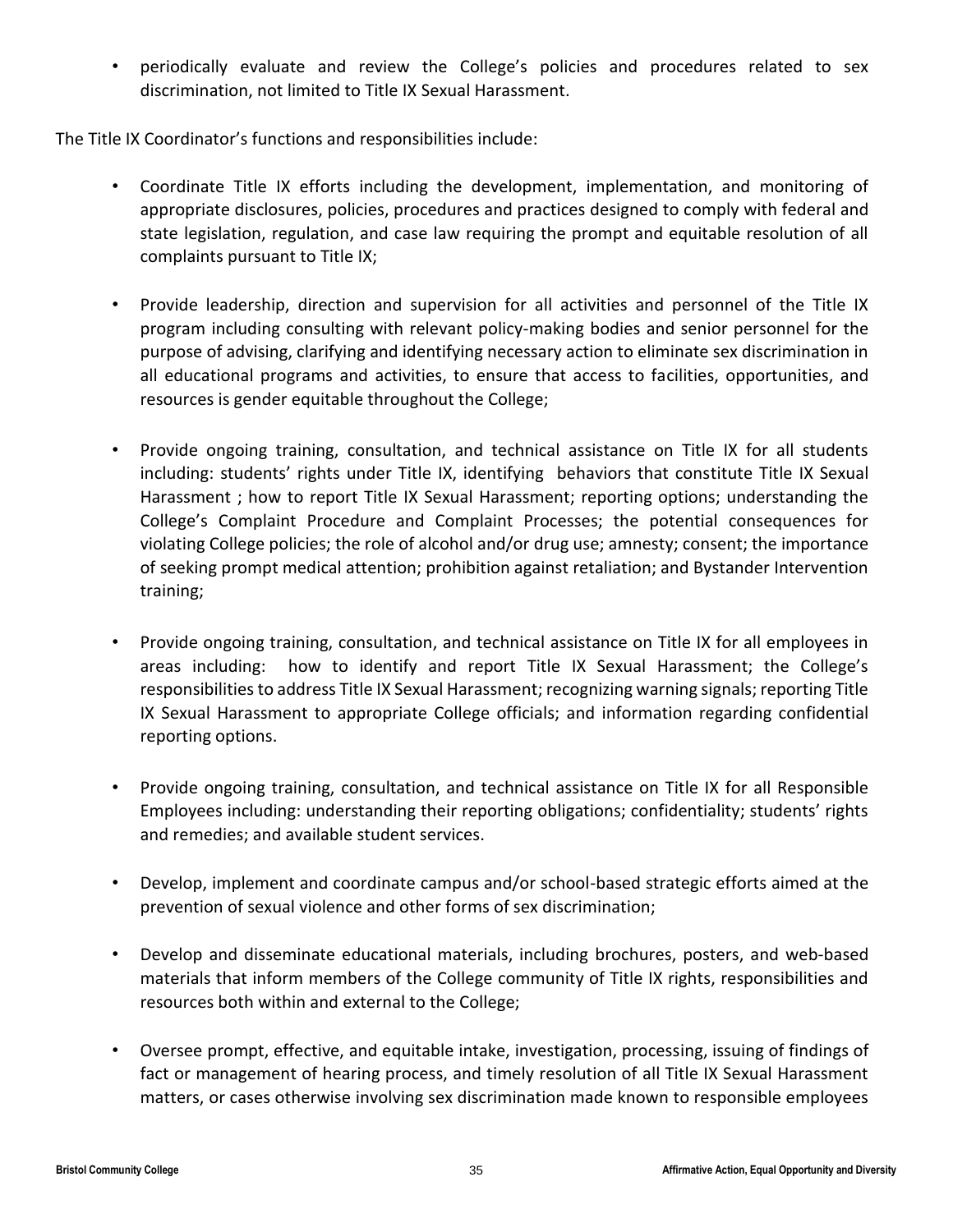- periodically evaluate and review the College's policies and procedures related to sex discrimination, not limited to Title IX Sexual Harassment.

The Title IX Coordinator's functions and responsibilities include:

- Coordinate Title IX efforts including the development, implementation, and monitoring of appropriate disclosures, policies, procedures and practices designed to comply with federal and state legislation, regulation, and case law requiring the prompt and equitable resolution of all complaints pursuant to Title IX;

- Provide leadership, direction and supervision for all activities and personnel of the Title IX program including consulting with relevant policy-making bodies and senior personnel for the purpose of advising, clarifying and identifying necessary action to eliminate sex discrimination in all educational programs and activities, to ensure that access to facilities, opportunities, and resources is gender equitable throughout the College;

- Provide ongoing training, consultation, and technical assistance on Title IX for all students including: students' rights under Title IX, identifying behaviors that constitute Title IX Sexual Harassment ; how to report Title IX Sexual Harassment; reporting options; understanding the College's Complaint Procedure and Complaint Processes; the potential consequences for violating College policies; the role of alcohol and/or drug use; amnesty; consent; the importance of seeking prompt medical attention; prohibition against retaliation; and Bystander Intervention training;

- Provide ongoing training, consultation, and technical assistance on Title IX for all employees in areas including: how to identify and report Title IX Sexual Harassment; the College's responsibilities to address Title IX Sexual Harassment; recognizing warning signals; reporting Title IX Sexual Harassment to appropriate College officials; and information regarding confidential reporting options.

- Provide ongoing training, consultation, and technical assistance on Title IX for all Responsible Employees including: understanding their reporting obligations; confidentiality; students' rights and remedies; and available student services.

- Develop, implement and coordinate campus and/or school-based strategic efforts aimed at the prevention of sexual violence and other forms of sex discrimination;

- Develop and disseminate educational materials, including brochures, posters, and web-based materials that inform members of the College community of Title IX rights, responsibilities and resources both within and external to the College;

- Oversee prompt, effective, and equitable intake, investigation, processing, issuing of findings of fact or management of hearing process, and timely resolution of all Title IX Sexual Harassment matters, or cases otherwise involving sex discrimination made known to responsible employees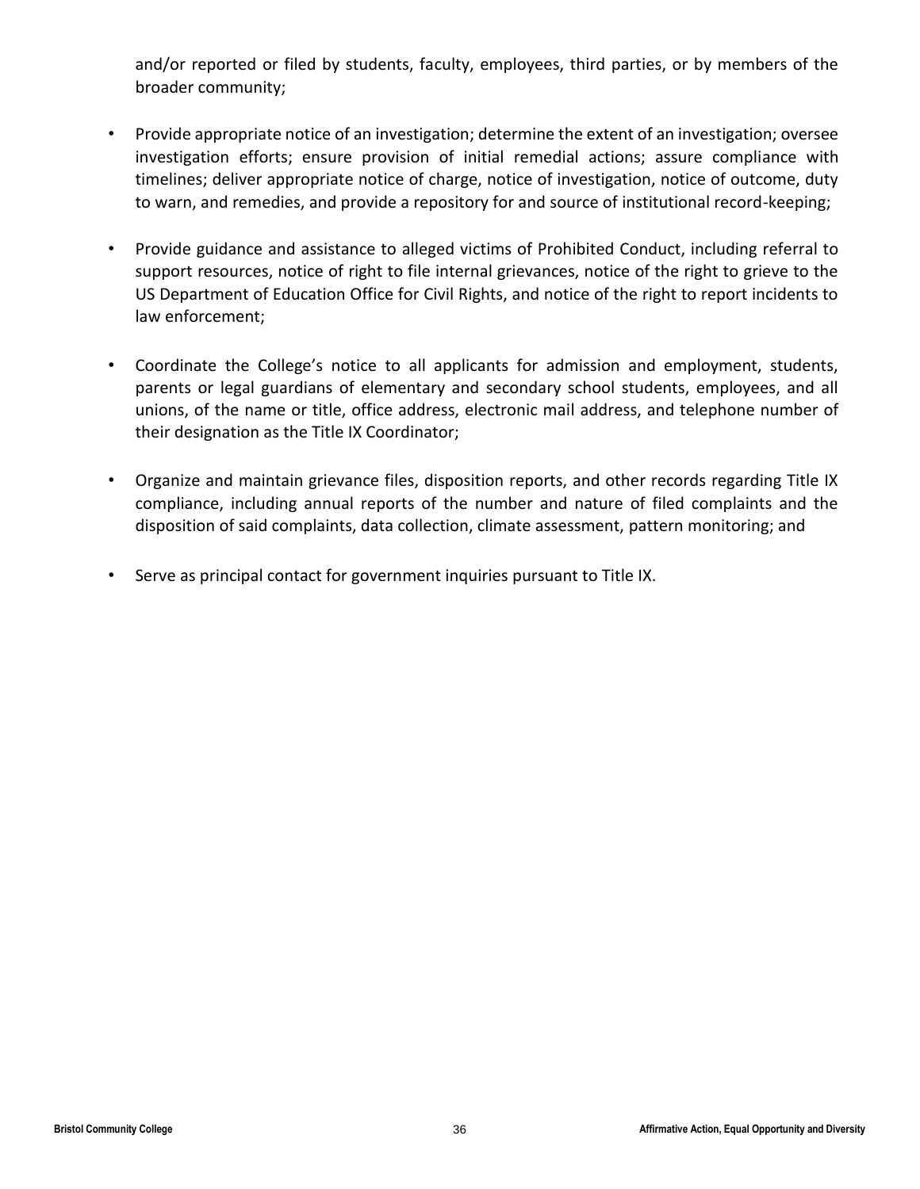and/or reported or filed by students, faculty, employees, third parties, or by members of the broader community;

- Provide appropriate notice of an investigation; determine the extent of an investigation; oversee investigation efforts; ensure provision of initial remedial actions; assure compliance with timelines; deliver appropriate notice of charge, notice of investigation, notice of outcome, duty to warn, and remedies, and provide a repository for and source of institutional record-keeping;

- Provide guidance and assistance to alleged victims of Prohibited Conduct, including referral to support resources, notice of right to file internal grievances, notice of the right to grieve to the US Department of Education Office for Civil Rights, and notice of the right to report incidents to law enforcement;

- Coordinate the College's notice to all applicants for admission and employment, students, parents or legal guardians of elementary and secondary school students, employees, and all unions, of the name or title, office address, electronic mail address, and telephone number of their designation as the Title IX Coordinator;

- Organize and maintain grievance files, disposition reports, and other records regarding Title IX compliance, including annual reports of the number and nature of filed complaints and the disposition of said complaints, data collection, climate assessment, pattern monitoring; and

- Serve as principal contact for government inquiries pursuant to Title IX.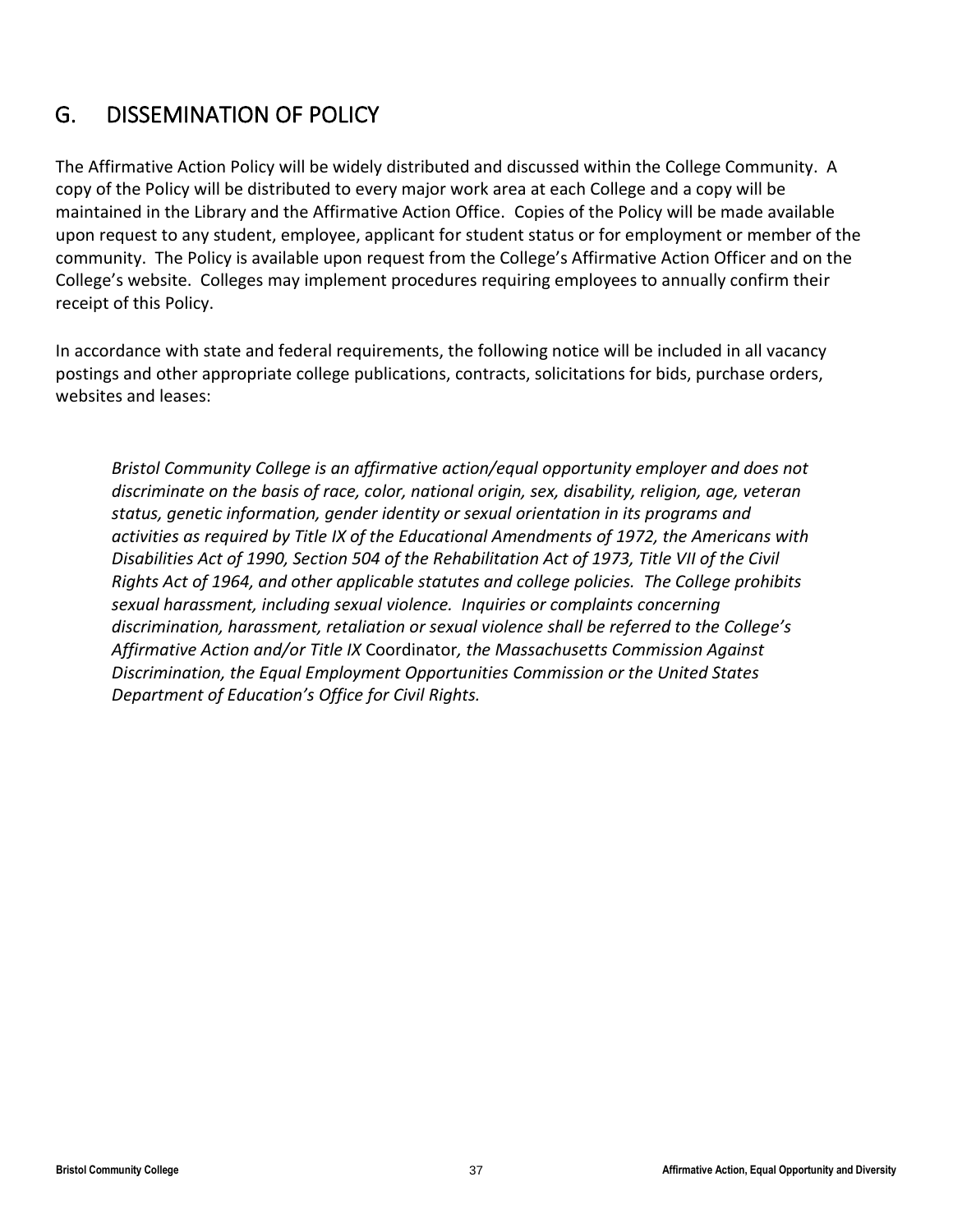## G. DISSEMINATION OF POLICY

The Affirmative Action Policy will be widely distributed and discussed within the College Community. A copy of the Policy will be distributed to every major work area at each College and a copy will be maintained in the Library and the Affirmative Action Office. Copies of the Policy will be made available upon request to any student, employee, applicant for student status or for employment or member of the community. The Policy is available upon request from the College's Affirmative Action Officer and on the College's website. Colleges may implement procedures requiring employees to annually confirm their receipt of this Policy.

In accordance with state and federal requirements, the following notice will be included in all vacancy postings and other appropriate college publications, contracts, solicitations for bids, purchase orders, websites and leases:

> *Bristol Community College is an affirmative action/equal opportunity employer and does not discriminate on the basis of race, color, national origin, sex, disability, religion, age, veteran status, genetic information, gender identity or sexual orientation in its programs and activities as required by Title IX of the Educational Amendments of 1972, the Americans with Disabilities Act of 1990, Section 504 of the Rehabilitation Act of 1973, Title VII of the Civil Rights Act of 1964, and other applicable statutes and college policies. The College prohibits sexual harassment, including sexual violence. Inquiries or complaints concerning discrimination, harassment, retaliation or sexual violence shall be referred to the College's Affirmative Action and/or Title IX* Coordinator*, the Massachusetts Commission Against Discrimination, the Equal Employment Opportunities Commission or the United States Department of Education's Office for Civil Rights.*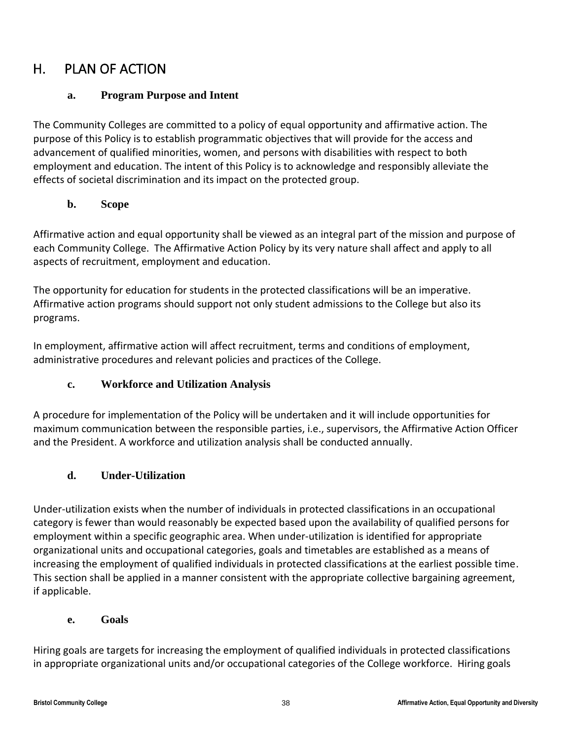## H. PLAN OF ACTION

### a. Program Purpose and Intent

The Community Colleges are committed to a policy of equal opportunity and affirmative action. The purpose of this Policy is to establish programmatic objectives that will provide for the access and advancement of qualified minorities, women, and persons with disabilities with respect to both employment and education. The intent of this Policy is to acknowledge and responsibly alleviate the effects of societal discrimination and its impact on the protected group.

### b. Scope

Affirmative action and equal opportunity shall be viewed as an integral part of the mission and purpose of each Community College. The Affirmative Action Policy by its very nature shall affect and apply to all aspects of recruitment, employment and education.

The opportunity for education for students in the protected classifications will be an imperative. Affirmative action programs should support not only student admissions to the College but also its programs.

In employment, affirmative action will affect recruitment, terms and conditions of employment, administrative procedures and relevant policies and practices of the College.

### c. Workforce and Utilization Analysis

A procedure for implementation of the Policy will be undertaken and it will include opportunities for maximum communication between the responsible parties, i.e., supervisors, the Affirmative Action Officer and the President. A workforce and utilization analysis shall be conducted annually.

### d. Under-Utilization

Under-utilization exists when the number of individuals in protected classifications in an occupational category is fewer than would reasonably be expected based upon the availability of qualified persons for employment within a specific geographic area. When under-utilization is identified for appropriate organizational units and occupational categories, goals and timetables are established as a means of increasing the employment of qualified individuals in protected classifications at the earliest possible time. This section shall be applied in a manner consistent with the appropriate collective bargaining agreement, if applicable.

### e. Goals

Hiring goals are targets for increasing the employment of qualified individuals in protected classifications in appropriate organizational units and/or occupational categories of the College workforce. Hiring goals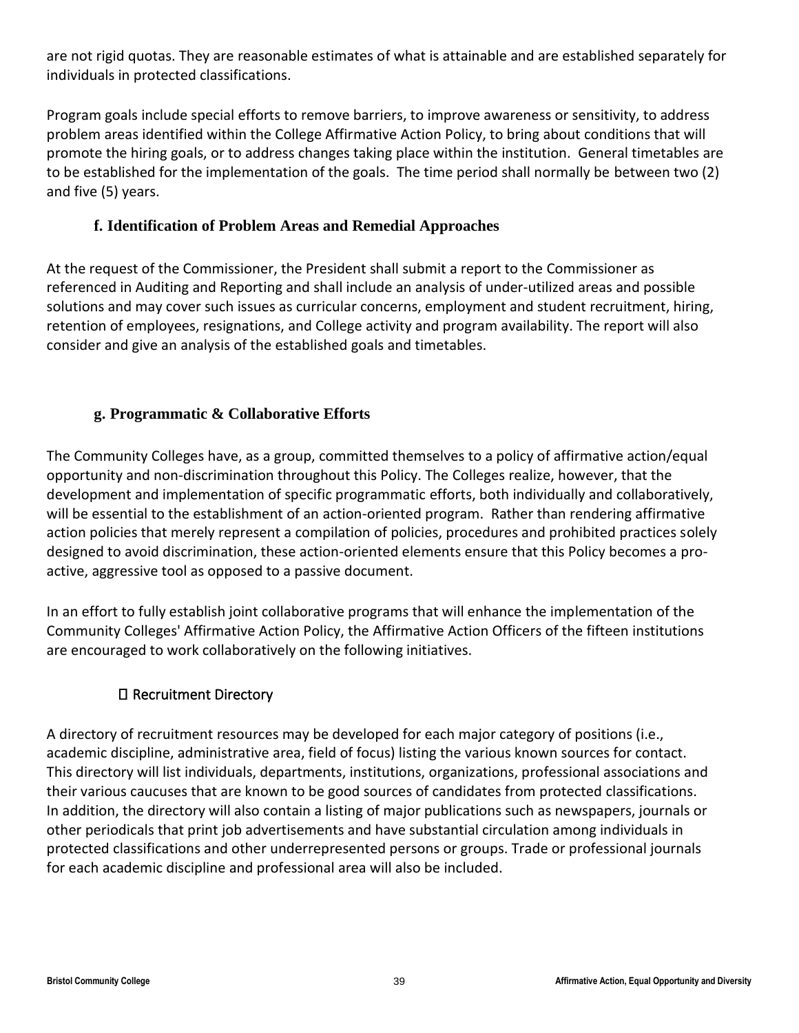are not rigid quotas. They are reasonable estimates of what is attainable and are established separately for individuals in protected classifications.

Program goals include special efforts to remove barriers, to improve awareness or sensitivity, to address problem areas identified within the College Affirmative Action Policy, to bring about conditions that will promote the hiring goals, or to address changes taking place within the institution. General timetables are to be established for the implementation of the goals. The time period shall normally be between two (2) and five (5) years.

### f. Identification of Problem Areas and Remedial Approaches

At the request of the Commissioner, the President shall submit a report to the Commissioner as referenced in Auditing and Reporting and shall include an analysis of under-utilized areas and possible solutions and may cover such issues as curricular concerns, employment and student recruitment, hiring, retention of employees, resignations, and College activity and program availability. The report will also consider and give an analysis of the established goals and timetables.

### g. Programmatic & Collaborative Efforts

The Community Colleges have, as a group, committed themselves to a policy of affirmative action/equal opportunity and non-discrimination throughout this Policy. The Colleges realize, however, that the development and implementation of specific programmatic efforts, both individually and collaboratively, will be essential to the establishment of an action-oriented program. Rather than rendering affirmative action policies that merely represent a compilation of policies, procedures and prohibited practices solely designed to avoid discrimination, these action-oriented elements ensure that this Policy becomes a pro-active, aggressive tool as opposed to a passive document.

In an effort to fully establish joint collaborative programs that will enhance the implementation of the Community Colleges' Affirmative Action Policy, the Affirmative Action Officers of the fifteen institutions are encouraged to work collaboratively on the following initiatives.

- Recruitment Directory

A directory of recruitment resources may be developed for each major category of positions (i.e., academic discipline, administrative area, field of focus) listing the various known sources for contact. This directory will list individuals, departments, institutions, organizations, professional associations and their various caucuses that are known to be good sources of candidates from protected classifications. In addition, the directory will also contain a listing of major publications such as newspapers, journals or other periodicals that print job advertisements and have substantial circulation among individuals in protected classifications and other underrepresented persons or groups. Trade or professional journals for each academic discipline and professional area will also be included.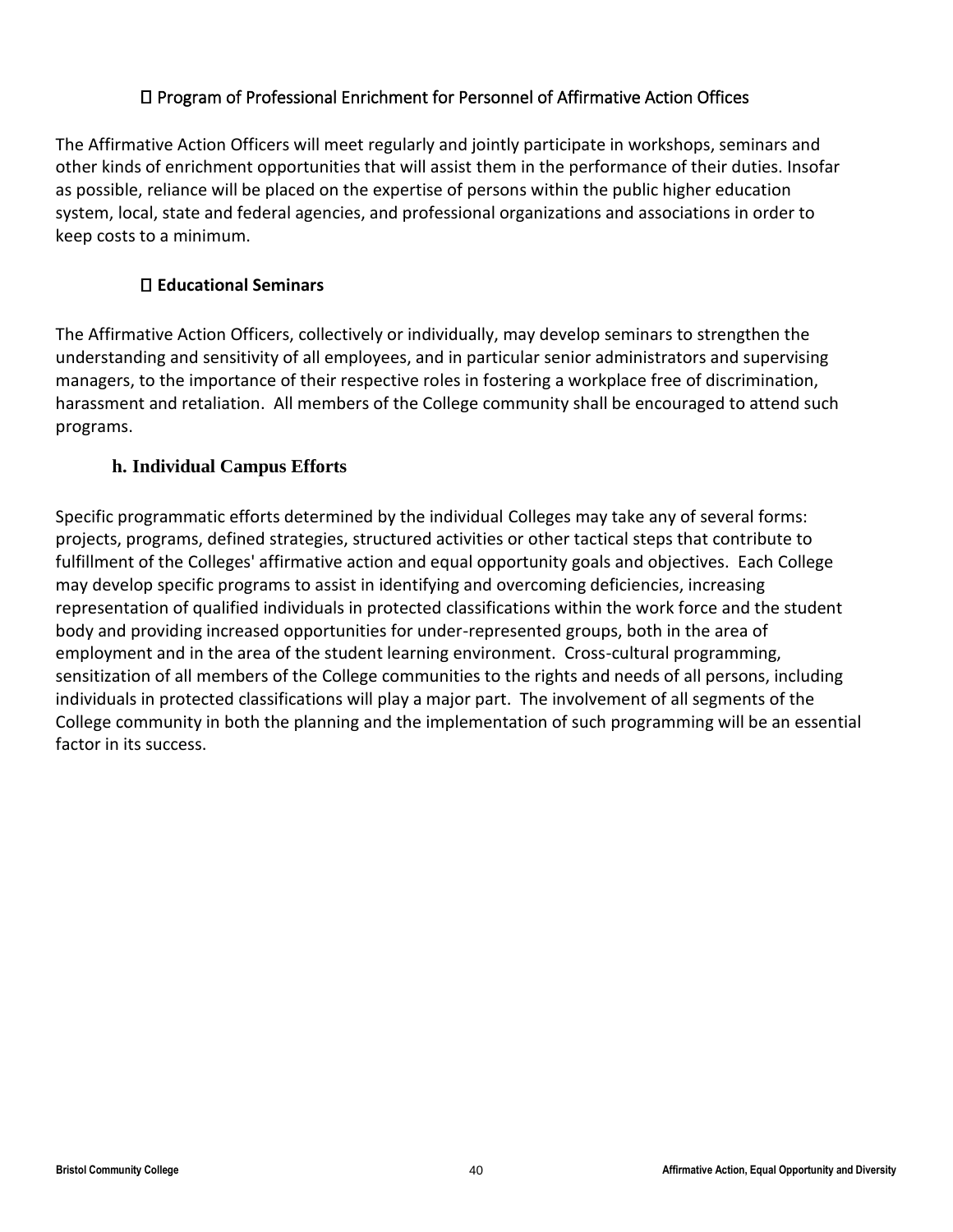Program of Professional Enrichment for Personnel of Affirmative Action Offices

The Affirmative Action Officers will meet regularly and jointly participate in workshops, seminars and other kinds of enrichment opportunities that will assist them in the performance of their duties. Insofar as possible, reliance will be placed on the expertise of persons within the public higher education system, local, state and federal agencies, and professional organizations and associations in order to keep costs to a minimum.

 **Educational Seminars**

The Affirmative Action Officers, collectively or individually, may develop seminars to strengthen the understanding and sensitivity of all employees, and in particular senior administrators and supervising managers, to the importance of their respective roles in fostering a workplace free of discrimination, harassment and retaliation. All members of the College community shall be encouraged to attend such programs.

### h. Individual Campus Efforts

Specific programmatic efforts determined by the individual Colleges may take any of several forms: projects, programs, defined strategies, structured activities or other tactical steps that contribute to fulfillment of the Colleges' affirmative action and equal opportunity goals and objectives. Each College may develop specific programs to assist in identifying and overcoming deficiencies, increasing representation of qualified individuals in protected classifications within the work force and the student body and providing increased opportunities for under-represented groups, both in the area of employment and in the area of the student learning environment. Cross-cultural programming, sensitization of all members of the College communities to the rights and needs of all persons, including individuals in protected classifications will play a major part. The involvement of all segments of the College community in both the planning and the implementation of such programming will be an essential factor in its success.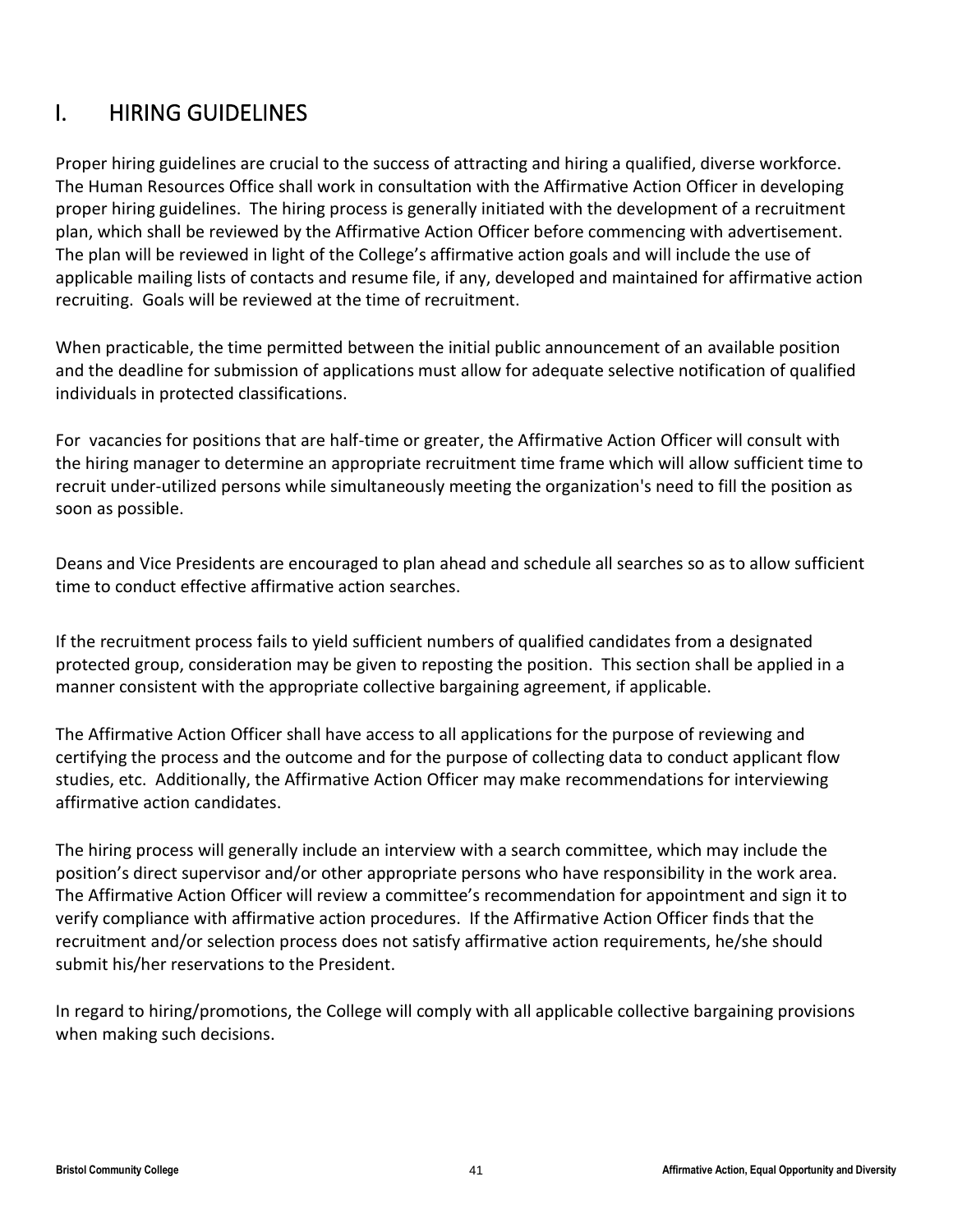## I. HIRING GUIDELINES

Proper hiring guidelines are crucial to the success of attracting and hiring a qualified, diverse workforce. The Human Resources Office shall work in consultation with the Affirmative Action Officer in developing proper hiring guidelines. The hiring process is generally initiated with the development of a recruitment plan, which shall be reviewed by the Affirmative Action Officer before commencing with advertisement. The plan will be reviewed in light of the College's affirmative action goals and will include the use of applicable mailing lists of contacts and resume file, if any, developed and maintained for affirmative action recruiting. Goals will be reviewed at the time of recruitment.

When practicable, the time permitted between the initial public announcement of an available position and the deadline for submission of applications must allow for adequate selective notification of qualified individuals in protected classifications.

For vacancies for positions that are half-time or greater, the Affirmative Action Officer will consult with the hiring manager to determine an appropriate recruitment time frame which will allow sufficient time to recruit under-utilized persons while simultaneously meeting the organization's need to fill the position as soon as possible.

Deans and Vice Presidents are encouraged to plan ahead and schedule all searches so as to allow sufficient time to conduct effective affirmative action searches.

If the recruitment process fails to yield sufficient numbers of qualified candidates from a designated protected group, consideration may be given to reposting the position. This section shall be applied in a manner consistent with the appropriate collective bargaining agreement, if applicable.

The Affirmative Action Officer shall have access to all applications for the purpose of reviewing and certifying the process and the outcome and for the purpose of collecting data to conduct applicant flow studies, etc. Additionally, the Affirmative Action Officer may make recommendations for interviewing affirmative action candidates.

The hiring process will generally include an interview with a search committee, which may include the position's direct supervisor and/or other appropriate persons who have responsibility in the work area. The Affirmative Action Officer will review a committee's recommendation for appointment and sign it to verify compliance with affirmative action procedures. If the Affirmative Action Officer finds that the recruitment and/or selection process does not satisfy affirmative action requirements, he/she should submit his/her reservations to the President.

In regard to hiring/promotions, the College will comply with all applicable collective bargaining provisions when making such decisions.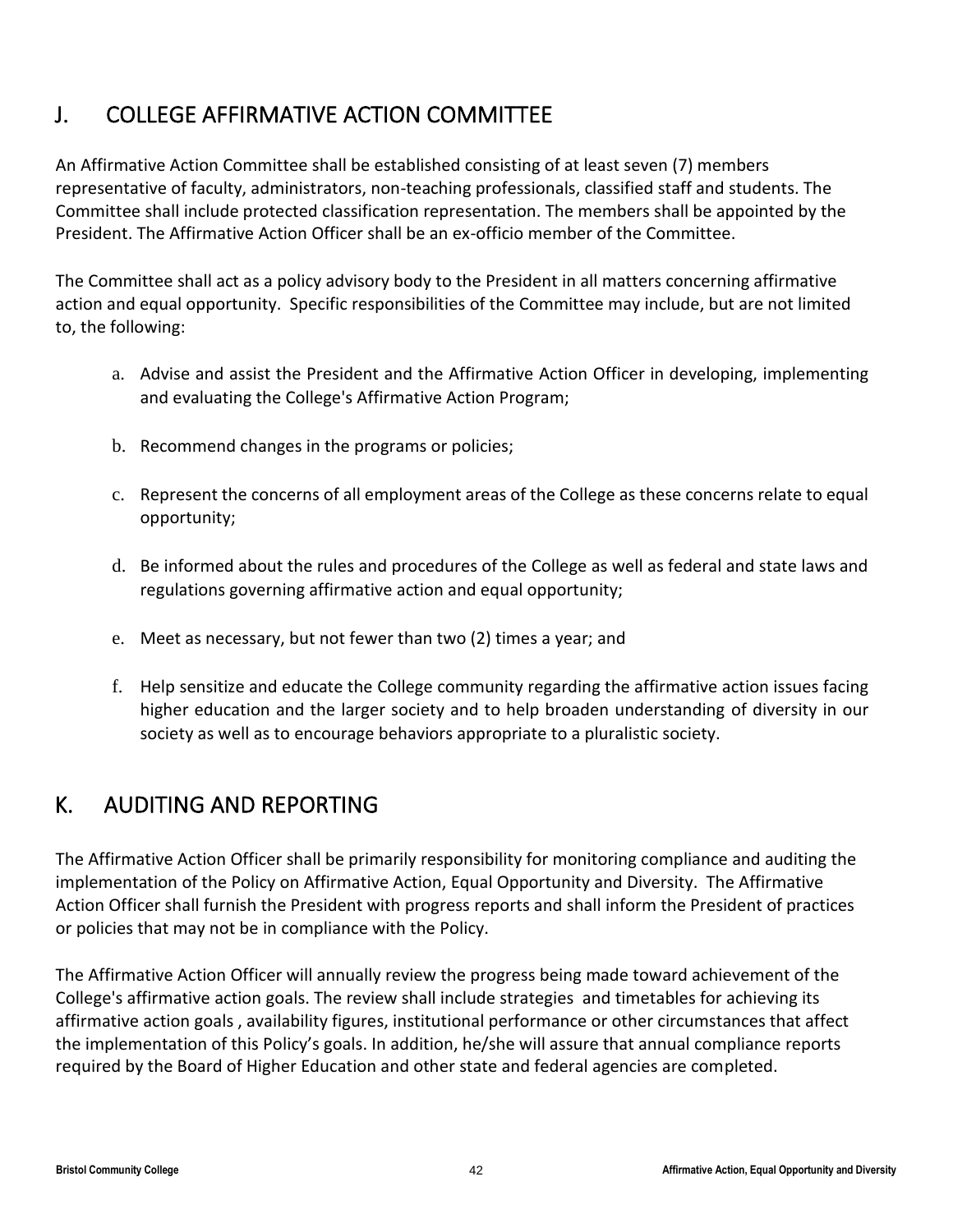## J. COLLEGE AFFIRMATIVE ACTION COMMITTEE

An Affirmative Action Committee shall be established consisting of at least seven (7) members representative of faculty, administrators, non-teaching professionals, classified staff and students. The Committee shall include protected classification representation. The members shall be appointed by the President. The Affirmative Action Officer shall be an ex-officio member of the Committee.

The Committee shall act as a policy advisory body to the President in all matters concerning affirmative action and equal opportunity. Specific responsibilities of the Committee may include, but are not limited to, the following:

a. Advise and assist the President and the Affirmative Action Officer in developing, implementing and evaluating the College's Affirmative Action Program;

b. Recommend changes in the programs or policies;

c. Represent the concerns of all employment areas of the College as these concerns relate to equal opportunity;

d. Be informed about the rules and procedures of the College as well as federal and state laws and regulations governing affirmative action and equal opportunity;

e. Meet as necessary, but not fewer than two (2) times a year; and

f. Help sensitize and educate the College community regarding the affirmative action issues facing higher education and the larger society and to help broaden understanding of diversity in our society as well as to encourage behaviors appropriate to a pluralistic society.

## K. AUDITING AND REPORTING

The Affirmative Action Officer shall be primarily responsibility for monitoring compliance and auditing the implementation of the Policy on Affirmative Action, Equal Opportunity and Diversity. The Affirmative Action Officer shall furnish the President with progress reports and shall inform the President of practices or policies that may not be in compliance with the Policy.

The Affirmative Action Officer will annually review the progress being made toward achievement of the College's affirmative action goals. The review shall include strategies and timetables for achieving its affirmative action goals , availability figures, institutional performance or other circumstances that affect the implementation of this Policy's goals. In addition, he/she will assure that annual compliance reports required by the Board of Higher Education and other state and federal agencies are completed.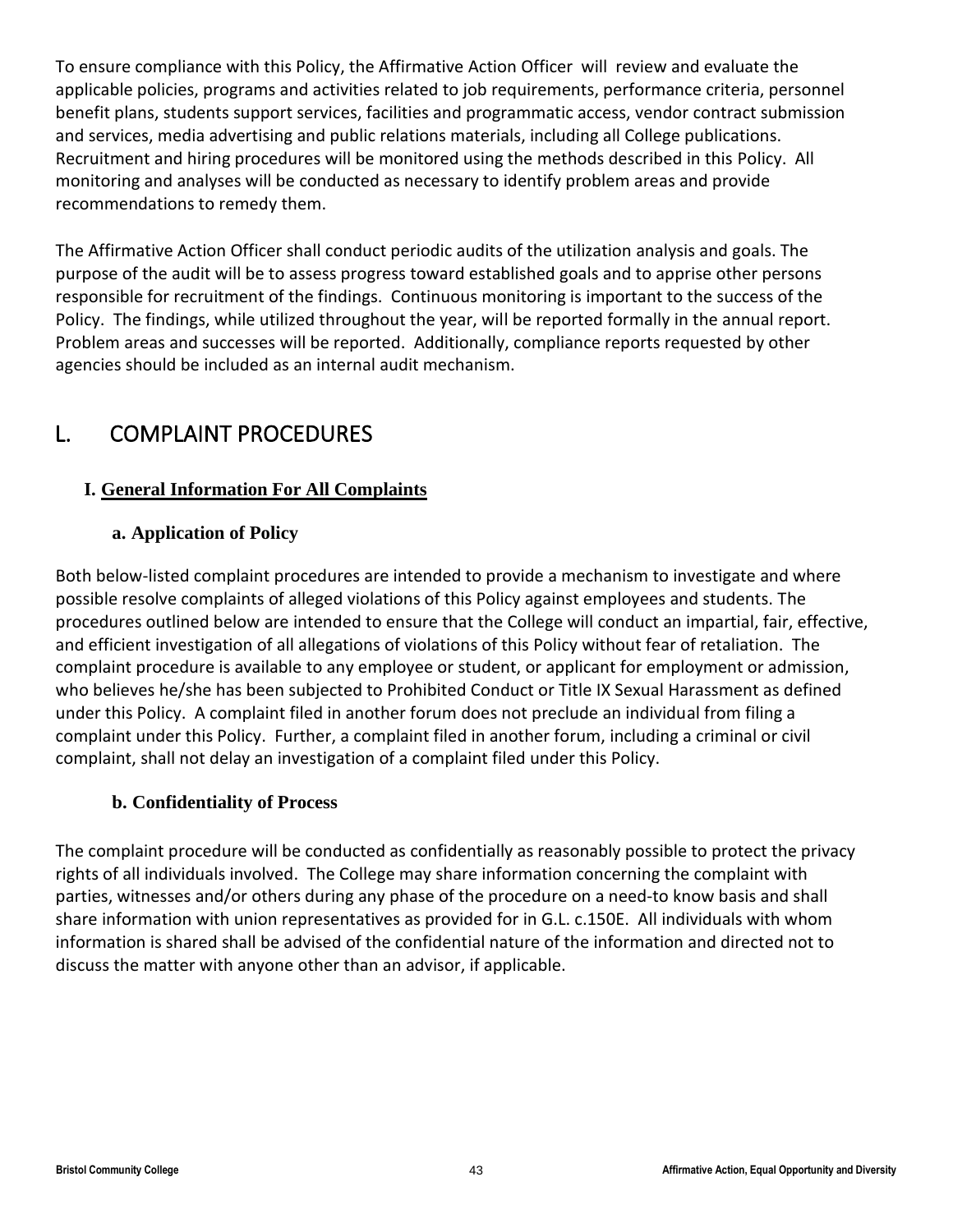To ensure compliance with this Policy, the Affirmative Action Officer will review and evaluate the applicable policies, programs and activities related to job requirements, performance criteria, personnel benefit plans, students support services, facilities and programmatic access, vendor contract submission and services, media advertising and public relations materials, including all College publications. Recruitment and hiring procedures will be monitored using the methods described in this Policy. All monitoring and analyses will be conducted as necessary to identify problem areas and provide recommendations to remedy them.

The Affirmative Action Officer shall conduct periodic audits of the utilization analysis and goals. The purpose of the audit will be to assess progress toward established goals and to apprise other persons responsible for recruitment of the findings. Continuous monitoring is important to the success of the Policy. The findings, while utilized throughout the year, will be reported formally in the annual report. Problem areas and successes will be reported. Additionally, compliance reports requested by other agencies should be included as an internal audit mechanism.

## L. COMPLAINT PROCEDURES

### I. General Information For All Complaints

#### a. Application of Policy

Both below-listed complaint procedures are intended to provide a mechanism to investigate and where possible resolve complaints of alleged violations of this Policy against employees and students. The procedures outlined below are intended to ensure that the College will conduct an impartial, fair, effective, and efficient investigation of all allegations of violations of this Policy without fear of retaliation. The complaint procedure is available to any employee or student, or applicant for employment or admission, who believes he/she has been subjected to Prohibited Conduct or Title IX Sexual Harassment as defined under this Policy. A complaint filed in another forum does not preclude an individual from filing a complaint under this Policy. Further, a complaint filed in another forum, including a criminal or civil complaint, shall not delay an investigation of a complaint filed under this Policy.

#### b. Confidentiality of Process

The complaint procedure will be conducted as confidentially as reasonably possible to protect the privacy rights of all individuals involved. The College may share information concerning the complaint with parties, witnesses and/or others during any phase of the procedure on a need-to know basis and shall share information with union representatives as provided for in G.L. c.150E. All individuals with whom information is shared shall be advised of the confidential nature of the information and directed not to discuss the matter with anyone other than an advisor, if applicable.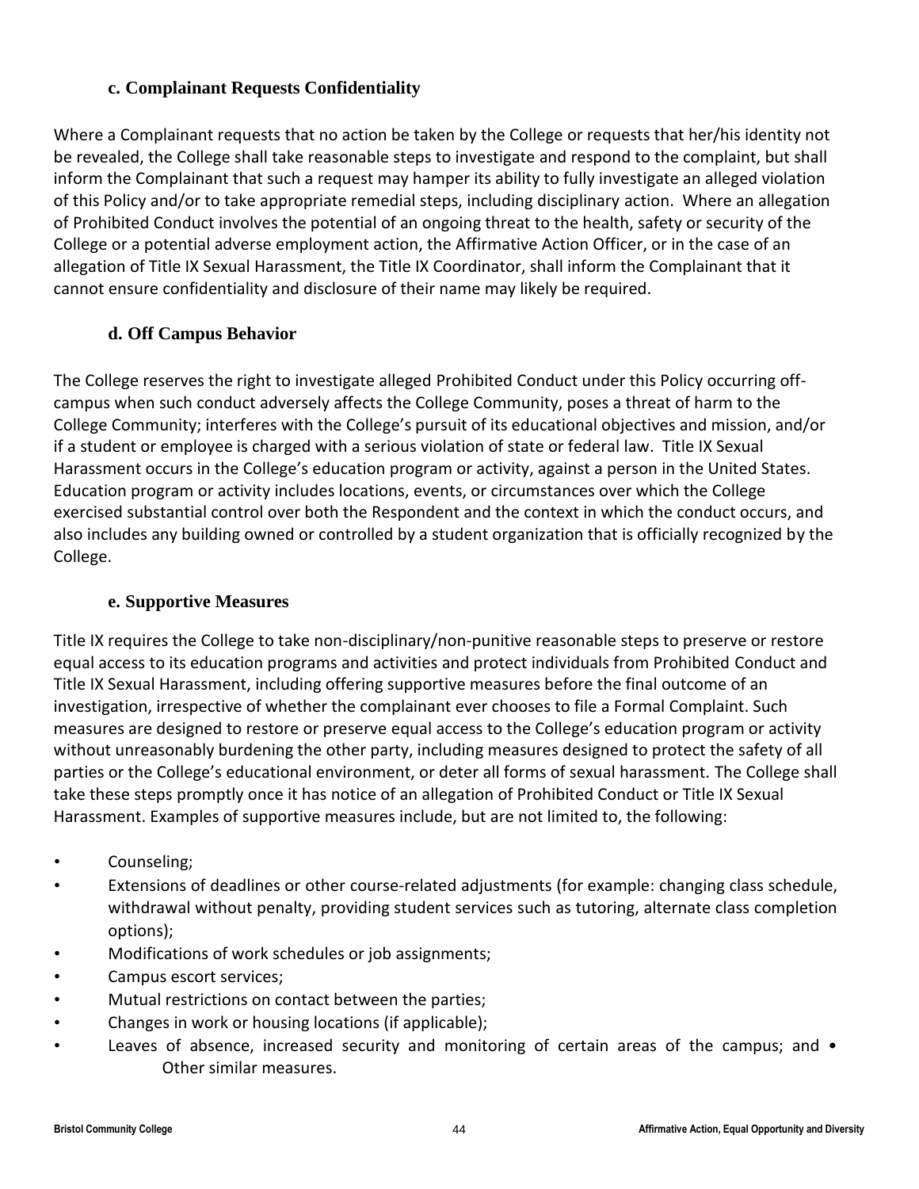### c. Complainant Requests Confidentiality

Where a Complainant requests that no action be taken by the College or requests that her/his identity not be revealed, the College shall take reasonable steps to investigate and respond to the complaint, but shall inform the Complainant that such a request may hamper its ability to fully investigate an alleged violation of this Policy and/or to take appropriate remedial steps, including disciplinary action. Where an allegation of Prohibited Conduct involves the potential of an ongoing threat to the health, safety or security of the College or a potential adverse employment action, the Affirmative Action Officer, or in the case of an allegation of Title IX Sexual Harassment, the Title IX Coordinator, shall inform the Complainant that it cannot ensure confidentiality and disclosure of their name may likely be required.

### d. Off Campus Behavior

The College reserves the right to investigate alleged Prohibited Conduct under this Policy occurring off-campus when such conduct adversely affects the College Community, poses a threat of harm to the College Community; interferes with the College's pursuit of its educational objectives and mission, and/or if a student or employee is charged with a serious violation of state or federal law. Title IX Sexual Harassment occurs in the College's education program or activity, against a person in the United States. Education program or activity includes locations, events, or circumstances over which the College exercised substantial control over both the Respondent and the context in which the conduct occurs, and also includes any building owned or controlled by a student organization that is officially recognized by the College.

### e. Supportive Measures

Title IX requires the College to take non-disciplinary/non-punitive reasonable steps to preserve or restore equal access to its education programs and activities and protect individuals from Prohibited Conduct and Title IX Sexual Harassment, including offering supportive measures before the final outcome of an investigation, irrespective of whether the complainant ever chooses to file a Formal Complaint. Such measures are designed to restore or preserve equal access to the College's education program or activity without unreasonably burdening the other party, including measures designed to protect the safety of all parties or the College's educational environment, or deter all forms of sexual harassment. The College shall take these steps promptly once it has notice of an allegation of Prohibited Conduct or Title IX Sexual Harassment. Examples of supportive measures include, but are not limited to, the following:

- Counseling;
- Extensions of deadlines or other course-related adjustments (for example: changing class schedule, withdrawal without penalty, providing student services such as tutoring, alternate class completion options);
- Modifications of work schedules or job assignments;
- Campus escort services;
- Mutual restrictions on contact between the parties;
- Changes in work or housing locations (if applicable);
- Leaves of absence, increased security and monitoring of certain areas of the campus; and
- Other similar measures.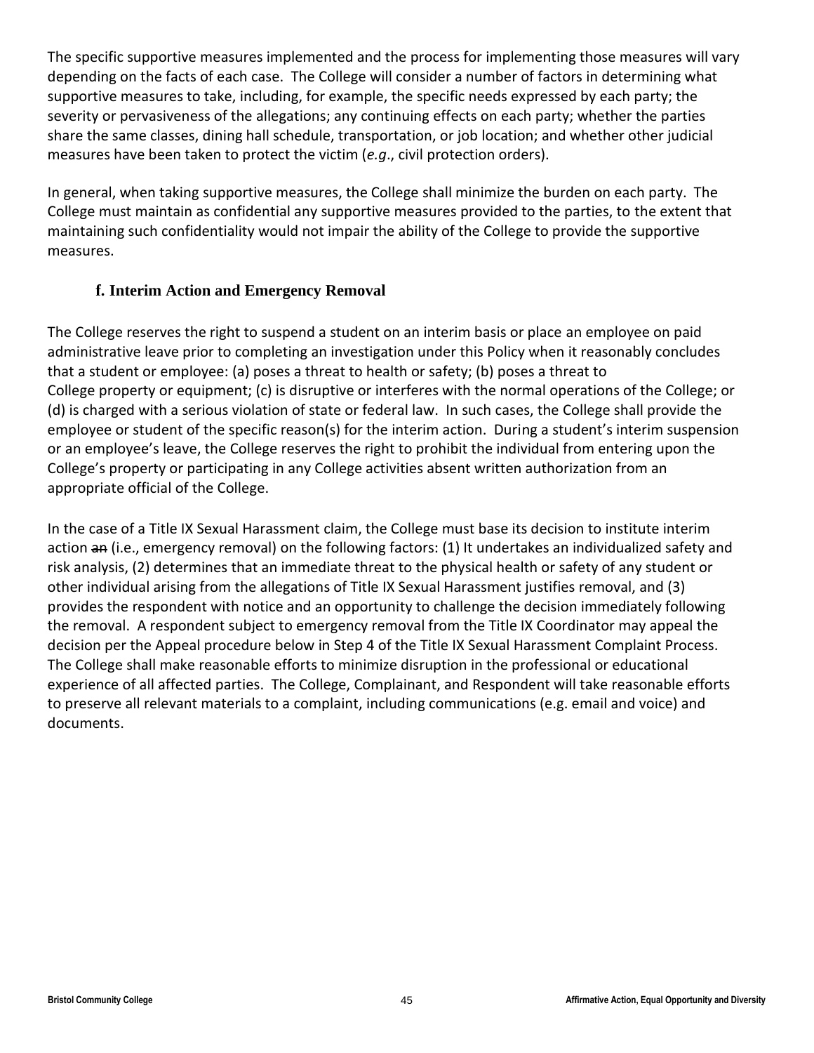The specific supportive measures implemented and the process for implementing those measures will vary depending on the facts of each case. The College will consider a number of factors in determining what supportive measures to take, including, for example, the specific needs expressed by each party; the severity or pervasiveness of the allegations; any continuing effects on each party; whether the parties share the same classes, dining hall schedule, transportation, or job location; and whether other judicial measures have been taken to protect the victim (*e.g*., civil protection orders).

In general, when taking supportive measures, the College shall minimize the burden on each party. The College must maintain as confidential any supportive measures provided to the parties, to the extent that maintaining such confidentiality would not impair the ability of the College to provide the supportive measures.

### f. Interim Action and Emergency Removal

The College reserves the right to suspend a student on an interim basis or place an employee on paid administrative leave prior to completing an investigation under this Policy when it reasonably concludes that a student or employee: (a) poses a threat to health or safety; (b) poses a threat to College property or equipment; (c) is disruptive or interferes with the normal operations of the College; or (d) is charged with a serious violation of state or federal law. In such cases, the College shall provide the employee or student of the specific reason(s) for the interim action. During a student's interim suspension or an employee's leave, the College reserves the right to prohibit the individual from entering upon the College's property or participating in any College activities absent written authorization from an appropriate official of the College.

In the case of a Title IX Sexual Harassment claim, the College must base its decision to institute interim action ~~an~~ (i.e., emergency removal) on the following factors: (1) It undertakes an individualized safety and risk analysis, (2) determines that an immediate threat to the physical health or safety of any student or other individual arising from the allegations of Title IX Sexual Harassment justifies removal, and (3) provides the respondent with notice and an opportunity to challenge the decision immediately following the removal. A respondent subject to emergency removal from the Title IX Coordinator may appeal the decision per the Appeal procedure below in Step 4 of the Title IX Sexual Harassment Complaint Process. The College shall make reasonable efforts to minimize disruption in the professional or educational experience of all affected parties. The College, Complainant, and Respondent will take reasonable efforts to preserve all relevant materials to a complaint, including communications (e.g. email and voice) and documents.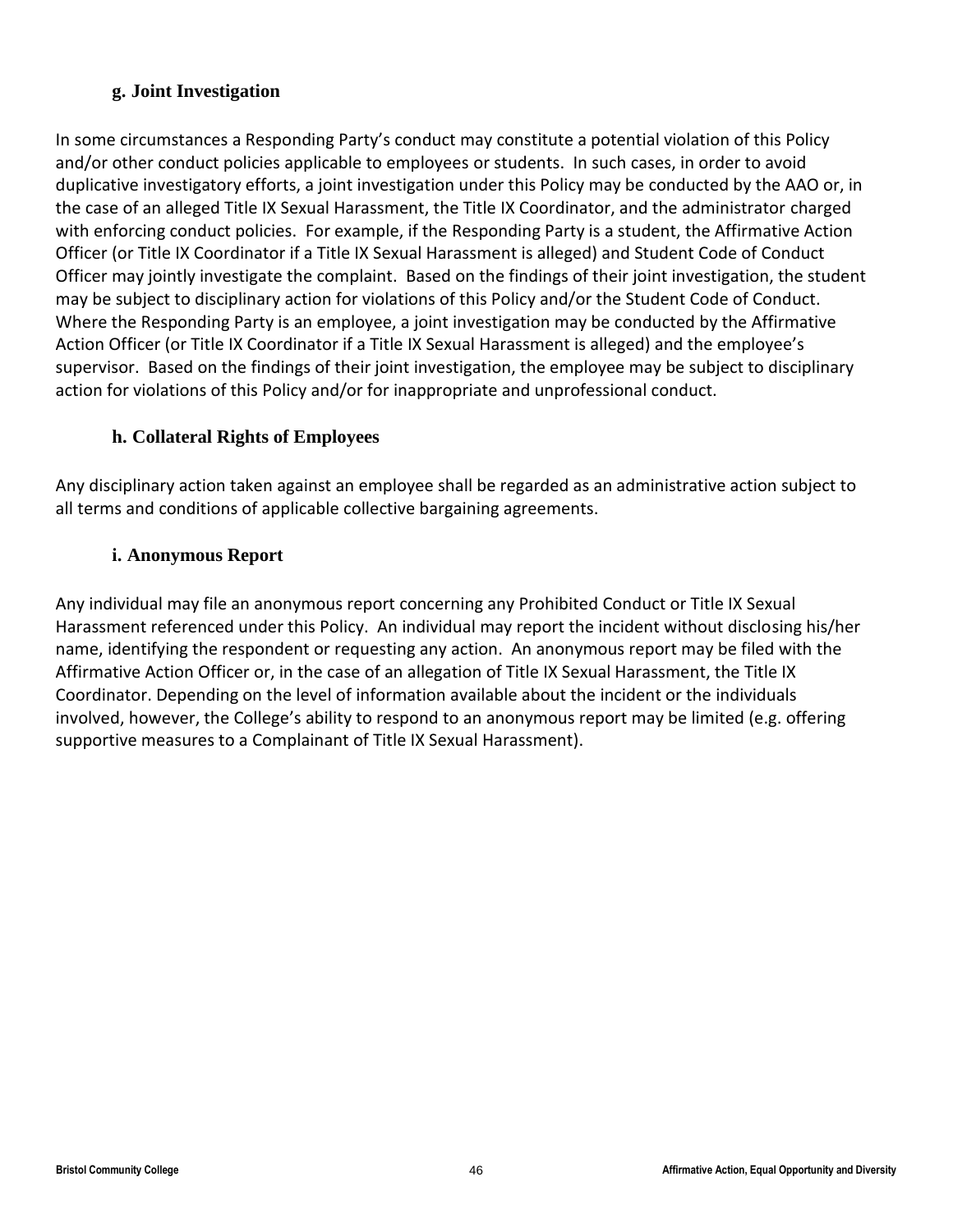### g. Joint Investigation

In some circumstances a Responding Party's conduct may constitute a potential violation of this Policy and/or other conduct policies applicable to employees or students. In such cases, in order to avoid duplicative investigatory efforts, a joint investigation under this Policy may be conducted by the AAO or, in the case of an alleged Title IX Sexual Harassment, the Title IX Coordinator, and the administrator charged with enforcing conduct policies. For example, if the Responding Party is a student, the Affirmative Action Officer (or Title IX Coordinator if a Title IX Sexual Harassment is alleged) and Student Code of Conduct Officer may jointly investigate the complaint. Based on the findings of their joint investigation, the student may be subject to disciplinary action for violations of this Policy and/or the Student Code of Conduct. Where the Responding Party is an employee, a joint investigation may be conducted by the Affirmative Action Officer (or Title IX Coordinator if a Title IX Sexual Harassment is alleged) and the employee's supervisor. Based on the findings of their joint investigation, the employee may be subject to disciplinary action for violations of this Policy and/or for inappropriate and unprofessional conduct.

### h. Collateral Rights of Employees

Any disciplinary action taken against an employee shall be regarded as an administrative action subject to all terms and conditions of applicable collective bargaining agreements.

### i. Anonymous Report

Any individual may file an anonymous report concerning any Prohibited Conduct or Title IX Sexual Harassment referenced under this Policy. An individual may report the incident without disclosing his/her name, identifying the respondent or requesting any action. An anonymous report may be filed with the Affirmative Action Officer or, in the case of an allegation of Title IX Sexual Harassment, the Title IX Coordinator. Depending on the level of information available about the incident or the individuals involved, however, the College's ability to respond to an anonymous report may be limited (e.g. offering supportive measures to a Complainant of Title IX Sexual Harassment).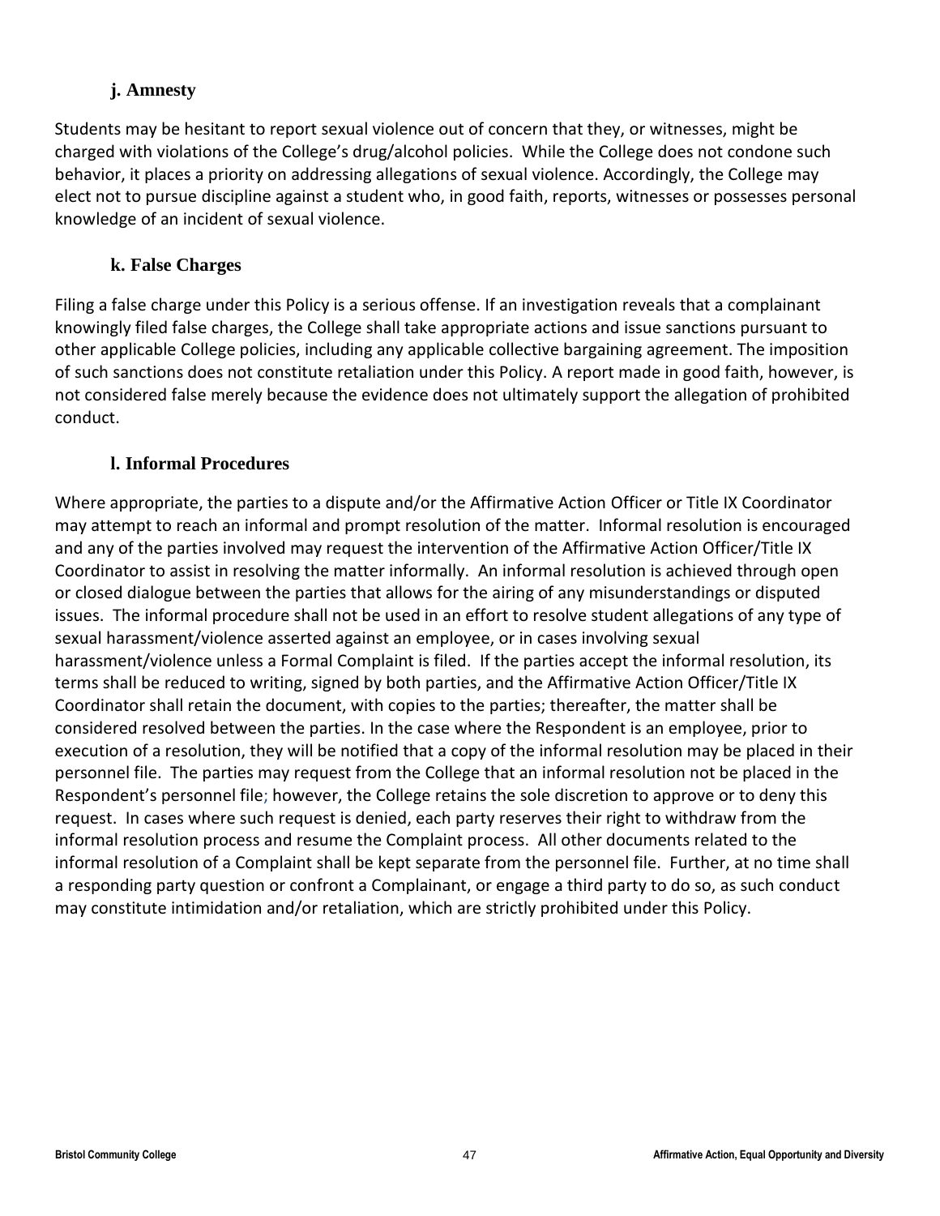### j. Amnesty

Students may be hesitant to report sexual violence out of concern that they, or witnesses, might be charged with violations of the College's drug/alcohol policies. While the College does not condone such behavior, it places a priority on addressing allegations of sexual violence. Accordingly, the College may elect not to pursue discipline against a student who, in good faith, reports, witnesses or possesses personal knowledge of an incident of sexual violence.

### k. False Charges

Filing a false charge under this Policy is a serious offense. If an investigation reveals that a complainant knowingly filed false charges, the College shall take appropriate actions and issue sanctions pursuant to other applicable College policies, including any applicable collective bargaining agreement. The imposition of such sanctions does not constitute retaliation under this Policy. A report made in good faith, however, is not considered false merely because the evidence does not ultimately support the allegation of prohibited conduct.

### l. Informal Procedures

Where appropriate, the parties to a dispute and/or the Affirmative Action Officer or Title IX Coordinator may attempt to reach an informal and prompt resolution of the matter. Informal resolution is encouraged and any of the parties involved may request the intervention of the Affirmative Action Officer/Title IX Coordinator to assist in resolving the matter informally. An informal resolution is achieved through open or closed dialogue between the parties that allows for the airing of any misunderstandings or disputed issues. The informal procedure shall not be used in an effort to resolve student allegations of any type of sexual harassment/violence asserted against an employee, or in cases involving sexual harassment/violence unless a Formal Complaint is filed. If the parties accept the informal resolution, its terms shall be reduced to writing, signed by both parties, and the Affirmative Action Officer/Title IX Coordinator shall retain the document, with copies to the parties; thereafter, the matter shall be considered resolved between the parties. In the case where the Respondent is an employee, prior to execution of a resolution, they will be notified that a copy of the informal resolution may be placed in their personnel file. The parties may request from the College that an informal resolution not be placed in the Respondent's personnel file; however, the College retains the sole discretion to approve or to deny this request. In cases where such request is denied, each party reserves their right to withdraw from the informal resolution process and resume the Complaint process. All other documents related to the informal resolution of a Complaint shall be kept separate from the personnel file. Further, at no time shall a responding party question or confront a Complainant, or engage a third party to do so, as such conduct may constitute intimidation and/or retaliation, which are strictly prohibited under this Policy.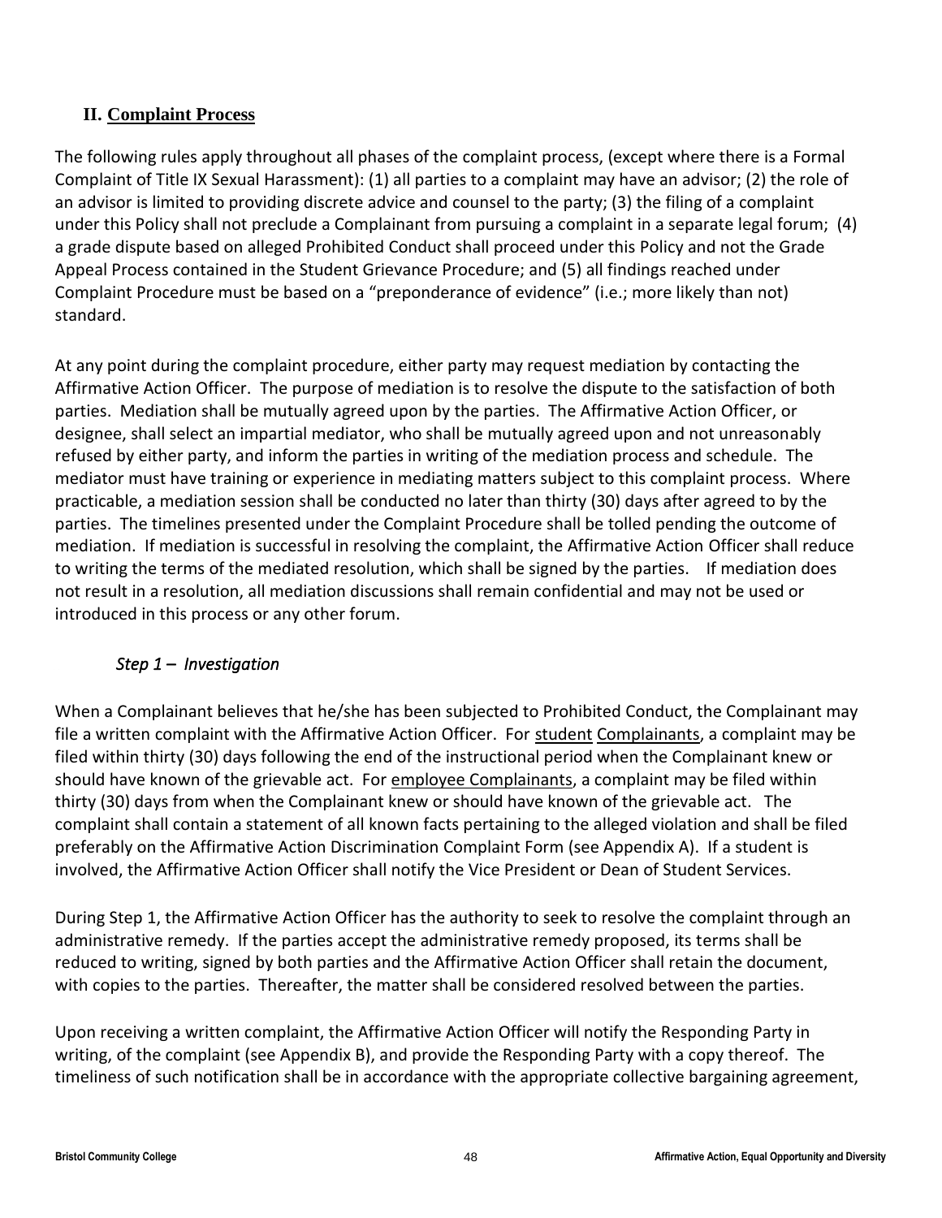## II. Complaint Process

The following rules apply throughout all phases of the complaint process, (except where there is a Formal Complaint of Title IX Sexual Harassment): (1) all parties to a complaint may have an advisor; (2) the role of an advisor is limited to providing discrete advice and counsel to the party; (3) the filing of a complaint under this Policy shall not preclude a Complainant from pursuing a complaint in a separate legal forum; (4) a grade dispute based on alleged Prohibited Conduct shall proceed under this Policy and not the Grade Appeal Process contained in the Student Grievance Procedure; and (5) all findings reached under Complaint Procedure must be based on a "preponderance of evidence" (i.e.; more likely than not) standard.

At any point during the complaint procedure, either party may request mediation by contacting the Affirmative Action Officer. The purpose of mediation is to resolve the dispute to the satisfaction of both parties. Mediation shall be mutually agreed upon by the parties. The Affirmative Action Officer, or designee, shall select an impartial mediator, who shall be mutually agreed upon and not unreasonably refused by either party, and inform the parties in writing of the mediation process and schedule. The mediator must have training or experience in mediating matters subject to this complaint process. Where practicable, a mediation session shall be conducted no later than thirty (30) days after agreed to by the parties. The timelines presented under the Complaint Procedure shall be tolled pending the outcome of mediation. If mediation is successful in resolving the complaint, the Affirmative Action Officer shall reduce to writing the terms of the mediated resolution, which shall be signed by the parties. If mediation does not result in a resolution, all mediation discussions shall remain confidential and may not be used or introduced in this process or any other forum.

### *Step 1 – Investigation*

When a Complainant believes that he/she has been subjected to Prohibited Conduct, the Complainant may file a written complaint with the Affirmative Action Officer. For student Complainants, a complaint may be filed within thirty (30) days following the end of the instructional period when the Complainant knew or should have known of the grievable act. For employee Complainants, a complaint may be filed within thirty (30) days from when the Complainant knew or should have known of the grievable act. The complaint shall contain a statement of all known facts pertaining to the alleged violation and shall be filed preferably on the Affirmative Action Discrimination Complaint Form (see Appendix A). If a student is involved, the Affirmative Action Officer shall notify the Vice President or Dean of Student Services.

During Step 1, the Affirmative Action Officer has the authority to seek to resolve the complaint through an administrative remedy. If the parties accept the administrative remedy proposed, its terms shall be reduced to writing, signed by both parties and the Affirmative Action Officer shall retain the document, with copies to the parties. Thereafter, the matter shall be considered resolved between the parties.

Upon receiving a written complaint, the Affirmative Action Officer will notify the Responding Party in writing, of the complaint (see Appendix B), and provide the Responding Party with a copy thereof. The timeliness of such notification shall be in accordance with the appropriate collective bargaining agreement,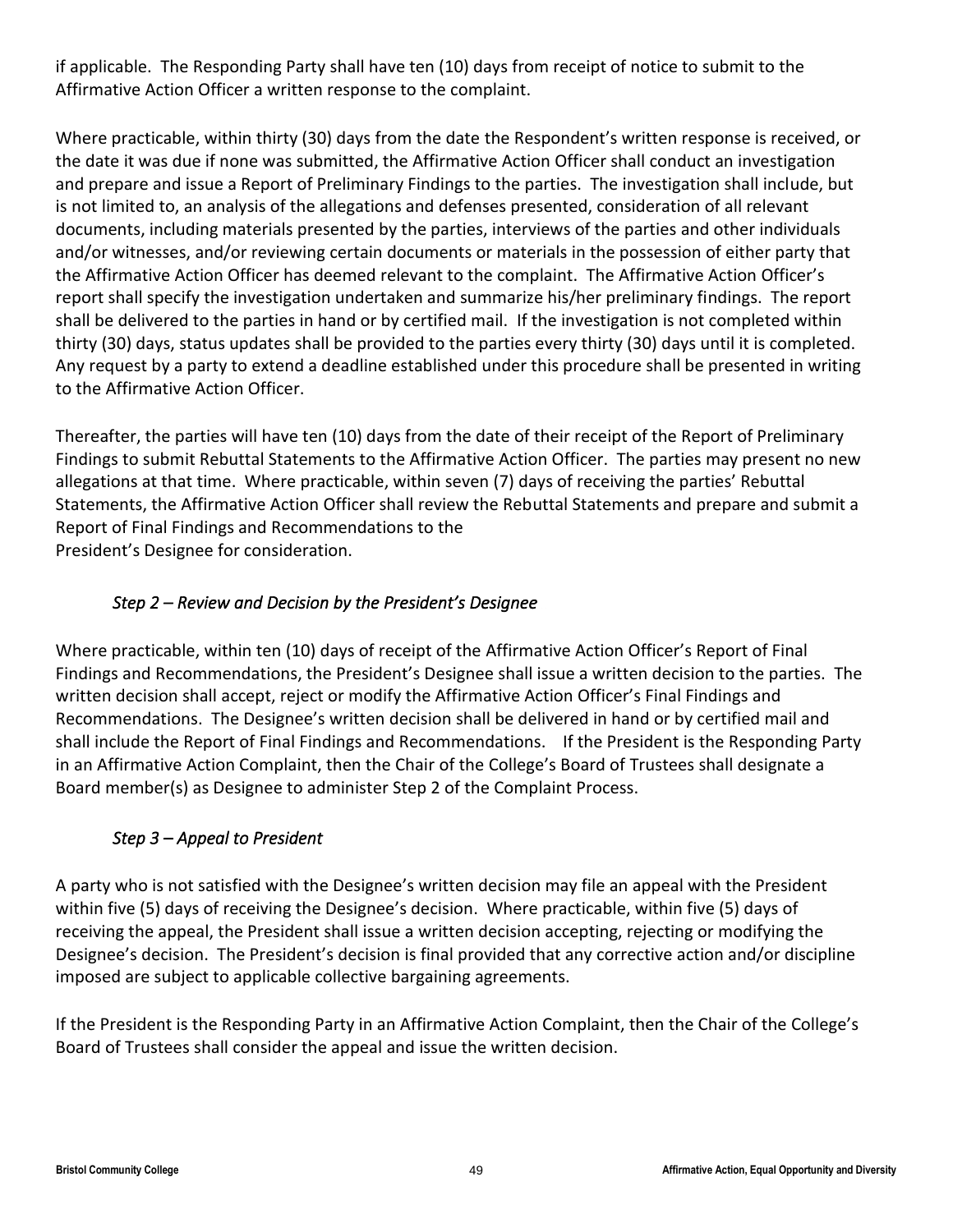if applicable. The Responding Party shall have ten (10) days from receipt of notice to submit to the Affirmative Action Officer a written response to the complaint.

Where practicable, within thirty (30) days from the date the Respondent's written response is received, or the date it was due if none was submitted, the Affirmative Action Officer shall conduct an investigation and prepare and issue a Report of Preliminary Findings to the parties. The investigation shall include, but is not limited to, an analysis of the allegations and defenses presented, consideration of all relevant documents, including materials presented by the parties, interviews of the parties and other individuals and/or witnesses, and/or reviewing certain documents or materials in the possession of either party that the Affirmative Action Officer has deemed relevant to the complaint. The Affirmative Action Officer's report shall specify the investigation undertaken and summarize his/her preliminary findings. The report shall be delivered to the parties in hand or by certified mail. If the investigation is not completed within thirty (30) days, status updates shall be provided to the parties every thirty (30) days until it is completed. Any request by a party to extend a deadline established under this procedure shall be presented in writing to the Affirmative Action Officer.

Thereafter, the parties will have ten (10) days from the date of their receipt of the Report of Preliminary Findings to submit Rebuttal Statements to the Affirmative Action Officer. The parties may present no new allegations at that time. Where practicable, within seven (7) days of receiving the parties' Rebuttal Statements, the Affirmative Action Officer shall review the Rebuttal Statements and prepare and submit a Report of Final Findings and Recommendations to the President's Designee for consideration.

*Step 2 – Review and Decision by the President's Designee*

Where practicable, within ten (10) days of receipt of the Affirmative Action Officer's Report of Final Findings and Recommendations, the President's Designee shall issue a written decision to the parties. The written decision shall accept, reject or modify the Affirmative Action Officer's Final Findings and Recommendations. The Designee's written decision shall be delivered in hand or by certified mail and shall include the Report of Final Findings and Recommendations. If the President is the Responding Party in an Affirmative Action Complaint, then the Chair of the College's Board of Trustees shall designate a Board member(s) as Designee to administer Step 2 of the Complaint Process.

*Step 3 – Appeal to President*

A party who is not satisfied with the Designee's written decision may file an appeal with the President within five (5) days of receiving the Designee's decision. Where practicable, within five (5) days of receiving the appeal, the President shall issue a written decision accepting, rejecting or modifying the Designee's decision. The President's decision is final provided that any corrective action and/or discipline imposed are subject to applicable collective bargaining agreements.

If the President is the Responding Party in an Affirmative Action Complaint, then the Chair of the College's Board of Trustees shall consider the appeal and issue the written decision.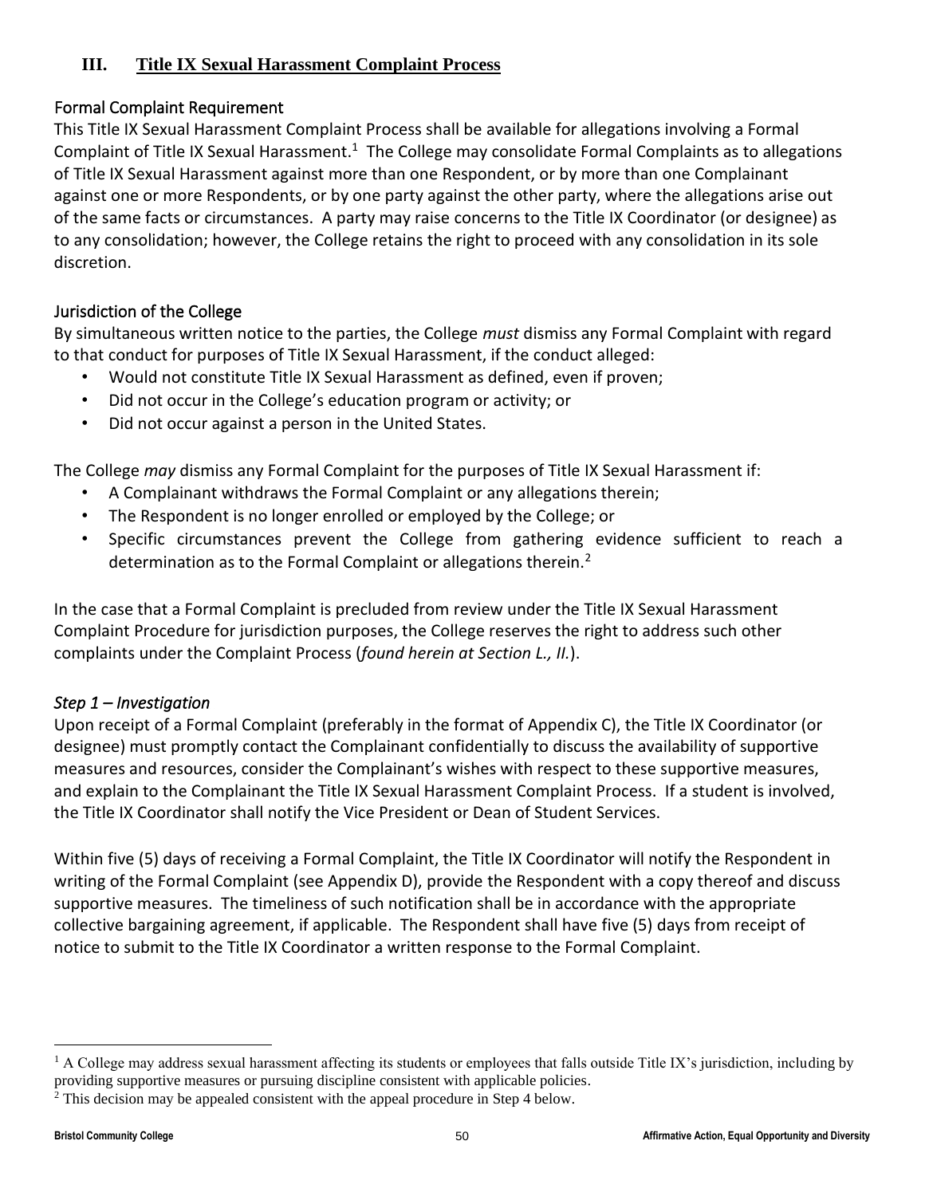## III. Title IX Sexual Harassment Complaint Process

### Formal Complaint Requirement

This Title IX Sexual Harassment Complaint Process shall be available for allegations involving a Formal Complaint of Title IX Sexual Harassment.[1] The College may consolidate Formal Complaints as to allegations of Title IX Sexual Harassment against more than one Respondent, or by more than one Complainant against one or more Respondents, or by one party against the other party, where the allegations arise out of the same facts or circumstances. A party may raise concerns to the Title IX Coordinator (or designee) as to any consolidation; however, the College retains the right to proceed with any consolidation in its sole discretion.

### Jurisdiction of the College

By simultaneous written notice to the parties, the College *must* dismiss any Formal Complaint with regard to that conduct for purposes of Title IX Sexual Harassment, if the conduct alleged:

- Would not constitute Title IX Sexual Harassment as defined, even if proven;
- Did not occur in the College's education program or activity; or
- Did not occur against a person in the United States.

The College *may* dismiss any Formal Complaint for the purposes of Title IX Sexual Harassment if:

- A Complainant withdraws the Formal Complaint or any allegations therein;
- The Respondent is no longer enrolled or employed by the College; or
- Specific circumstances prevent the College from gathering evidence sufficient to reach a determination as to the Formal Complaint or allegations therein.[2]

In the case that a Formal Complaint is precluded from review under the Title IX Sexual Harassment Complaint Procedure for jurisdiction purposes, the College reserves the right to address such other complaints under the Complaint Process (*found herein at Section L., II.*).

### *Step 1 – Investigation*

Upon receipt of a Formal Complaint (preferably in the format of Appendix C), the Title IX Coordinator (or designee) must promptly contact the Complainant confidentially to discuss the availability of supportive measures and resources, consider the Complainant's wishes with respect to these supportive measures, and explain to the Complainant the Title IX Sexual Harassment Complaint Process. If a student is involved, the Title IX Coordinator shall notify the Vice President or Dean of Student Services.

Within five (5) days of receiving a Formal Complaint, the Title IX Coordinator will notify the Respondent in writing of the Formal Complaint (see Appendix D), provide the Respondent with a copy thereof and discuss supportive measures. The timeliness of such notification shall be in accordance with the appropriate collective bargaining agreement, if applicable. The Respondent shall have five (5) days from receipt of notice to submit to the Title IX Coordinator a written response to the Formal Complaint.

---

[1] A College may address sexual harassment affecting its students or employees that falls outside Title IX's jurisdiction, including by providing supportive measures or pursuing discipline consistent with applicable policies.

[2] This decision may be appealed consistent with the appeal procedure in Step 4 below.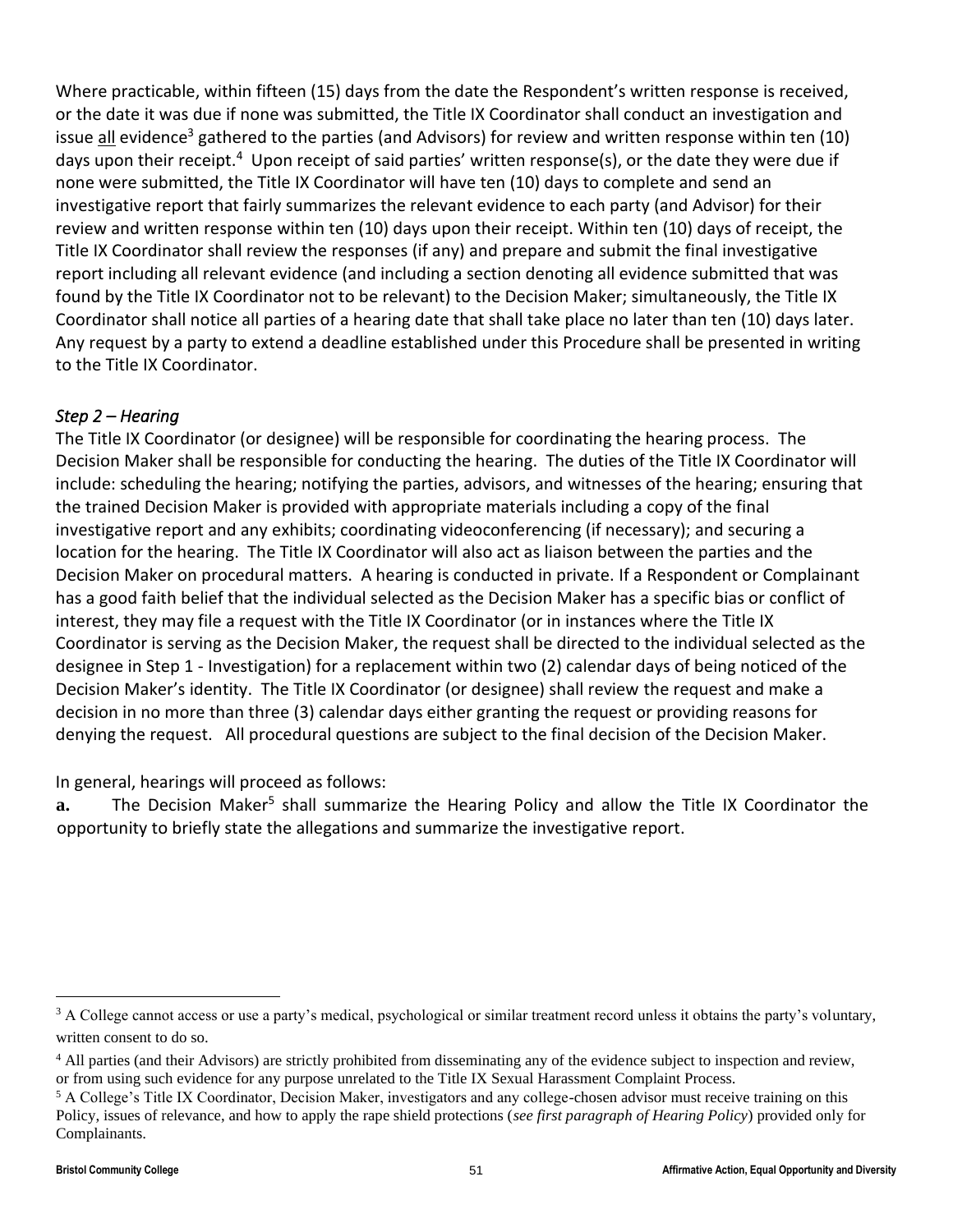Where practicable, within fifteen (15) days from the date the Respondent's written response is received, or the date it was due if none was submitted, the Title IX Coordinator shall conduct an investigation and issue all evidence[3] gathered to the parties (and Advisors) for review and written response within ten (10) days upon their receipt.[4] Upon receipt of said parties' written response(s), or the date they were due if none were submitted, the Title IX Coordinator will have ten (10) days to complete and send an investigative report that fairly summarizes the relevant evidence to each party (and Advisor) for their review and written response within ten (10) days upon their receipt. Within ten (10) days of receipt, the Title IX Coordinator shall review the responses (if any) and prepare and submit the final investigative report including all relevant evidence (and including a section denoting all evidence submitted that was found by the Title IX Coordinator not to be relevant) to the Decision Maker; simultaneously, the Title IX Coordinator shall notice all parties of a hearing date that shall take place no later than ten (10) days later. Any request by a party to extend a deadline established under this Procedure shall be presented in writing to the Title IX Coordinator.

### *Step 2 – Hearing*

The Title IX Coordinator (or designee) will be responsible for coordinating the hearing process. The Decision Maker shall be responsible for conducting the hearing. The duties of the Title IX Coordinator will include: scheduling the hearing; notifying the parties, advisors, and witnesses of the hearing; ensuring that the trained Decision Maker is provided with appropriate materials including a copy of the final investigative report and any exhibits; coordinating videoconferencing (if necessary); and securing a location for the hearing. The Title IX Coordinator will also act as liaison between the parties and the Decision Maker on procedural matters. A hearing is conducted in private. If a Respondent or Complainant has a good faith belief that the individual selected as the Decision Maker has a specific bias or conflict of interest, they may file a request with the Title IX Coordinator (or in instances where the Title IX Coordinator is serving as the Decision Maker, the request shall be directed to the individual selected as the designee in Step 1 - Investigation) for a replacement within two (2) calendar days of being noticed of the Decision Maker's identity. The Title IX Coordinator (or designee) shall review the request and make a decision in no more than three (3) calendar days either granting the request or providing reasons for denying the request. All procedural questions are subject to the final decision of the Decision Maker.

In general, hearings will proceed as follows:

**a.** The Decision Maker[5] shall summarize the Hearing Policy and allow the Title IX Coordinator the opportunity to briefly state the allegations and summarize the investigative report.

---

[3] A College cannot access or use a party's medical, psychological or similar treatment record unless it obtains the party's voluntary, written consent to do so.

[4] All parties (and their Advisors) are strictly prohibited from disseminating any of the evidence subject to inspection and review, or from using such evidence for any purpose unrelated to the Title IX Sexual Harassment Complaint Process.

[5] A College's Title IX Coordinator, Decision Maker, investigators and any college-chosen advisor must receive training on this Policy, issues of relevance, and how to apply the rape shield protections (*see first paragraph of Hearing Policy*) provided only for Complainants.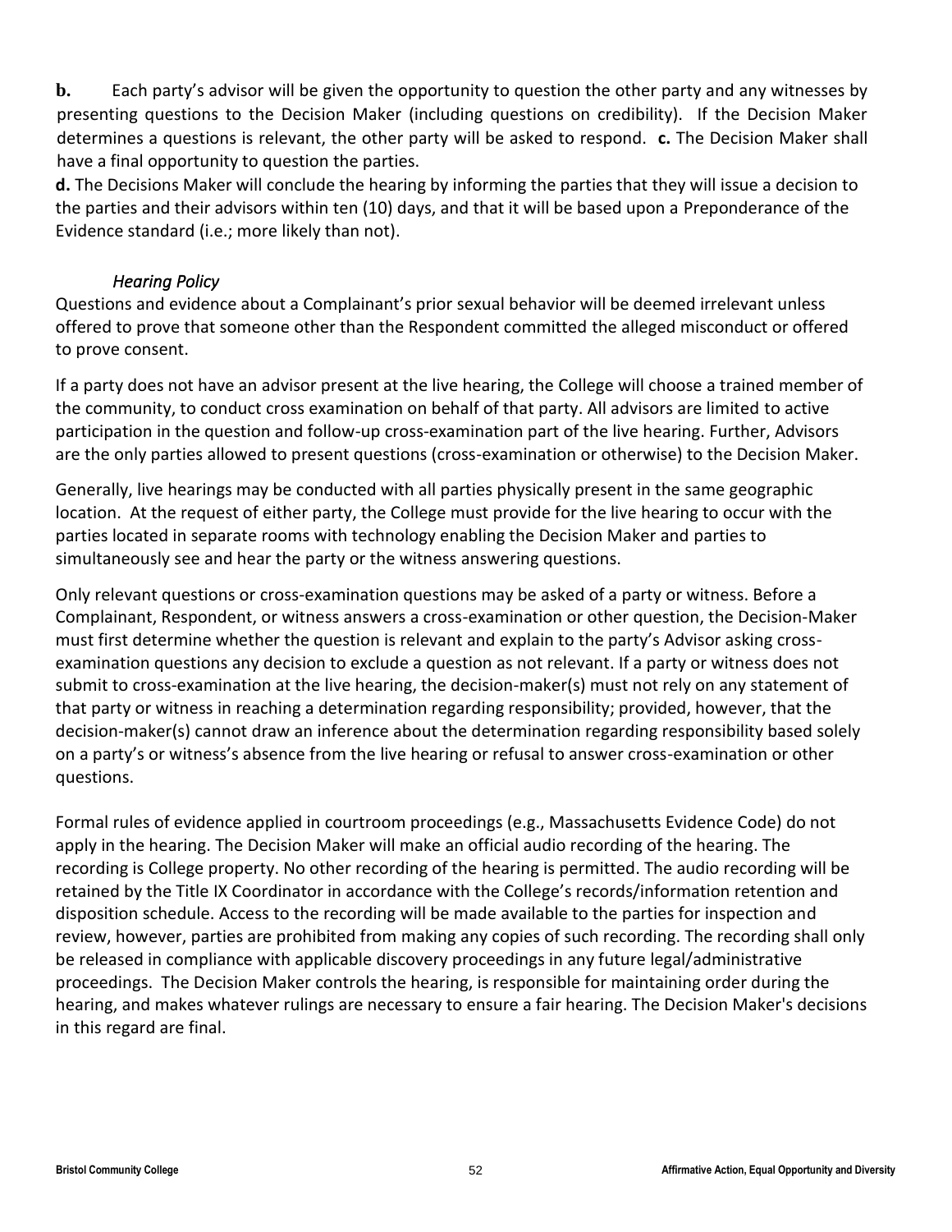**b.** Each party's advisor will be given the opportunity to question the other party and any witnesses by presenting questions to the Decision Maker (including questions on credibility). If the Decision Maker determines a questions is relevant, the other party will be asked to respond. **c.** The Decision Maker shall have a final opportunity to question the parties.

**d.** The Decisions Maker will conclude the hearing by informing the parties that they will issue a decision to the parties and their advisors within ten (10) days, and that it will be based upon a Preponderance of the Evidence standard (i.e.; more likely than not).

*Hearing Policy*

Questions and evidence about a Complainant's prior sexual behavior will be deemed irrelevant unless offered to prove that someone other than the Respondent committed the alleged misconduct or offered to prove consent.

If a party does not have an advisor present at the live hearing, the College will choose a trained member of the community, to conduct cross examination on behalf of that party. All advisors are limited to active participation in the question and follow-up cross-examination part of the live hearing. Further, Advisors are the only parties allowed to present questions (cross-examination or otherwise) to the Decision Maker.

Generally, live hearings may be conducted with all parties physically present in the same geographic location. At the request of either party, the College must provide for the live hearing to occur with the parties located in separate rooms with technology enabling the Decision Maker and parties to simultaneously see and hear the party or the witness answering questions.

Only relevant questions or cross-examination questions may be asked of a party or witness. Before a Complainant, Respondent, or witness answers a cross-examination or other question, the Decision-Maker must first determine whether the question is relevant and explain to the party's Advisor asking cross-examination questions any decision to exclude a question as not relevant. If a party or witness does not submit to cross-examination at the live hearing, the decision-maker(s) must not rely on any statement of that party or witness in reaching a determination regarding responsibility; provided, however, that the decision-maker(s) cannot draw an inference about the determination regarding responsibility based solely on a party's or witness's absence from the live hearing or refusal to answer cross-examination or other questions.

Formal rules of evidence applied in courtroom proceedings (e.g., Massachusetts Evidence Code) do not apply in the hearing. The Decision Maker will make an official audio recording of the hearing. The recording is College property. No other recording of the hearing is permitted. The audio recording will be retained by the Title IX Coordinator in accordance with the College's records/information retention and disposition schedule. Access to the recording will be made available to the parties for inspection and review, however, parties are prohibited from making any copies of such recording. The recording shall only be released in compliance with applicable discovery proceedings in any future legal/administrative proceedings. The Decision Maker controls the hearing, is responsible for maintaining order during the hearing, and makes whatever rulings are necessary to ensure a fair hearing. The Decision Maker's decisions in this regard are final.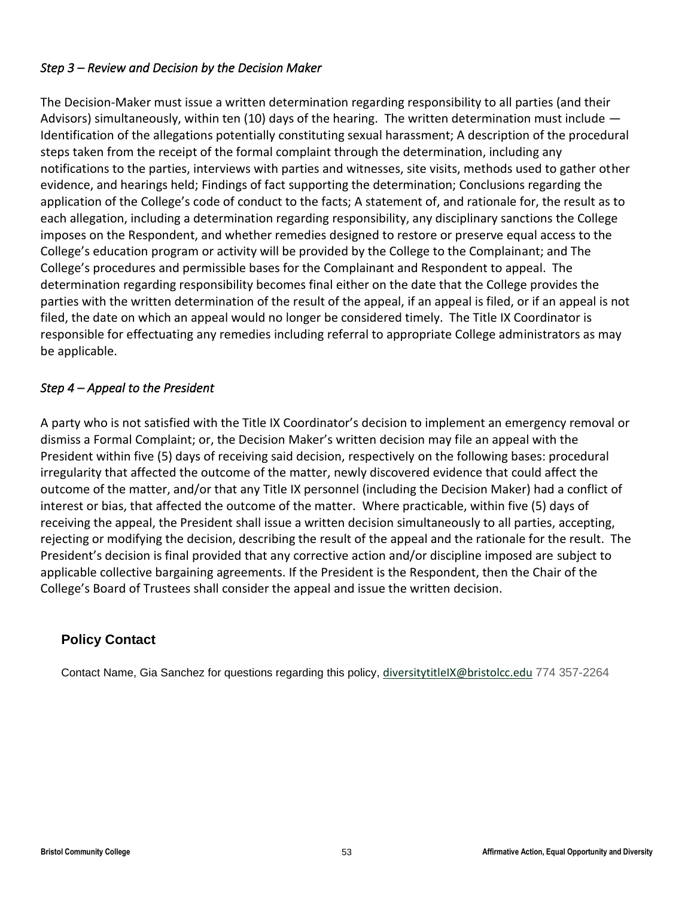*Step 3 – Review and Decision by the Decision Maker*

The Decision-Maker must issue a written determination regarding responsibility to all parties (and their Advisors) simultaneously, within ten (10) days of the hearing. The written determination must include — Identification of the allegations potentially constituting sexual harassment; A description of the procedural steps taken from the receipt of the formal complaint through the determination, including any notifications to the parties, interviews with parties and witnesses, site visits, methods used to gather other evidence, and hearings held; Findings of fact supporting the determination; Conclusions regarding the application of the College's code of conduct to the facts; A statement of, and rationale for, the result as to each allegation, including a determination regarding responsibility, any disciplinary sanctions the College imposes on the Respondent, and whether remedies designed to restore or preserve equal access to the College's education program or activity will be provided by the College to the Complainant; and The College's procedures and permissible bases for the Complainant and Respondent to appeal. The determination regarding responsibility becomes final either on the date that the College provides the parties with the written determination of the result of the appeal, if an appeal is filed, or if an appeal is not filed, the date on which an appeal would no longer be considered timely. The Title IX Coordinator is responsible for effectuating any remedies including referral to appropriate College administrators as may be applicable.

*Step 4 – Appeal to the President*

A party who is not satisfied with the Title IX Coordinator's decision to implement an emergency removal or dismiss a Formal Complaint; or, the Decision Maker's written decision may file an appeal with the President within five (5) days of receiving said decision, respectively on the following bases: procedural irregularity that affected the outcome of the matter, newly discovered evidence that could affect the outcome of the matter, and/or that any Title IX personnel (including the Decision Maker) had a conflict of interest or bias, that affected the outcome of the matter. Where practicable, within five (5) days of receiving the appeal, the President shall issue a written decision simultaneously to all parties, accepting, rejecting or modifying the decision, describing the result of the appeal and the rationale for the result. The President's decision is final provided that any corrective action and/or discipline imposed are subject to applicable collective bargaining agreements. If the President is the Respondent, then the Chair of the College's Board of Trustees shall consider the appeal and issue the written decision.

## Policy Contact

Contact Name, Gia Sanchez for questions regarding this policy, diversitytitleIX@bristolcc.edu 774 357-2264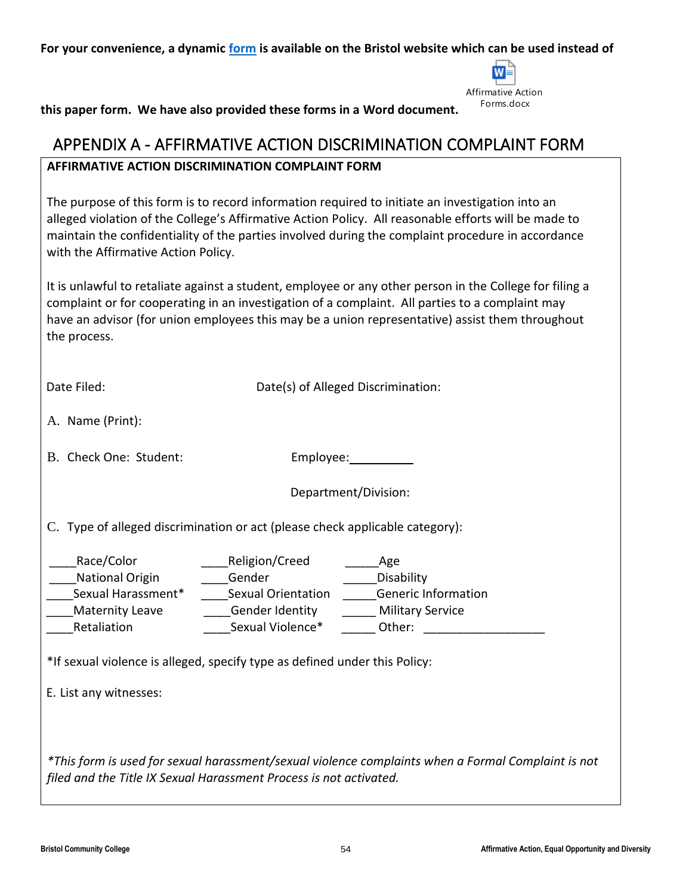**For your convenience, a dynamic form is available on the Bristol website which can be used instead of this paper form. We have also provided these forms in a Word document.**

Affirmative Action Forms.docx

# APPENDIX A - AFFIRMATIVE ACTION DISCRIMINATION COMPLAINT FORM

**AFFIRMATIVE ACTION DISCRIMINATION COMPLAINT FORM**

The purpose of this form is to record information required to initiate an investigation into an alleged violation of the College's Affirmative Action Policy. All reasonable efforts will be made to maintain the confidentiality of the parties involved during the complaint procedure in accordance with the Affirmative Action Policy.

It is unlawful to retaliate against a student, employee or any other person in the College for filing a complaint or for cooperating in an investigation of a complaint. All parties to a complaint may have an advisor (for union employees this may be a union representative) assist them throughout the process.

Date Filed: Date(s) of Alleged Discrimination:

A. Name (Print):

B. Check One: Student: Employee:__________

Department/Division:

C. Type of alleged discrimination or act (please check applicable category):

____Race/Color ____Religion/Creed _____Age
____National Origin ____Gender _____Disability
____Sexual Harassment* ____Sexual Orientation _____Generic Information
____Maternity Leave ____Gender Identity _____ Military Service
____Retaliation ____Sexual Violence* _____ Other: __________________

*If sexual violence is alleged, specify type as defined under this Policy:

E. List any witnesses:

*\*This form is used for sexual harassment/sexual violence complaints when a Formal Complaint is not filed and the Title IX Sexual Harassment Process is not activated.*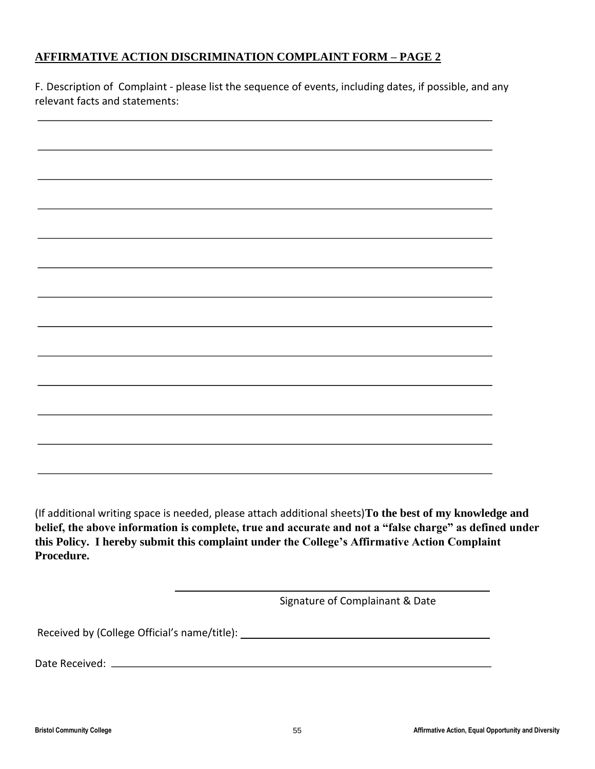## AFFIRMATIVE ACTION DISCRIMINATION COMPLAINT FORM – PAGE 2

F. Description of Complaint - please list the sequence of events, including dates, if possible, and any relevant facts and statements:

\_\_\_\_\_\_\_\_\_\_\_\_\_\_\_\_\_\_\_\_\_\_\_\_\_\_\_\_\_\_\_\_\_\_\_\_\_\_\_\_\_\_\_\_\_\_\_\_\_\_\_\_\_\_\_\_\_\_\_\_\_\_\_\_\_\_\_\_\_\_

\_\_\_\_\_\_\_\_\_\_\_\_\_\_\_\_\_\_\_\_\_\_\_\_\_\_\_\_\_\_\_\_\_\_\_\_\_\_\_\_\_\_\_\_\_\_\_\_\_\_\_\_\_\_\_\_\_\_\_\_\_\_\_\_\_\_\_\_\_\_

\_\_\_\_\_\_\_\_\_\_\_\_\_\_\_\_\_\_\_\_\_\_\_\_\_\_\_\_\_\_\_\_\_\_\_\_\_\_\_\_\_\_\_\_\_\_\_\_\_\_\_\_\_\_\_\_\_\_\_\_\_\_\_\_\_\_\_\_\_\_

\_\_\_\_\_\_\_\_\_\_\_\_\_\_\_\_\_\_\_\_\_\_\_\_\_\_\_\_\_\_\_\_\_\_\_\_\_\_\_\_\_\_\_\_\_\_\_\_\_\_\_\_\_\_\_\_\_\_\_\_\_\_\_\_\_\_\_\_\_\_

\_\_\_\_\_\_\_\_\_\_\_\_\_\_\_\_\_\_\_\_\_\_\_\_\_\_\_\_\_\_\_\_\_\_\_\_\_\_\_\_\_\_\_\_\_\_\_\_\_\_\_\_\_\_\_\_\_\_\_\_\_\_\_\_\_\_\_\_\_\_

\_\_\_\_\_\_\_\_\_\_\_\_\_\_\_\_\_\_\_\_\_\_\_\_\_\_\_\_\_\_\_\_\_\_\_\_\_\_\_\_\_\_\_\_\_\_\_\_\_\_\_\_\_\_\_\_\_\_\_\_\_\_\_\_\_\_\_\_\_\_

\_\_\_\_\_\_\_\_\_\_\_\_\_\_\_\_\_\_\_\_\_\_\_\_\_\_\_\_\_\_\_\_\_\_\_\_\_\_\_\_\_\_\_\_\_\_\_\_\_\_\_\_\_\_\_\_\_\_\_\_\_\_\_\_\_\_\_\_\_\_

\_\_\_\_\_\_\_\_\_\_\_\_\_\_\_\_\_\_\_\_\_\_\_\_\_\_\_\_\_\_\_\_\_\_\_\_\_\_\_\_\_\_\_\_\_\_\_\_\_\_\_\_\_\_\_\_\_\_\_\_\_\_\_\_\_\_\_\_\_\_

\_\_\_\_\_\_\_\_\_\_\_\_\_\_\_\_\_\_\_\_\_\_\_\_\_\_\_\_\_\_\_\_\_\_\_\_\_\_\_\_\_\_\_\_\_\_\_\_\_\_\_\_\_\_\_\_\_\_\_\_\_\_\_\_\_\_\_\_\_\_

\_\_\_\_\_\_\_\_\_\_\_\_\_\_\_\_\_\_\_\_\_\_\_\_\_\_\_\_\_\_\_\_\_\_\_\_\_\_\_\_\_\_\_\_\_\_\_\_\_\_\_\_\_\_\_\_\_\_\_\_\_\_\_\_\_\_\_\_\_\_

\_\_\_\_\_\_\_\_\_\_\_\_\_\_\_\_\_\_\_\_\_\_\_\_\_\_\_\_\_\_\_\_\_\_\_\_\_\_\_\_\_\_\_\_\_\_\_\_\_\_\_\_\_\_\_\_\_\_\_\_\_\_\_\_\_\_\_\_\_\_

\_\_\_\_\_\_\_\_\_\_\_\_\_\_\_\_\_\_\_\_\_\_\_\_\_\_\_\_\_\_\_\_\_\_\_\_\_\_\_\_\_\_\_\_\_\_\_\_\_\_\_\_\_\_\_\_\_\_\_\_\_\_\_\_\_\_\_\_\_\_

\_\_\_\_\_\_\_\_\_\_\_\_\_\_\_\_\_\_\_\_\_\_\_\_\_\_\_\_\_\_\_\_\_\_\_\_\_\_\_\_\_\_\_\_\_\_\_\_\_\_\_\_\_\_\_\_\_\_\_\_\_\_\_\_\_\_\_\_\_\_

(If additional writing space is needed, please attach additional sheets)**To the best of my knowledge and belief, the above information is complete, true and accurate and not a "false charge" as defined under this Policy. I hereby submit this complaint under the College's Affirmative Action Complaint Procedure.**

\_\_\_\_\_\_\_\_\_\_\_\_\_\_\_\_\_\_\_\_\_\_\_\_\_\_\_\_\_\_\_\_\_\_\_\_\_\_\_\_\_\_\_\_\_\_\_\_

Signature of Complainant & Date

Received by (College Official's name/title): \_\_\_\_\_\_\_\_\_\_\_\_\_\_\_\_\_\_\_\_\_\_\_\_\_\_\_\_\_\_\_\_\_\_\_\_

Date Received: \_\_\_\_\_\_\_\_\_\_\_\_\_\_\_\_\_\_\_\_\_\_\_\_\_\_\_\_\_\_\_\_\_\_\_\_\_\_\_\_\_\_\_\_\_\_\_\_\_\_\_\_\_\_\_\_\_\_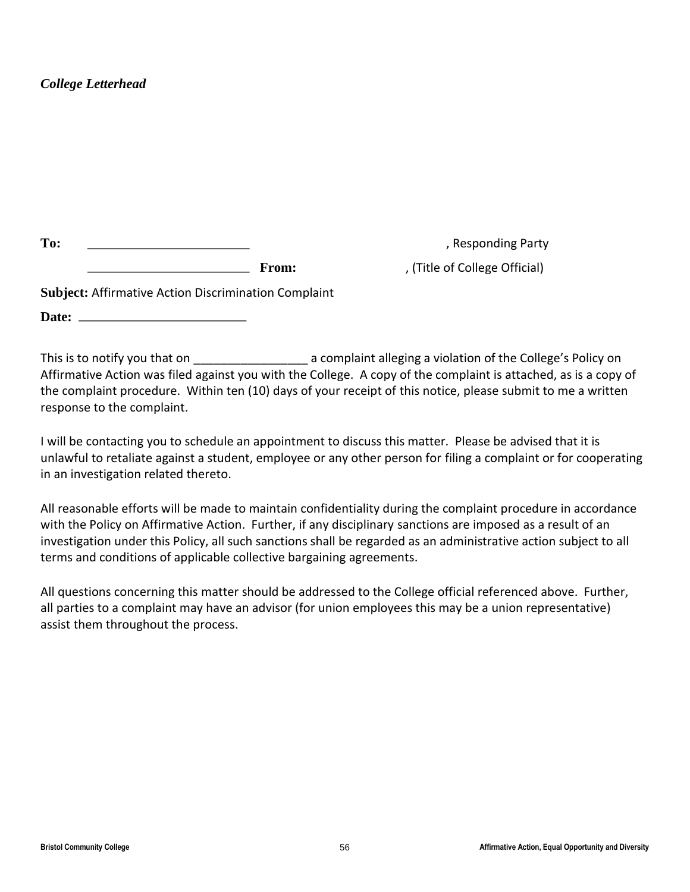*College Letterhead*

**To:** ________________________ , Responding Party

________________________ **From:** , (Title of College Official)

**Subject:** Affirmative Action Discrimination Complaint

**Date:** ________________________

This is to notify you that on ________________ a complaint alleging a violation of the College's Policy on Affirmative Action was filed against you with the College. A copy of the complaint is attached, as is a copy of the complaint procedure. Within ten (10) days of your receipt of this notice, please submit to me a written response to the complaint.

I will be contacting you to schedule an appointment to discuss this matter. Please be advised that it is unlawful to retaliate against a student, employee or any other person for filing a complaint or for cooperating in an investigation related thereto.

All reasonable efforts will be made to maintain confidentiality during the complaint procedure in accordance with the Policy on Affirmative Action. Further, if any disciplinary sanctions are imposed as a result of an investigation under this Policy, all such sanctions shall be regarded as an administrative action subject to all terms and conditions of applicable collective bargaining agreements.

All questions concerning this matter should be addressed to the College official referenced above. Further, all parties to a complaint may have an advisor (for union employees this may be a union representative) assist them throughout the process.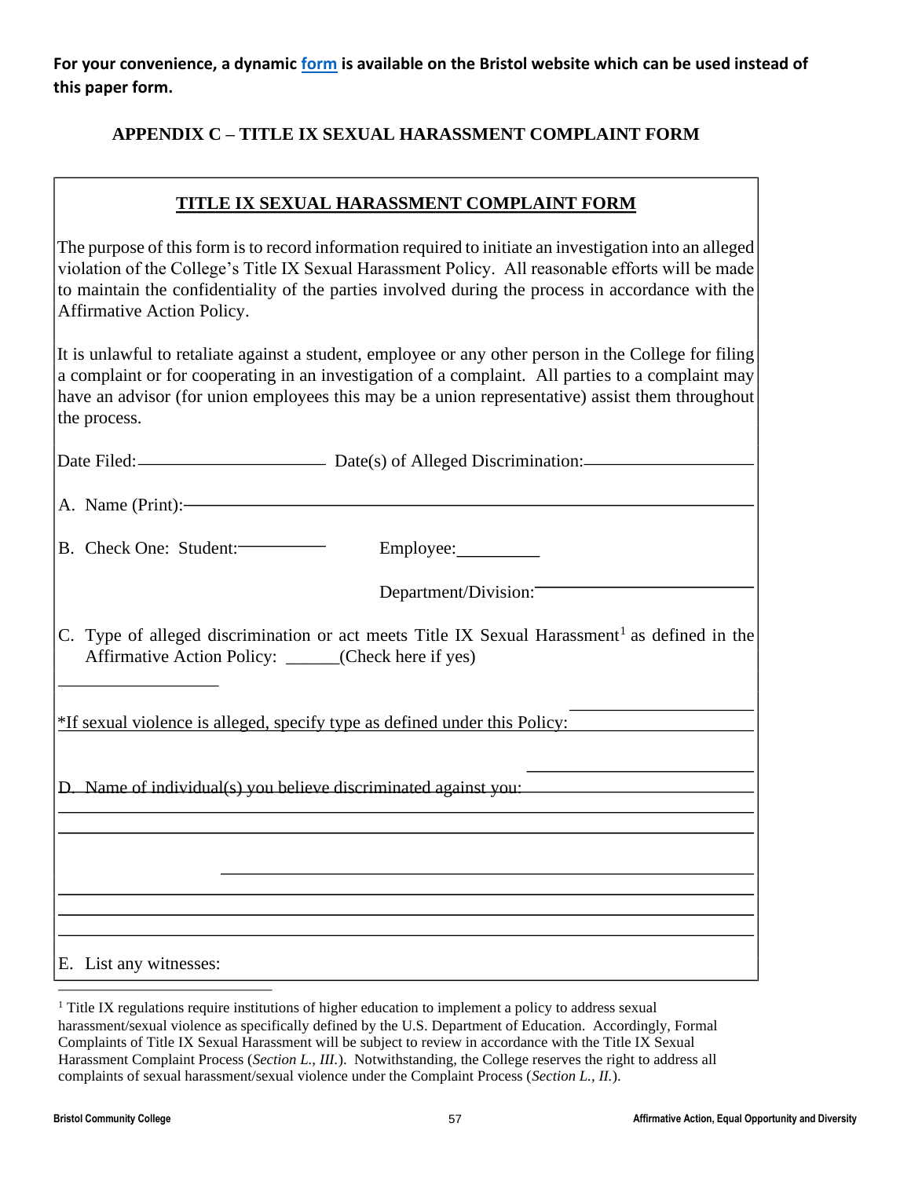**For your convenience, a dynamic form is available on the Bristol website which can be used instead of this paper form.**

## APPENDIX C – TITLE IX SEXUAL HARASSMENT COMPLAINT FORM

### TITLE IX SEXUAL HARASSMENT COMPLAINT FORM

The purpose of this form is to record information required to initiate an investigation into an alleged violation of the College's Title IX Sexual Harassment Policy. All reasonable efforts will be made to maintain the confidentiality of the parties involved during the process in accordance with the Affirmative Action Policy.

It is unlawful to retaliate against a student, employee or any other person in the College for filing a complaint or for cooperating in an investigation of a complaint. All parties to a complaint may have an advisor (for union employees this may be a union representative) assist them throughout the process.

Date Filed:\_\_\_\_\_\_\_\_\_\_\_\_\_\_\_\_\_\_\_\_ Date(s) of Alleged Discrimination:\_\_\_\_\_\_\_\_\_\_\_\_\_\_\_\_\_\_\_\_

A. Name (Print):\_\_\_\_\_\_\_\_\_\_\_\_\_\_\_\_\_\_\_\_\_\_\_\_\_\_\_\_\_\_\_\_\_\_\_\_\_\_\_\_\_\_\_\_\_\_\_\_

B. Check One: Student:\_\_\_\_\_\_\_\_\_\_ Employee:\_\_\_\_\_\_\_\_\_

Department/Division:\_\_\_\_\_\_\_\_\_\_\_\_\_\_\_\_\_\_\_\_\_\_\_\_

C. Type of alleged discrimination or act meets Title IX Sexual Harassment[1] as defined in the Affirmative Action Policy: \_\_\_\_\_\_(Check here if yes)

\*If sexual violence is alleged, specify type as defined under this Policy:\_\_\_\_\_\_\_\_\_\_\_\_\_\_\_\_\_\_\_\_

D. Name of individual(s) you believe discriminated against you:\_\_\_\_\_\_\_\_\_\_\_\_\_\_\_\_\_\_\_\_

\_\_\_\_\_\_\_\_\_\_\_\_\_\_\_\_\_\_\_\_\_\_\_\_\_\_\_\_\_\_\_\_\_\_\_\_\_\_\_\_\_\_\_\_\_\_\_\_\_\_\_\_\_\_\_\_\_\_\_\_\_\_\_\_

\_\_\_\_\_\_\_\_\_\_\_\_\_\_\_\_\_\_\_\_\_\_\_\_\_\_\_\_\_\_\_\_\_\_\_\_\_\_\_\_\_\_\_\_\_\_\_\_\_\_\_\_\_\_\_\_\_\_\_\_\_\_\_\_

\_\_\_\_\_\_\_\_\_\_\_\_\_\_\_\_\_\_\_\_\_\_\_\_\_\_\_\_\_\_\_\_\_\_\_\_\_\_\_\_\_\_\_\_\_\_\_\_\_\_\_\_\_\_\_\_\_\_\_\_\_\_\_\_

\_\_\_\_\_\_\_\_\_\_\_\_\_\_\_\_\_\_\_\_\_\_\_\_\_\_\_\_\_\_\_\_\_\_\_\_\_\_\_\_\_\_\_\_\_\_\_\_\_\_\_\_\_\_\_\_\_\_\_\_\_\_\_\_

\_\_\_\_\_\_\_\_\_\_\_\_\_\_\_\_\_\_\_\_\_\_\_\_\_\_\_\_\_\_\_\_\_\_\_\_\_\_\_\_\_\_\_\_\_\_\_\_\_\_\_\_\_\_\_\_\_\_\_\_\_\_\_\_

\_\_\_\_\_\_\_\_\_\_\_\_\_\_\_\_\_\_\_\_\_\_\_\_\_\_\_\_\_\_\_\_\_\_\_\_\_\_\_\_\_\_\_\_\_\_\_\_\_\_\_\_\_\_\_\_\_\_\_\_\_\_\_\_

E. List any witnesses:

[1] Title IX regulations require institutions of higher education to implement a policy to address sexual harassment/sexual violence as specifically defined by the U.S. Department of Education. Accordingly, Formal Complaints of Title IX Sexual Harassment will be subject to review in accordance with the Title IX Sexual Harassment Complaint Process (*Section L., III.*). Notwithstanding, the College reserves the right to address all complaints of sexual harassment/sexual violence under the Complaint Process (*Section L., II.*).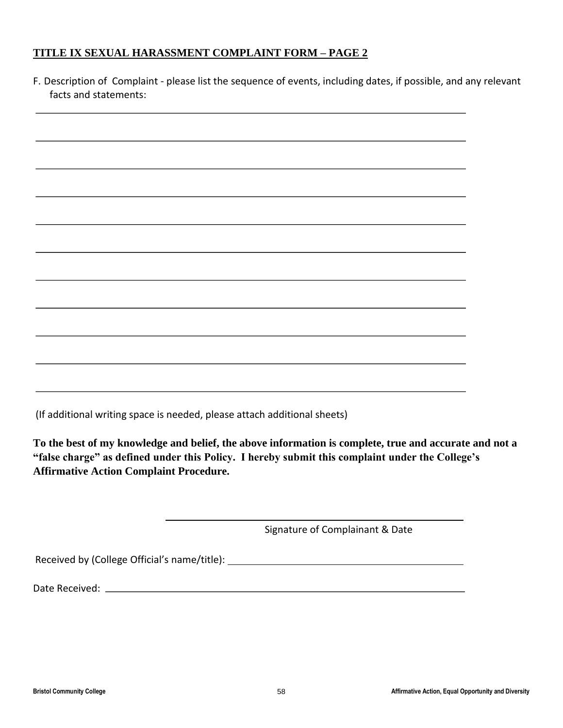**<u>TITLE IX SEXUAL HARASSMENT COMPLAINT FORM – PAGE 2</u>**

F. Description of Complaint - please list the sequence of events, including dates, if possible, and any relevant facts and statements:

\_\_\_\_\_\_\_\_\_\_\_\_\_\_\_\_\_\_\_\_\_\_\_\_\_\_\_\_\_\_\_\_\_\_\_\_\_\_\_\_\_\_\_\_\_\_\_\_\_\_\_\_\_\_\_\_\_\_\_\_\_\_\_\_\_\_\_\_\_\_

\_\_\_\_\_\_\_\_\_\_\_\_\_\_\_\_\_\_\_\_\_\_\_\_\_\_\_\_\_\_\_\_\_\_\_\_\_\_\_\_\_\_\_\_\_\_\_\_\_\_\_\_\_\_\_\_\_\_\_\_\_\_\_\_\_\_\_\_\_\_

\_\_\_\_\_\_\_\_\_\_\_\_\_\_\_\_\_\_\_\_\_\_\_\_\_\_\_\_\_\_\_\_\_\_\_\_\_\_\_\_\_\_\_\_\_\_\_\_\_\_\_\_\_\_\_\_\_\_\_\_\_\_\_\_\_\_\_\_\_\_

\_\_\_\_\_\_\_\_\_\_\_\_\_\_\_\_\_\_\_\_\_\_\_\_\_\_\_\_\_\_\_\_\_\_\_\_\_\_\_\_\_\_\_\_\_\_\_\_\_\_\_\_\_\_\_\_\_\_\_\_\_\_\_\_\_\_\_\_\_\_

\_\_\_\_\_\_\_\_\_\_\_\_\_\_\_\_\_\_\_\_\_\_\_\_\_\_\_\_\_\_\_\_\_\_\_\_\_\_\_\_\_\_\_\_\_\_\_\_\_\_\_\_\_\_\_\_\_\_\_\_\_\_\_\_\_\_\_\_\_\_

\_\_\_\_\_\_\_\_\_\_\_\_\_\_\_\_\_\_\_\_\_\_\_\_\_\_\_\_\_\_\_\_\_\_\_\_\_\_\_\_\_\_\_\_\_\_\_\_\_\_\_\_\_\_\_\_\_\_\_\_\_\_\_\_\_\_\_\_\_\_

\_\_\_\_\_\_\_\_\_\_\_\_\_\_\_\_\_\_\_\_\_\_\_\_\_\_\_\_\_\_\_\_\_\_\_\_\_\_\_\_\_\_\_\_\_\_\_\_\_\_\_\_\_\_\_\_\_\_\_\_\_\_\_\_\_\_\_\_\_\_

\_\_\_\_\_\_\_\_\_\_\_\_\_\_\_\_\_\_\_\_\_\_\_\_\_\_\_\_\_\_\_\_\_\_\_\_\_\_\_\_\_\_\_\_\_\_\_\_\_\_\_\_\_\_\_\_\_\_\_\_\_\_\_\_\_\_\_\_\_\_

\_\_\_\_\_\_\_\_\_\_\_\_\_\_\_\_\_\_\_\_\_\_\_\_\_\_\_\_\_\_\_\_\_\_\_\_\_\_\_\_\_\_\_\_\_\_\_\_\_\_\_\_\_\_\_\_\_\_\_\_\_\_\_\_\_\_\_\_\_\_

\_\_\_\_\_\_\_\_\_\_\_\_\_\_\_\_\_\_\_\_\_\_\_\_\_\_\_\_\_\_\_\_\_\_\_\_\_\_\_\_\_\_\_\_\_\_\_\_\_\_\_\_\_\_\_\_\_\_\_\_\_\_\_\_\_\_\_\_\_\_

\_\_\_\_\_\_\_\_\_\_\_\_\_\_\_\_\_\_\_\_\_\_\_\_\_\_\_\_\_\_\_\_\_\_\_\_\_\_\_\_\_\_\_\_\_\_\_\_\_\_\_\_\_\_\_\_\_\_\_\_\_\_\_\_\_\_\_\_\_\_

(If additional writing space is needed, please attach additional sheets)

**To the best of my knowledge and belief, the above information is complete, true and accurate and not a "false charge" as defined under this Policy. I hereby submit this complaint under the College's Affirmative Action Complaint Procedure.**

\_\_\_\_\_\_\_\_\_\_\_\_\_\_\_\_\_\_\_\_\_\_\_\_\_\_\_\_\_\_\_\_\_\_\_\_\_\_\_\_\_\_\_\_\_\_

Signature of Complainant & Date

Received by (College Official's name/title): \_\_\_\_\_\_\_\_\_\_\_\_\_\_\_\_\_\_\_\_\_\_\_\_\_\_\_\_\_\_\_\_\_\_\_\_

Date Received: \_\_\_\_\_\_\_\_\_\_\_\_\_\_\_\_\_\_\_\_\_\_\_\_\_\_\_\_\_\_\_\_\_\_\_\_\_\_\_\_\_\_\_\_\_\_\_\_\_\_\_\_\_\_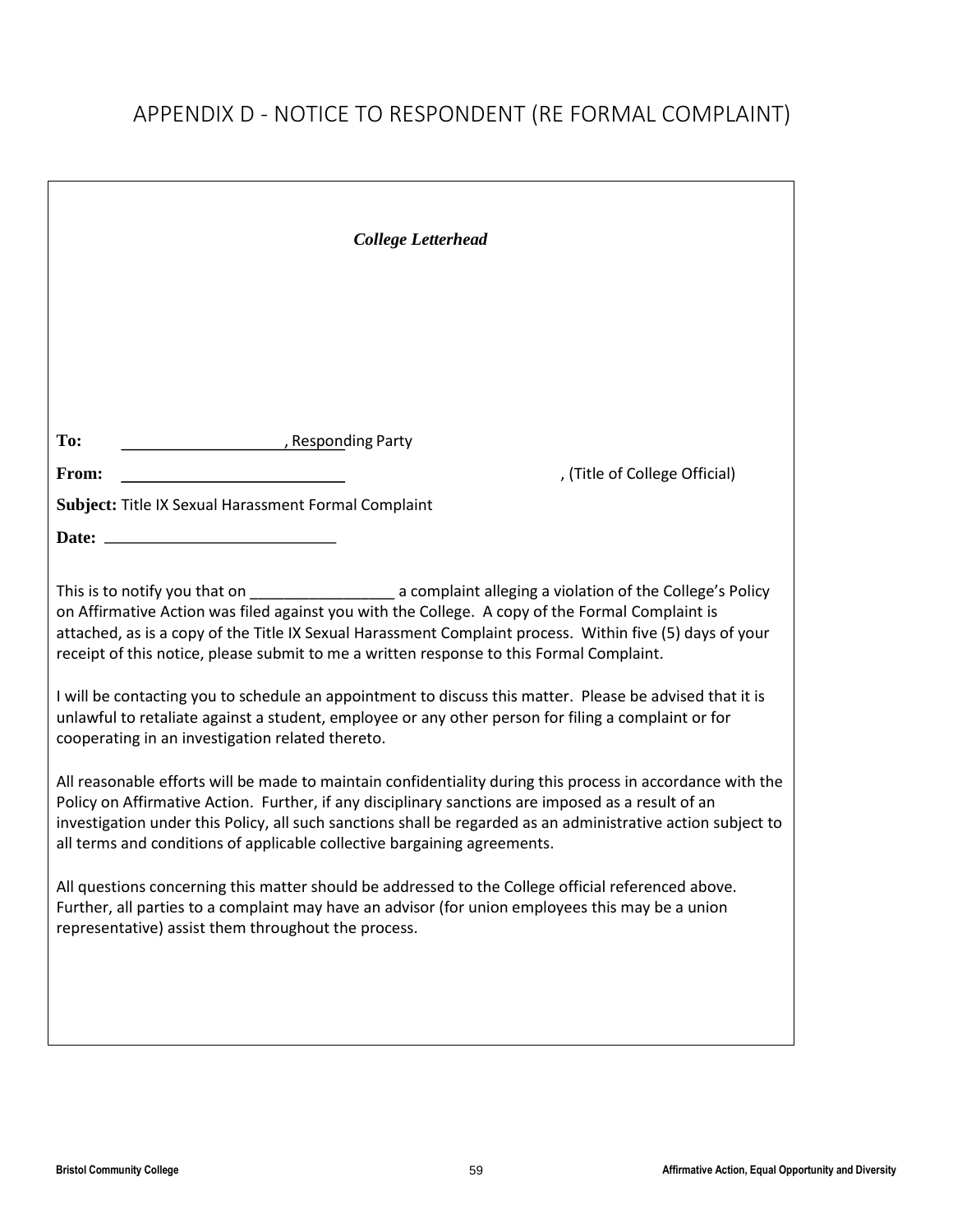# APPENDIX D - NOTICE TO RESPONDENT (RE FORMAL COMPLAINT)

***College Letterhead***

**To:** ____________________, Responding Party

**From:** ____________________________ , (Title of College Official)

**Subject:** Title IX Sexual Harassment Formal Complaint

**Date:** ____________________________

This is to notify you that on _________________ a complaint alleging a violation of the College's Policy on Affirmative Action was filed against you with the College. A copy of the Formal Complaint is attached, as is a copy of the Title IX Sexual Harassment Complaint process. Within five (5) days of your receipt of this notice, please submit to me a written response to this Formal Complaint.

I will be contacting you to schedule an appointment to discuss this matter. Please be advised that it is unlawful to retaliate against a student, employee or any other person for filing a complaint or for cooperating in an investigation related thereto.

All reasonable efforts will be made to maintain confidentiality during this process in accordance with the Policy on Affirmative Action. Further, if any disciplinary sanctions are imposed as a result of an investigation under this Policy, all such sanctions shall be regarded as an administrative action subject to all terms and conditions of applicable collective bargaining agreements.

All questions concerning this matter should be addressed to the College official referenced above. Further, all parties to a complaint may have an advisor (for union employees this may be a union representative) assist them throughout the process.